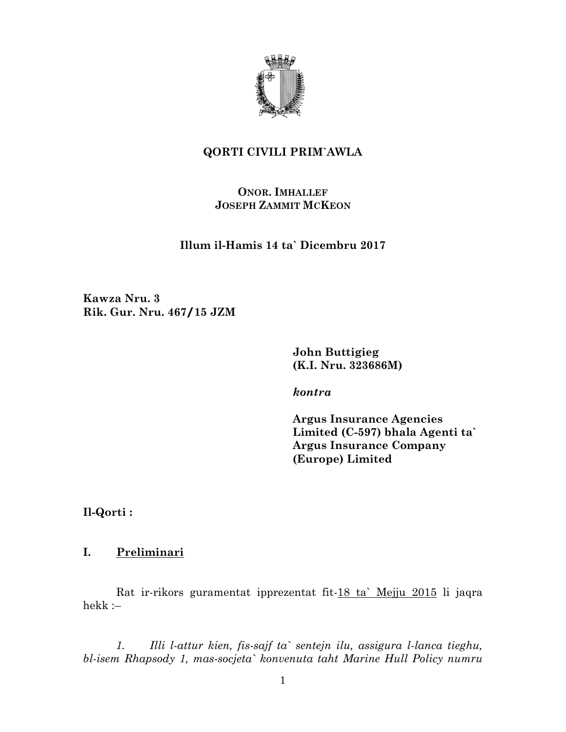**QORTI CIVILI PRIM`AWLA**

**ONOR. IMHALLEF**
**JOSEPH ZAMMIT MCKEON**

**Illum il-Hamis 14 ta` Dicembru 2017**

**Kawza Nru. 3**
**Rik. Gur. Nru. 467/15 JZM**

**John Buttigieg**
**(K.I. Nru. 323686M)**

***kontra***

**Argus Insurance Agencies Limited (C-597) bhala Agenti ta` Argus Insurance Company (Europe) Limited**

**Il-Qorti :**

## I. Preliminari

Rat ir-rikors guramentat ipprezentat fit-18 ta` Mejju 2015 li jaqra hekk :–

*1. Illi l-attur kien, fis-sajf ta` sentejn ilu, assigura l-lanca tieghu, bl-isem Rhapsody 1, mas-socjeta` konvenuta taht Marine Hull Policy numru*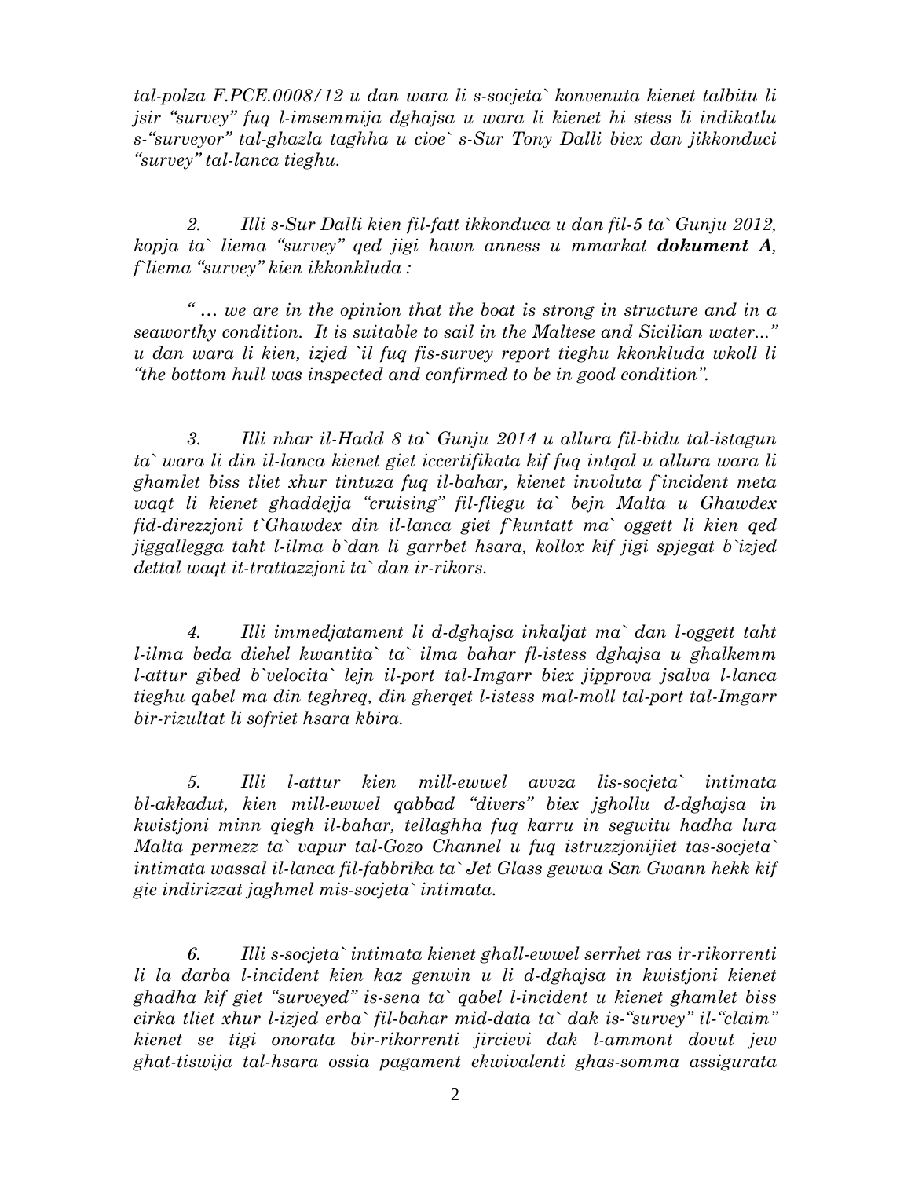*tal-polza F.PCE.0008/12 u dan wara li s-socjeta` konvenuta kienet talbitu li jsir "survey" fuq l-imsemmija dghajsa u wara li kienet hi stess li indikatlu s-"surveyor" tal-ghazla taghha u cioe` s-Sur Tony Dalli biex dan jikkonduci "survey" tal-lanca tieghu.*

*2. Illi s-Sur Dalli kien fil-fatt ikkonduca u dan fil-5 ta` Gunju 2012, kopja ta` liema "survey" qed jigi hawn anness u mmarkat **dokument A**, f`liema "survey" kien ikkonkluda :*

*" … we are in the opinion that the boat is strong in structure and in a seaworthy condition. It is suitable to sail in the Maltese and Sicilian water..." u dan wara li kien, izjed `il fuq fis-survey report tieghu kkonkluda wkoll li "the bottom hull was inspected and confirmed to be in good condition".*

*3. Illi nhar il-Hadd 8 ta` Gunju 2014 u allura fil-bidu tal-istagun ta` wara li din il-lanca kienet giet iccertifikata kif fuq intqal u allura wara li ghamlet biss tliet xhur tintuza fuq il-bahar, kienet involuta f`incident meta waqt li kienet ghaddejja "cruising" fil-fliegu ta` bejn Malta u Ghawdex fid-direzzjoni t`Ghawdex din il-lanca giet f`kuntatt ma` oggett li kien qed jiggallegga taht l-ilma b`dan li garrbet hsara, kollox kif jigi spjegat b`izjed dettal waqt it-trattazzjoni ta` dan ir-rikors.*

*4. Illi immedjatament li d-dghajsa inkaljat ma` dan l-oggett taht l-ilma beda diehel kwantita` ta` ilma bahar fl-istess dghajsa u ghalkemm l-attur gibed b`velocita` lejn il-port tal-Imgarr biex jipprova jsalva l-lanca tieghu qabel ma din teghreq, din gherqet l-istess mal-moll tal-port tal-Imgarr bir-rizultat li sofriet hsara kbira.*

*5. Illi l-attur kien mill-ewwel avvza lis-socjeta` intimata bl-akkadut, kien mill-ewwel qabbad "divers" biex jghollu d-dghajsa in kwistjoni minn qiegh il-bahar, tellaghha fuq karru in segwitu hadha lura Malta permezz ta` vapur tal-Gozo Channel u fuq istruzzjonijiet tas-socjeta` intimata wassal il-lanca fil-fabbrika ta` Jet Glass gewwa San Gwann hekk kif gie indirizzat jaghmel mis-socjeta` intimata.*

*6. Illi s-socjeta` intimata kienet ghall-ewwel serrhet ras ir-rikorrenti li la darba l-incident kien kaz genwin u li d-dghajsa in kwistjoni kienet ghadha kif giet "surveyed" is-sena ta` qabel l-incident u kienet ghamlet biss cirka tliet xhur l-izjed erba` fil-bahar mid-data ta` dak is-"survey" il-"claim" kienet se tigi onorata bir-rikorrenti jircievi dak l-ammont dovut jew ghat-tiswija tal-hsara ossia pagament ekwivalenti ghas-somma assigurata*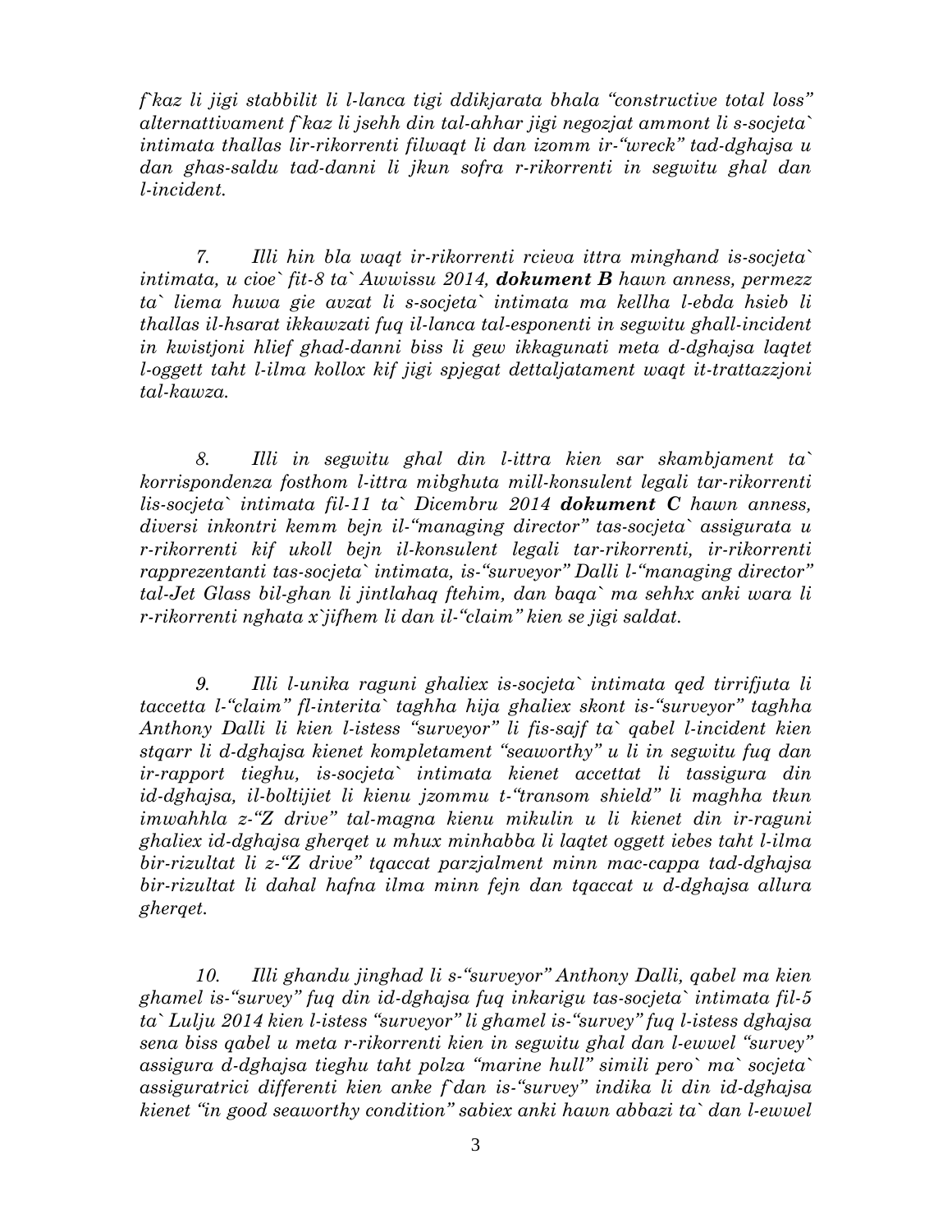*f`kaz li jigi stabbilit li l-lanca tigi ddikjarata bhala "constructive total loss" alternattivament f`kaz li jsehh din tal-ahhar jigi negozjat ammont li s-socjeta` intimata thallas lir-rikorrenti filwaqt li dan izomm ir-"wreck" tad-dghajsa u dan ghas-saldu tad-danni li jkun sofra r-rikorrenti in segwitu ghal dan l-incident.*

*7. Illi hin bla waqt ir-rikorrenti rcieva ittra minghand is-socjeta` intimata, u cioe` fit-8 ta` Awwissu 2014, **dokument B** hawn anness, permezz ta` liema huwa gie avzat li s-socjeta` intimata ma kellha l-ebda hsieb li thallas il-hsarat ikkawzati fuq il-lanca tal-esponenti in segwitu ghall-incident in kwistjoni hlief ghad-danni biss li gew ikkagunati meta d-dghajsa laqtet l-oggett taht l-ilma kollox kif jigi spjegat dettaljatament waqt it-trattazzjoni tal-kawza.*

*8. Illi in segwitu ghal din l-ittra kien sar skambjament ta` korrispondenza fosthom l-ittra mibghuta mill-konsulent legali tar-rikorrenti lis-socjeta` intimata fil-11 ta` Dicembru 2014 **dokument C** hawn anness, diversi inkontri kemm bejn il-"managing director" tas-socjeta` assigurata u r-rikorrenti kif ukoll bejn il-konsulent legali tar-rikorrenti, ir-rikorrenti rapprezentanti tas-socjeta` intimata, is-"surveyor" Dalli l-"managing director" tal-Jet Glass bil-ghan li jintlahaq ftehim, dan baqa` ma sehhx anki wara li r-rikorrenti nghata x`jifhem li dan il-"claim" kien se jigi saldat.*

*9. Illi l-unika raguni ghaliex is-socjeta` intimata qed tirrifjuta li taccetta l-"claim" fl-interita` taghha hija ghaliex skont is-"surveyor" taghha Anthony Dalli li kien l-istess "surveyor" li fis-sajf ta` qabel l-incident kien stqarr li d-dghajsa kienet kompletament "seaworthy" u li in segwitu fuq dan ir-rapport tieghu, is-socjeta` intimata kienet accettat li tassigura din id-dghajsa, il-boltijiet li kienu jzommu t-"transom shield" li maghha tkun imwahhla z-"Z drive" tal-magna kienu mikulin u li kienet din ir-raguni ghaliex id-dghajsa gherqet u mhux minhabba li laqtet oggett iebes taht l-ilma bir-rizultat li z-"Z drive" tqaccat parzjalment minn mac-cappa tad-dghajsa bir-rizultat li dahal hafna ilma minn fejn dan tqaccat u d-dghajsa allura gherqet.*

*10. Illi ghandu jinghad li s-"surveyor" Anthony Dalli, qabel ma kien ghamel is-"survey" fuq din id-dghajsa fuq inkarigu tas-socjeta` intimata fil-5 ta` Lulju 2014 kien l-istess "surveyor" li ghamel is-"survey" fuq l-istess dghajsa sena biss qabel u meta r-rikorrenti kien in segwitu ghal dan l-ewwel "survey" assigura d-dghajsa tieghu taht polza "marine hull" simili pero` ma` socjeta` assiguratrici differenti kien anke f`dan is-"survey" indika li din id-dghajsa kienet "in good seaworthy condition" sabiex anki hawn abbazi ta` dan l-ewwel*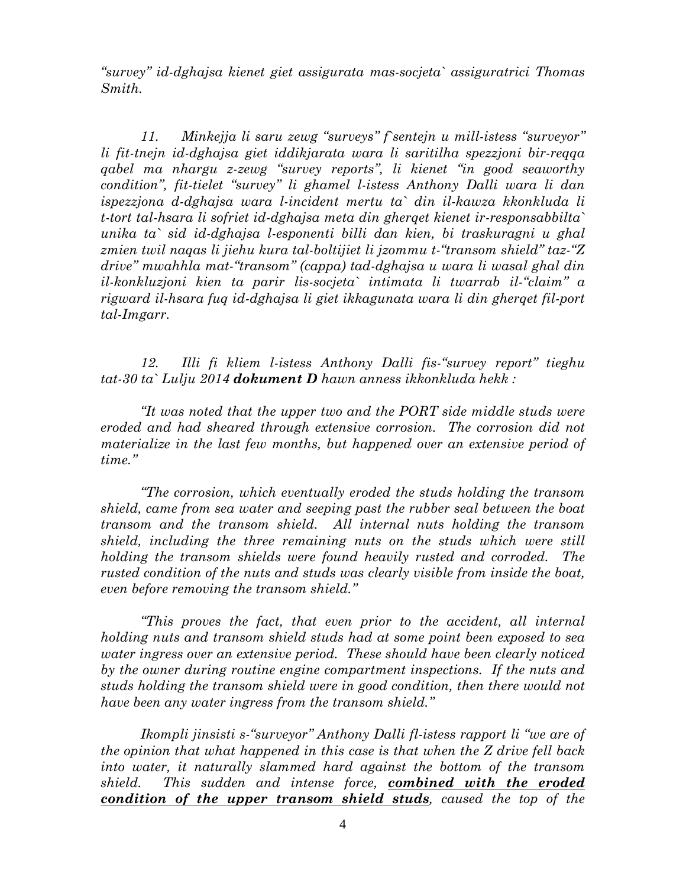*"survey" id-dghajsa kienet giet assigurata mas-socjeta` assiguratrici Thomas Smith.*

*11. Minkejja li saru zewg "surveys" f`sentejn u mill-istess "surveyor" li fit-tnejn id-dghajsa giet iddikjarata wara li saritilha spezzjoni bir-reqqa qabel ma nhargu z-zewg "survey reports", li kienet "in good seaworthy condition", fit-tielet "survey" li ghamel l-istess Anthony Dalli wara li dan ispezzjona d-dghajsa wara l-incident mertu ta` din il-kawza kkonkluda li t-tort tal-hsara li sofriet id-dghajsa meta din gherqet kienet ir-responsabbilta` unika ta` sid id-dghajsa l-esponenti billi dan kien, bi traskuragni u ghal zmien twil naqas li jiehu kura tal-boltijiet li jzommu t-"transom shield" taz-"Z drive" mwahhla mat-"transom" (cappa) tad-dghajsa u wara li wasal ghal din il-konkluzjoni kien ta parir lis-socjeta` intimata li twarrab il-"claim" a rigward il-hsara fuq id-dghajsa li giet ikkagunata wara li din gherqet fil-port tal-Imgarr.*

*12. Illi fi kliem l-istess Anthony Dalli fis-"survey report" tieghu tat-30 ta` Lulju 2014 **dokument D** hawn anness ikkonkluda hekk :*

*"It was noted that the upper two and the PORT side middle studs were eroded and had sheared through extensive corrosion. The corrosion did not materialize in the last few months, but happened over an extensive period of time."*

*"The corrosion, which eventually eroded the studs holding the transom shield, came from sea water and seeping past the rubber seal between the boat transom and the transom shield. All internal nuts holding the transom shield, including the three remaining nuts on the studs which were still holding the transom shields were found heavily rusted and corroded. The rusted condition of the nuts and studs was clearly visible from inside the boat, even before removing the transom shield."*

*"This proves the fact, that even prior to the accident, all internal holding nuts and transom shield studs had at some point been exposed to sea water ingress over an extensive period. These should have been clearly noticed by the owner during routine engine compartment inspections. If the nuts and studs holding the transom shield were in good condition, then there would not have been any water ingress from the transom shield."*

*Ikompli jinsisti s-"surveyor" Anthony Dalli fl-istess rapport li "we are of the opinion that what happened in this case is that when the Z drive fell back into water, it naturally slammed hard against the bottom of the transom shield. This sudden and intense force, **combined with the eroded condition of the upper transom shield studs**, caused the top of the*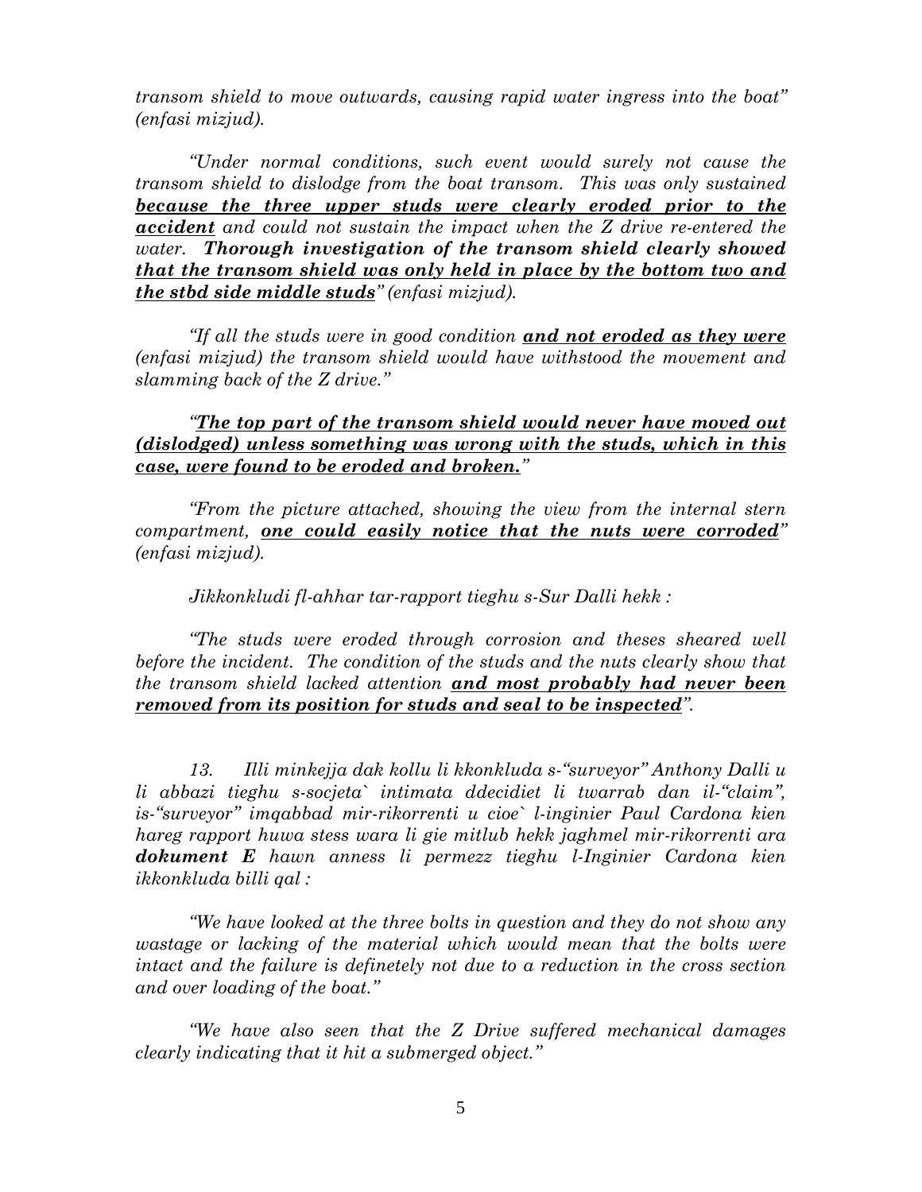*transom shield to move outwards, causing rapid water ingress into the boat" (enfasi mizjud).*

*"Under normal conditions, such event would surely not cause the transom shield to dislodge from the boat transom. This was only sustained **because the three upper studs were clearly eroded prior to the accident** and could not sustain the impact when the Z drive re-entered the water. **Thorough investigation of the transom shield clearly showed that the transom shield was only held in place by the bottom two and the stbd side middle studs**" (enfasi mizjud).*

*"If all the studs were in good condition **and not eroded as they were** (enfasi mizjud) the transom shield would have withstood the movement and slamming back of the Z drive."*

*"**The top part of the transom shield would never have moved out (dislodged) unless something was wrong with the studs, which in this case, were found to be eroded and broken.**"*

*"From the picture attached, showing the view from the internal stern compartment, **one could easily notice that the nuts were corroded**" (enfasi mizjud).*

*Jikkonkludi fl-ahhar tar-rapport tieghu s-Sur Dalli hekk :*

*"The studs were eroded through corrosion and theses sheared well before the incident. The condition of the studs and the nuts clearly show that the transom shield lacked attention **and most probably had never been removed from its position for studs and seal to be inspected**".*

*13. Illi minkejja dak kollu li kkonkluda s-"surveyor" Anthony Dalli u li abbazi tieghu s-socjeta` intimata ddecidiet li twarrab dan il-"claim", is-"surveyor" imqabbad mir-rikorrenti u cioe` l-inginier Paul Cardona kien hareg rapport huwa stess wara li gie mitlub hekk jaghmel mir-rikorrenti ara **dokument E** hawn anness li permezz tieghu l-Inginier Cardona kien ikkonkluda billi qal :*

*"We have looked at the three bolts in question and they do not show any wastage or lacking of the material which would mean that the bolts were intact and the failure is definetely not due to a reduction in the cross section and over loading of the boat."*

*"We have also seen that the Z Drive suffered mechanical damages clearly indicating that it hit a submerged object."*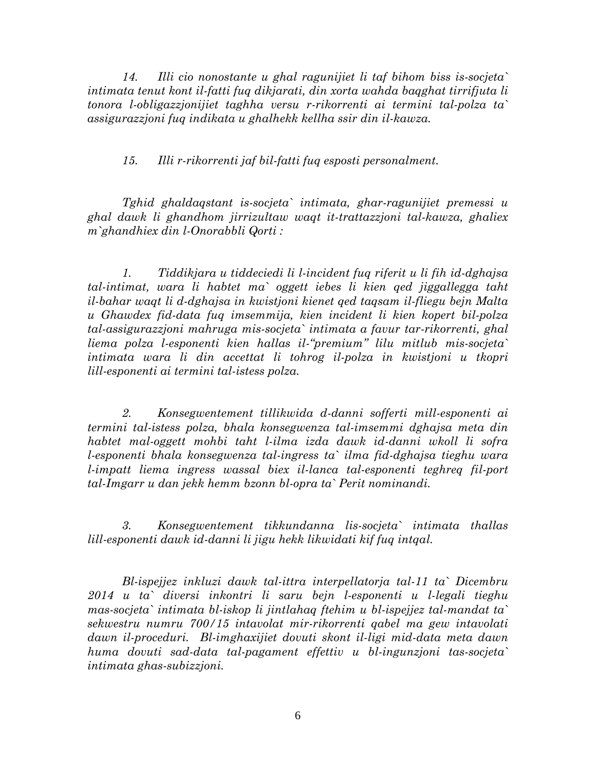*14. Illi cio nonostante u ghal ragunijiet li taf bihom biss is-socjeta` intimata tenut kont il-fatti fuq dikjarati, din xorta wahda baqghat tirrifjuta li tonora l-obligazzjonijiet taghha versu r-rikorrenti ai termini tal-polza ta` assigurazzjoni fuq indikata u ghalhekk kellha ssir din il-kawza.*

*15. Illi r-rikorrenti jaf bil-fatti fuq esposti personalment.*

*Tghid ghaldaqstant is-socjeta` intimata, ghar-ragunijiet premessi u ghal dawk li ghandhom jirrizultaw waqt it-trattazzjoni tal-kawza, ghaliex m`ghandhiex din l-Onorabbli Qorti :*

*1. Tiddikjara u tiddeciedi li l-incident fuq riferit u li fih id-dghajsa tal-intimat, wara li habtet ma` oggett iebes li kien qed jiggallegga taht il-bahar waqt li d-dghajsa in kwistjoni kienet qed taqsam il-fliegu bejn Malta u Ghawdex fid-data fuq imsemmija, kien incident li kien kopert bil-polza tal-assigurazzjoni mahruga mis-socjeta` intimata a favur tar-rikorrenti, ghal liema polza l-esponenti kien hallas il-"premium" lilu mitlub mis-socjeta` intimata wara li din accettat li tohrog il-polza in kwistjoni u tkopri lill-esponenti ai termini tal-istess polza.*

*2. Konsegwentement tillikwida d-danni sofferti mill-esponenti ai termini tal-istess polza, bhala konsegwenza tal-imsemmi dghajsa meta din habtet mal-oggett mohbi taht l-ilma izda dawk id-danni wkoll li sofra l-esponenti bhala konsegwenza tal-ingress ta` ilma fid-dghajsa tieghu wara l-impatt liema ingress wassal biex il-lanca tal-esponenti teghreq fil-port tal-Imgarr u dan jekk hemm bzonn bl-opra ta` Perit nominandi.*

*3. Konsegwentement tikkundanna lis-socjeta` intimata thallas lill-esponenti dawk id-danni li jigu hekk likwidati kif fuq intqal.*

*Bl-ispejjez inkluzi dawk tal-ittra interpellatorja tal-11 ta` Dicembru 2014 u ta` diversi inkontri li saru bejn l-esponenti u l-legali tieghu mas-socjeta` intimata bl-iskop li jintlahaq ftehim u bl-ispejjez tal-mandat ta` sekwestru numru 700/15 intavolat mir-rikorrenti qabel ma gew intavolati dawn il-proceduri. Bl-imghaxijiet dovuti skont il-ligi mid-data meta dawn huma dovuti sad-data tal-pagament effettiv u bl-ingunzjoni tas-socjeta` intimata ghas-subizzjoni.*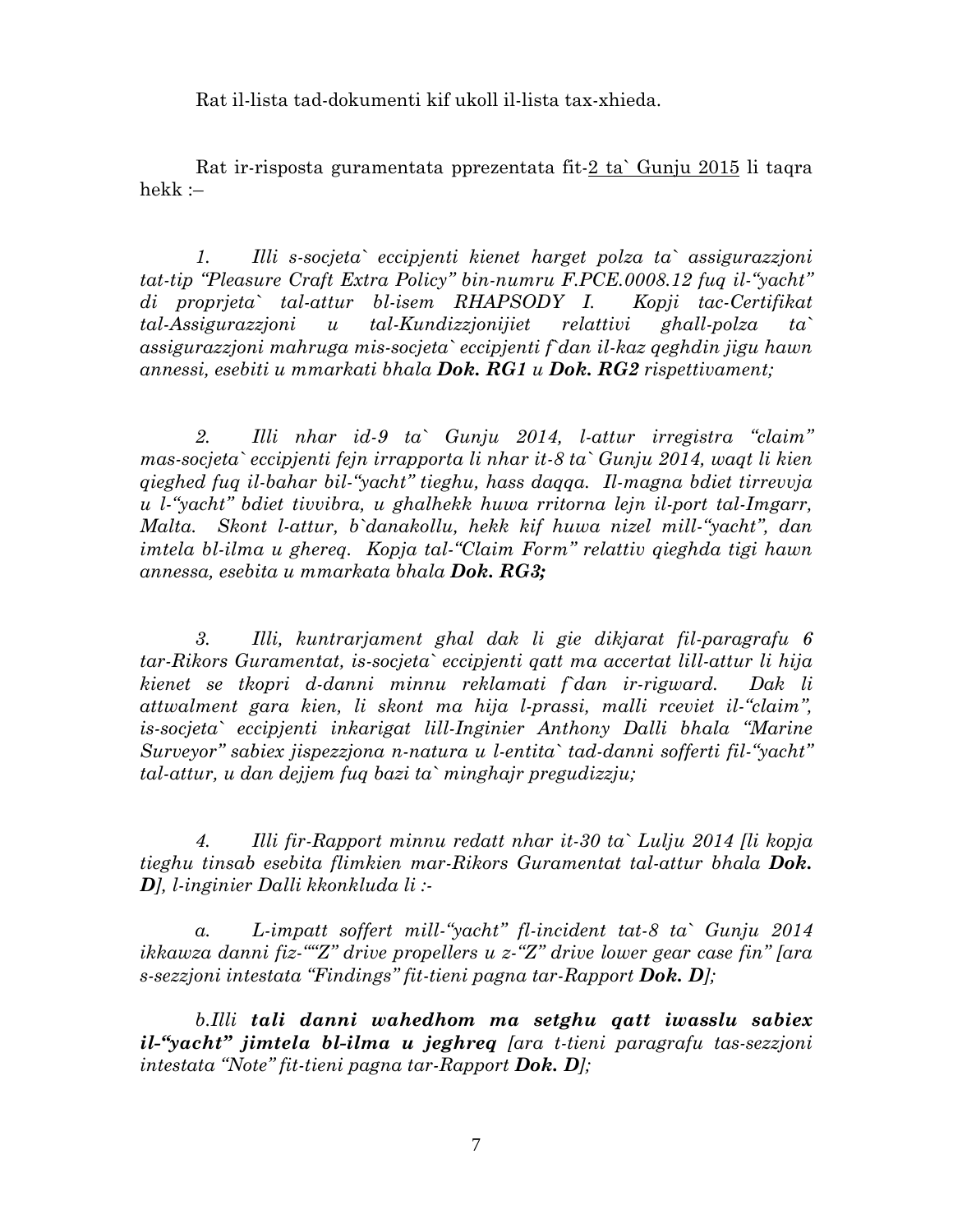Rat il-lista tad-dokumenti kif ukoll il-lista tax-xhieda.

Rat ir-risposta guramentata pprezentata fit-2 ta` Gunju 2015 li taqra hekk :–

*1. Illi s-socjeta` eccipjenti kienet harget polza ta` assigurazzjoni tat-tip "Pleasure Craft Extra Policy" bin-numru F.PCE.0008.12 fuq il-"yacht" di proprjeta` tal-attur bl-isem RHAPSODY I. Kopji tac-Certifikat tal-Assigurazzjoni u tal-Kundizzjonijiet relattivi ghall-polza ta` assigurazzjoni mahruga mis-socjeta` eccipjenti f`dan il-kaz qeghdin jigu hawn annessi, esebiti u mmarkati bhala **Dok. RG1** u **Dok. RG2** rispettivament;*

*2. Illi nhar id-9 ta` Gunju 2014, l-attur irregistra "claim" mas-socjeta` eccipjenti fejn irrapporta li nhar it-8 ta` Gunju 2014, waqt li kien qieghed fuq il-bahar bil-"yacht" tieghu, hass daqqa. Il-magna bdiet tirrevvja u l-"yacht" bdiet tivvibra, u ghalhekk huwa rritorna lejn il-port tal-Imgarr, Malta. Skont l-attur, b`danakollu, hekk kif huwa nizel mill-"yacht", dan imtela bl-ilma u ghereq. Kopja tal-"Claim Form" relattiv qieghda tigi hawn annessa, esebita u mmarkata bhala **Dok. RG3;***

*3. Illi, kuntrarjament ghal dak li gie dikjarat fil-paragrafu **6** tar-Rikors Guramentat, is-socjeta` eccipjenti qatt ma accertat lill-attur li hija kienet se tkopri d-danni minnu reklamati f`dan ir-rigward. Dak li attwalment gara kien, li skont ma hija l-prassi, malli rceviet il-"claim", is-socjeta` eccipjenti inkarigat lill-Inginier Anthony Dalli bhala "Marine Surveyor" sabiex jispezzjona n-natura u l-entita` tad-danni sofferti fil-"yacht" tal-attur, u dan dejjem fuq bazi ta` minghajr pregudizzju;*

*4. Illi fir-Rapport minnu redatt nhar it-30 ta` Lulju 2014 [li kopja tieghu tinsab esebita flimkien mar-Rikors Guramentat tal-attur bhala **Dok. D**], l-inginier Dalli kkonkluda li :-*

*a. L-impatt soffert mill-"yacht" fl-incident tat-8 ta` Gunju 2014 ikkawza danni fiz-""Z" drive propellers u z-"Z" drive lower gear case fin" [ara s-sezzjoni intestata "Findings" fit-tieni pagna tar-Rapport **Dok. D**];*

*b.Illi **tali danni wahedhom ma setghu qatt iwasslu sabiex il-"yacht" jimtela bl-ilma u jeghreq** [ara t-tieni paragrafu tas-sezzjoni intestata "Note" fit-tieni pagna tar-Rapport **Dok. D**];*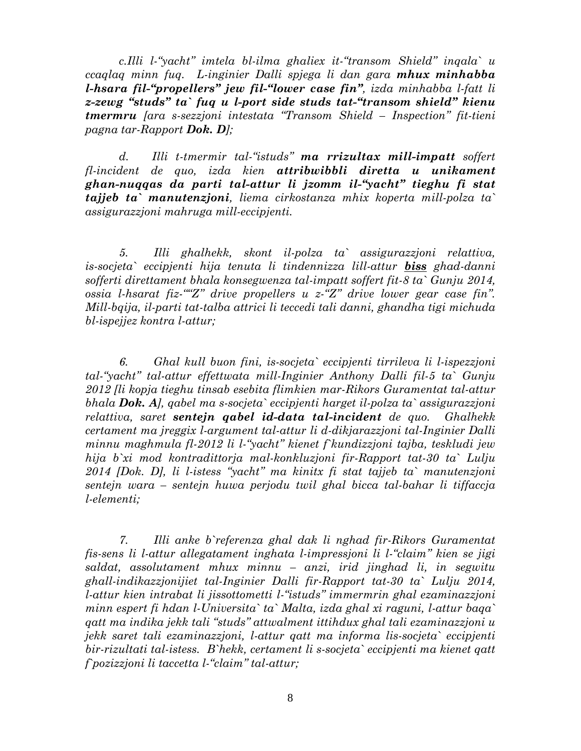*c.Illi l-"yacht" imtela bl-ilma ghaliex it-"transom Shield" inqala` u ccaqlaq minn fuq. L-inginier Dalli spjega li dan gara **mhux minhabba l-hsara fil-"propellers" jew fil-"lower case fin"**, izda minhabba l-fatt li **z-zewg "studs" ta` fuq u l-port side studs tat-"transom shield" kienu tmermru** [ara s-sezzjoni intestata "Transom Shield – Inspection" fit-tieni pagna tar-Rapport **Dok. D**];*

*d. Illi t-tmermir tal-"istuds" **ma rrizultax mill-impatt** soffert fl-incident de quo, izda kien **attribwibbli diretta u unikament ghan-nuqqas da parti tal-attur li jzomm il-"yacht" tieghu fi stat tajjeb ta` manutenzjoni**, liema cirkostanza mhix koperta mill-polza ta` assigurazzjoni mahruga mill-eccipjenti.*

*5. Illi ghalhekk, skont il-polza ta` assigurazzjoni relattiva, is-socjeta` eccipjenti hija tenuta li tindennizza lill-attur **<u>biss</u>** ghad-danni sofferti direttament bhala konsegwenza tal-impatt soffert fit-8 ta` Gunju 2014, ossia l-hsarat fiz-""Z" drive propellers u z-"Z" drive lower gear case fin". Mill-bqija, il-parti tat-talba attrici li teccedi tali danni, ghandha tigi michuda bl-ispejjez kontra l-attur;*

*6. Ghal kull buon fini, is-socjeta` eccipjenti tirrileva li l-ispezzjoni tal-"yacht" tal-attur effettwata mill-Inginier Anthony Dalli fil-5 ta` Gunju 2012 [li kopja tieghu tinsab esebita flimkien mar-Rikors Guramentat tal-attur bhala **Dok. A**], qabel ma s-socjeta` eccipjenti harget il-polza ta` assigurazzjoni relattiva, saret **sentejn qabel id-data tal-incident** de quo. Ghalhekk certament ma jreggix l-argument tal-attur li d-dikjarazzjoni tal-Inginier Dalli minnu maghmula fl-2012 li l-"yacht" kienet f`kundizzjoni tajba, teskludi jew hija b`xi mod kontradittorja mal-konkluzjoni fir-Rapport tat-30 ta` Lulju 2014 [Dok. D], li l-istess "yacht" ma kinitx fi stat tajjeb ta` manutenzjoni sentejn wara – sentejn huwa perjodu twil ghal bicca tal-bahar li tiffaccja l-elementi;*

*7. Illi anke b`referenza ghal dak li nghad fir-Rikors Guramentat fis-sens li l-attur allegatament inghata l-impressjoni li l-"claim" kien se jigi saldat, assolutament mhux minnu – anzi, irid jinghad li, in segwitu ghall-indikazzjonijiet tal-Inginier Dalli fir-Rapport tat-30 ta` Lulju 2014, l-attur kien intrabat li jissottometti l-"istuds" immermrin ghal ezaminazzjoni minn espert fi hdan l-Universita` ta` Malta, izda ghal xi raguni, l-attur baqa` qatt ma indika jekk tali "studs" attwalment ittihdux ghal tali ezaminazzjoni u jekk saret tali ezaminazzjoni, l-attur qatt ma informa lis-socjeta` eccipjenti bir-rizultati tal-istess. B`hekk, certament li s-socjeta` eccipjenti ma kienet qatt f`pozizzjoni li taccetta l-"claim" tal-attur;*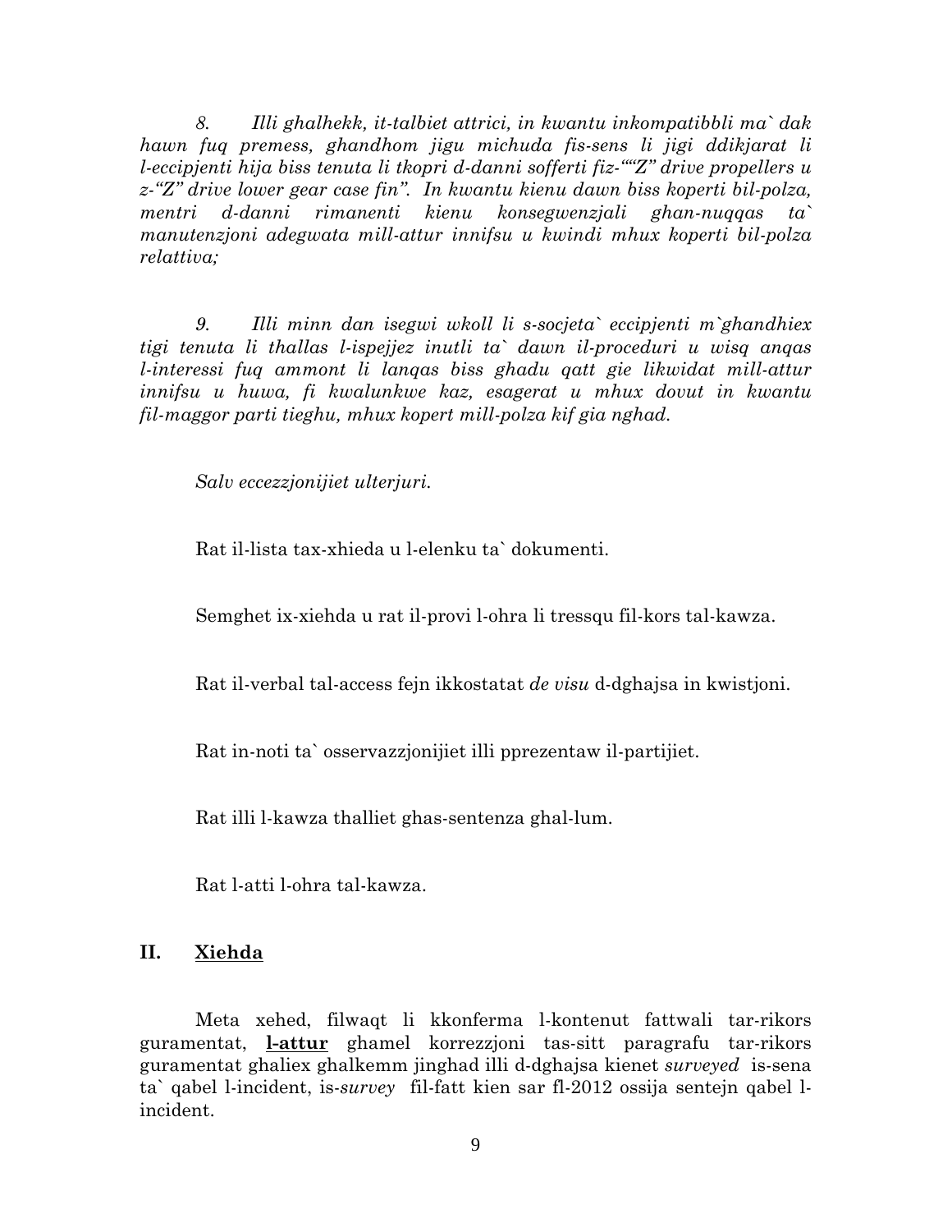*8. Illi ghalhekk, it-talbiet attrici, in kwantu inkompatibbli ma` dak hawn fuq premess, ghandhom jigu michuda fis-sens li jigi ddikjarat li l-eccipjenti hija biss tenuta li tkopri d-danni sofferti fiz-""Z" drive propellers u z-"Z" drive lower gear case fin". In kwantu kienu dawn biss koperti bil-polza, mentri d-danni rimanenti kienu konsegwenzjali ghan-nuqqas ta` manutenzjoni adegwata mill-attur innifsu u kwindi mhux koperti bil-polza relattiva;*

*9. Illi minn dan isegwi wkoll li s-socjeta` eccipjenti m`ghandhiex tigi tenuta li thallas l-ispejjez inutli ta` dawn il-proceduri u wisq anqas l-interessi fuq ammont li lanqas biss ghadu qatt gie likwidat mill-attur innifsu u huwa, fi kwalunkwe kaz, esagerat u mhux dovut in kwantu fil-maggor parti tieghu, mhux kopert mill-polza kif gia nghad.*

*Salv eccezzjonijiet ulterjuri.*

Rat il-lista tax-xhieda u l-elenku ta` dokumenti.

Semghet ix-xiehda u rat il-provi l-ohra li tressqu fil-kors tal-kawza.

Rat il-verbal tal-access fejn ikkostatat *de visu* d-dghajsa in kwistjoni.

Rat in-noti ta` osservazzjonijiet illi pprezentaw il-partijiet.

Rat illi l-kawza thalliet ghas-sentenza ghal-lum.

Rat l-atti l-ohra tal-kawza.

## II. <u>Xiehda</u>

Meta xehed, filwaqt li kkonferma l-kontenut fattwali tar-rikors guramentat, **<u>l-attur</u>** ghamel korrezzjoni tas-sitt paragrafu tar-rikors guramentat ghaliex ghalkemm jinghad illi d-dghajsa kienet *surveyed* is-sena ta` qabel l-incident, is-*survey* fil-fatt kien sar fl-2012 ossija sentejn qabel l-incident.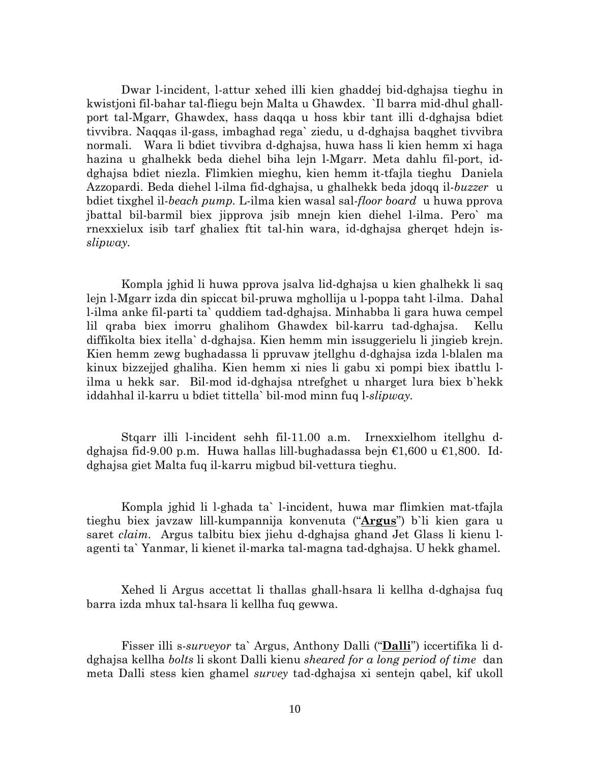Dwar l-incident, l-attur xehed illi kien ghaddej bid-dghajsa tieghu in kwistjoni fil-bahar tal-fliegu bejn Malta u Ghawdex. `Il barra mid-dhul ghall-port tal-Mgarr, Ghawdex, hass daqqa u hoss kbir tant illi d-dghajsa bdiet tivvibra. Naqqas il-gass, imbaghad rega` ziedu, u d-dghajsa baqghet tivvibra normali. Wara li bdiet tivvibra d-dghajsa, huwa hass li kien hemm xi haga hazina u ghalhekk beda diehel biha lejn l-Mgarr. Meta dahlu fil-port, id-dghajsa bdiet niezla. Flimkien mieghu, kien hemm it-tfajla tieghu Daniela Azzopardi. Beda diehel l-ilma fid-dghajsa, u ghalhekk beda jdoqq il-*buzzer* u bdiet tixghel il-*beach pump*. L-ilma kien wasal sal-*floor board* u huwa pprova jbattal bil-barmil biex jipprova jsib mnejn kien diehel l-ilma. Pero` ma rnexxielux isib tarf ghaliex ftit tal-hin wara, id-dghajsa gherqet hdejn is-*slipway*.

Kompla jghid li huwa pprova jsalva lid-dghajsa u kien ghalhekk li saq lejn l-Mgarr izda din spiccat bil-pruwa mghollija u l-poppa taht l-ilma. Dahal l-ilma anke fil-parti ta` quddiem tad-dghajsa. Minhabba li gara huwa cempel lil qraba biex imorru ghalihom Ghawdex bil-karru tad-dghajsa. Kellu diffikolta biex itella` d-dghajsa. Kien hemm min issuggerielu li jingieb krejn. Kien hemm zewg bughadassa li ppruvaw jtellghu d-dghajsa izda l-blalen ma kinux bizzejjed ghaliha. Kien hemm xi nies li gabu xi pompi biex ibattlu l-ilma u hekk sar. Bil-mod id-dghajsa ntrefghet u nharget lura biex b`hekk iddahhal il-karru u bdiet tittella` bil-mod minn fuq l-*slipway*.

Stqarr illi l-incident sehh fil-11.00 a.m. Irnexxielhom itellghu d-dghajsa fid-9.00 p.m. Huwa hallas lill-bughadassa bejn €1,600 u €1,800. Id-dghajsa giet Malta fuq il-karru migbud bil-vettura tieghu.

Kompla jghid li l-ghada ta` l-incident, huwa mar flimkien mat-tfajla tieghu biex javzaw lill-kumpannija konvenuta ("**Argus**") b`li kien gara u saret *claim*. Argus talbitu biex jiehu d-dghajsa ghand Jet Glass li kienu l-agenti ta` Yanmar, li kienet il-marka tal-magna tad-dghajsa. U hekk ghamel.

Xehed li Argus accettat li thallas ghall-hsara li kellha d-dghajsa fuq barra izda mhux tal-hsara li kellha fuq gewwa.

Fisser illi s-*surveyor* ta` Argus, Anthony Dalli ("**Dalli**") iccertifika li d-dghajsa kellha *bolts* li skont Dalli kienu *sheared for a long period of time* dan meta Dalli stess kien ghamel *survey* tad-dghajsa xi sentejn qabel, kif ukoll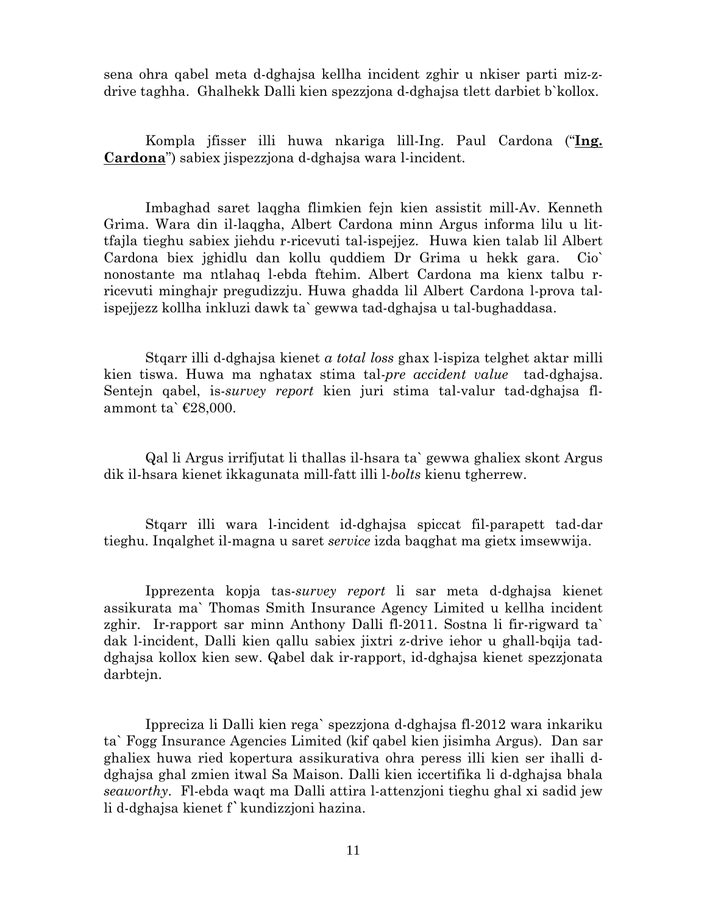sena ohra qabel meta d-dghajsa kellha incident zghir u nkiser parti miz-z-drive taghha. Ghalhekk Dalli kien spezzjona d-dghajsa tlett darbiet b`kollox.

Kompla jfisser illi huwa nkariga lill-Ing. Paul Cardona ("**Ing. Cardona**") sabiex jispezzjona d-dghajsa wara l-incident.

Imbaghad saret laqgha flimkien fejn kien assistit mill-Av. Kenneth Grima. Wara din il-laqgha, Albert Cardona minn Argus informa lilu u lit-tfajla tieghu sabiex jiehdu r-ricevuti tal-ispejjez. Huwa kien talab lil Albert Cardona biex jghidlu dan kollu quddiem Dr Grima u hekk gara. Cio` nonostante ma ntlahaq l-ebda ftehim. Albert Cardona ma kienx talbu r-ricevuti minghajr pregudizzju. Huwa ghadda lil Albert Cardona l-prova tal-ispejjezz kollha inkluzi dawk ta` gewwa tad-dghajsa u tal-bughaddasa.

Stqarr illi d-dghajsa kienet *a total loss* ghax l-ispiza telghet aktar milli kien tiswa. Huwa ma nghatax stima tal-*pre accident value* tad-dghajsa. Sentejn qabel, is-*survey report* kien juri stima tal-valur tad-dghajsa fl-ammont ta` €28,000.

Qal li Argus irrifjutat li thallas il-hsara ta` gewwa ghaliex skont Argus dik il-hsara kienet ikkagunata mill-fatt illi l-*bolts* kienu tgherrew.

Stqarr illi wara l-incident id-dghajsa spiccat fil-parapett tad-dar tieghu. Inqalghet il-magna u saret *service* izda baqghat ma gietx imsewwija.

Ipprezenta kopja tas-*survey report* li sar meta d-dghajsa kienet assikurata ma` Thomas Smith Insurance Agency Limited u kellha incident zghir. Ir-rapport sar minn Anthony Dalli fl-2011. Sostna li fir-rigward ta` dak l-incident, Dalli kien qallu sabiex jixtri z-drive iehor u ghall-bqija tad-dghajsa kollox kien sew. Qabel dak ir-rapport, id-dghajsa kienet spezzjonata darbtejn.

Ippreciza li Dalli kien rega` spezzjona d-dghajsa fl-2012 wara inkariku ta` Fogg Insurance Agencies Limited (kif qabel kien jisimha Argus). Dan sar ghaliex huwa ried kopertura assikurativa ohra peress illi kien ser ihalli d-dghajsa ghal zmien itwal Sa Maison. Dalli kien iccertifika li d-dghajsa bhala *seaworthy*. Fl-ebda waqt ma Dalli attira l-attenzjoni tieghu ghal xi sadid jew li d-dghajsa kienet f` kundizzjoni hazina.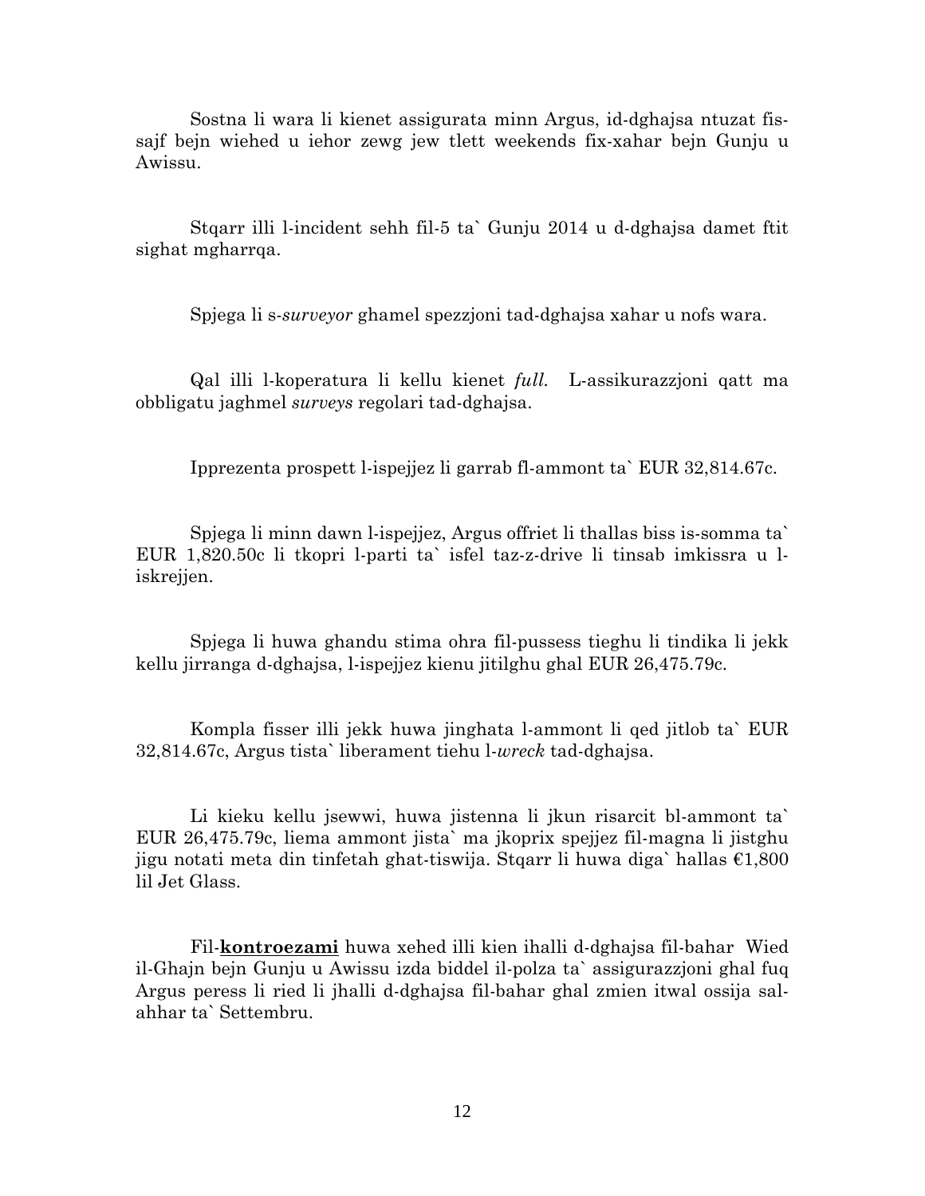Sostna li wara li kienet assigurata minn Argus, id-dghajsa ntuzat fis-sajf bejn wiehed u iehor zewg jew tlett weekends fix-xahar bejn Gunju u Awissu.

Stqarr illi l-incident sehh fil-5 ta` Gunju 2014 u d-dghajsa damet ftit sighat mgharrqa.

Spjega li s-*surveyor* ghamel spezzjoni tad-dghajsa xahar u nofs wara.

Qal illi l-koperatura li kellu kienet *full.* L-assikurazzjoni qatt ma obbligatu jaghmel *surveys* regolari tad-dghajsa.

Ipprezenta prospett l-ispejjez li garrab fl-ammont ta` EUR 32,814.67c.

Spjega li minn dawn l-ispejjez, Argus offriet li thallas biss is-somma ta` EUR 1,820.50c li tkopri l-parti ta` isfel taz-z-drive li tinsab imkissra u l-iskrejjen.

Spjega li huwa ghandu stima ohra fil-pussess tieghu li tindika li jekk kellu jirranga d-dghajsa, l-ispejjez kienu jitilghu ghal EUR 26,475.79c.

Kompla fisser illi jekk huwa jinghata l-ammont li qed jitlob ta` EUR 32,814.67c, Argus tista` liberament tiehu l-*wreck* tad-dghajsa.

Li kieku kellu jsewwi, huwa jistenna li jkun risarcit bl-ammont ta` EUR 26,475.79c, liema ammont jista` ma jkoprix spejjez fil-magna li jistghu jigu notati meta din tinfetah ghat-tiswija. Stqarr li huwa diga` hallas €1,800 lil Jet Glass.

Fil-**kontroezami** huwa xehed illi kien ihalli d-dghajsa fil-bahar Wied il-Ghajn bejn Gunju u Awissu izda biddel il-polza ta` assigurazzjoni ghal fuq Argus peress li ried li jhalli d-dghajsa fil-bahar ghal zmien itwal ossija sal-ahhar ta` Settembru.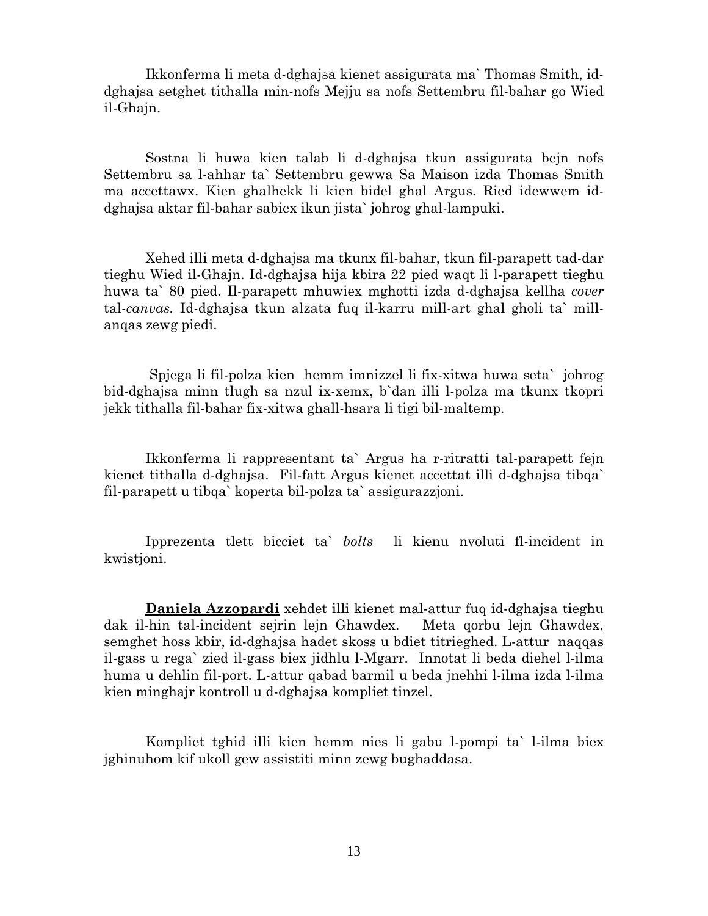Ikkonferma li meta d-dghajsa kienet assigurata ma` Thomas Smith, id-dghajsa setghet tithalla min-nofs Mejju sa nofs Settembru fil-bahar go Wied il-Ghajn.

Sostna li huwa kien talab li d-dghajsa tkun assigurata bejn nofs Settembru sa l-ahhar ta` Settembru gewwa Sa Maison izda Thomas Smith ma accettawx. Kien ghalhekk li kien bidel ghal Argus. Ried idewwem id-dghajsa aktar fil-bahar sabiex ikun jista` johrog ghal-lampuki.

Xehed illi meta d-dghajsa ma tkunx fil-bahar, tkun fil-parapett tad-dar tieghu Wied il-Ghajn. Id-dghajsa hija kbira 22 pied waqt li l-parapett tieghu huwa ta` 80 pied. Il-parapett mhuwiex mghotti izda d-dghajsa kellha *cover* tal-*canvas.* Id-dghajsa tkun alzata fuq il-karru mill-art ghal gholi ta` mill-anqas zewg piedi.

Spjega li fil-polza kien hemm imnizzel li fix-xitwa huwa seta` johrog bid-dghajsa minn tlugh sa nzul ix-xemx, b`dan illi l-polza ma tkunx tkopri jekk tithalla fil-bahar fix-xitwa ghall-hsara li tigi bil-maltemp.

Ikkonferma li rappresentant ta` Argus ha r-ritratti tal-parapett fejn kienet tithalla d-dghajsa. Fil-fatt Argus kienet accettat illi d-dghajsa tibqa` fil-parapett u tibqa` koperta bil-polza ta` assigurazzjoni.

Ipprezenta tlett bicciet ta` *bolts* li kienu nvoluti fl-incident in kwistjoni.

**<u>Daniela Azzopardi</u>** xehdet illi kienet mal-attur fuq id-dghajsa tieghu dak il-hin tal-incident sejrin lejn Ghawdex. Meta qorbu lejn Ghawdex, semghet hoss kbir, id-dghajsa hadet skoss u bdiet titriegħed. L-attur naqqas il-gass u rega` zied il-gass biex jidhlu l-Mgarr. Innotat li beda diehel l-ilma huma u dehlin fil-port. L-attur qabad barmil u beda jnehhi l-ilma izda l-ilma kien minghajr kontroll u d-dghajsa kompliet tinzel.

Kompliet tghid illi kien hemm nies li gabu l-pompi ta` l-ilma biex jghinuhom kif ukoll gew assistiti minn zewg bughaddasa.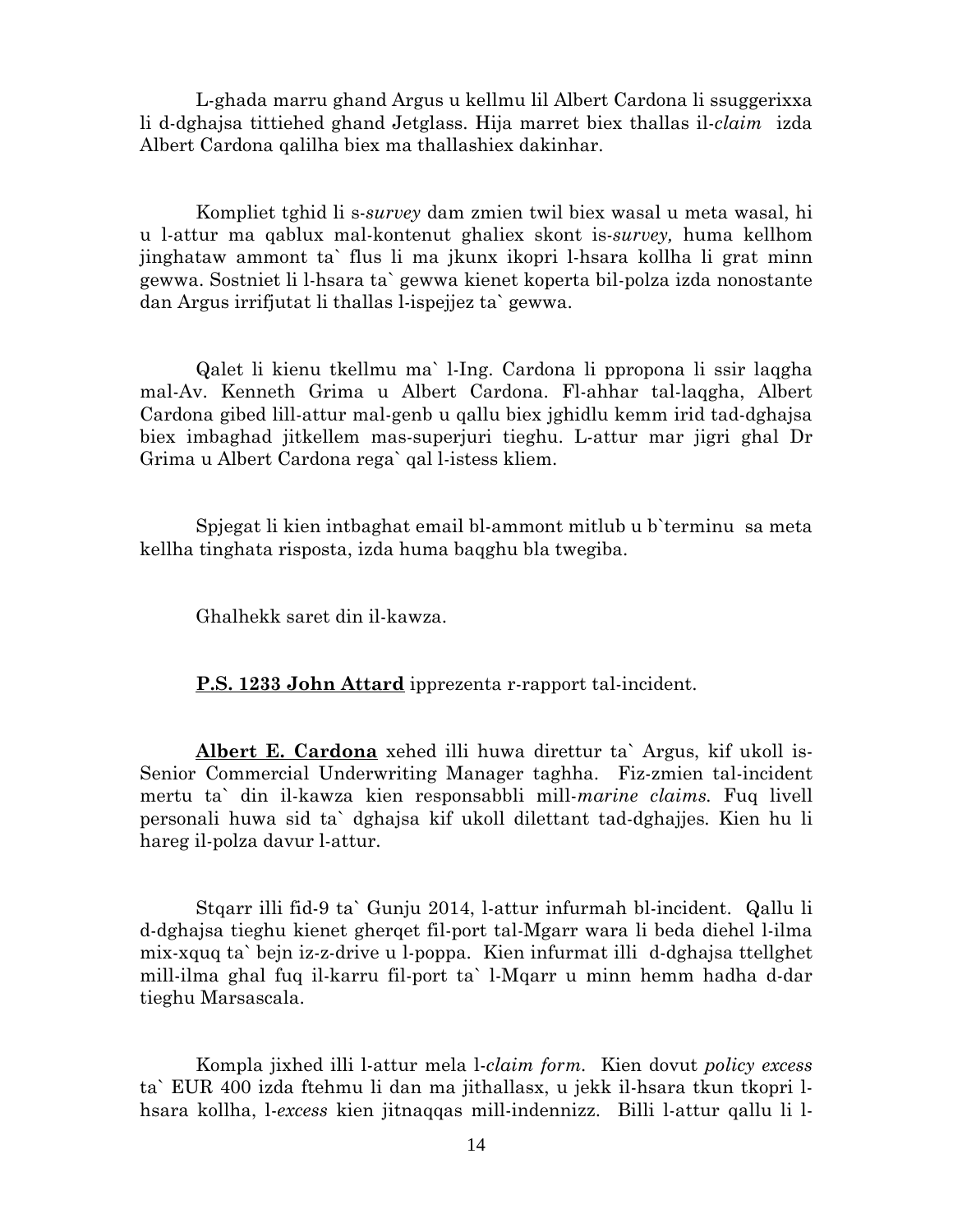L-ghada marru ghand Argus u kellmu lil Albert Cardona li ssuggerixxa li d-dghajsa tittiehed ghand Jetglass. Hija marret biex thallas il-*claim* izda Albert Cardona qalilha biex ma thallashiex dakinhar.

Kompliet tghid li s-*survey* dam zmien twil biex wasal u meta wasal, hi u l-attur ma qablux mal-kontenut ghaliex skont is-*survey,* huma kellhom jinghataw ammont ta` flus li ma jkunx ikopri l-hsara kollha li grat minn gewwa. Sostniet li l-hsara ta` gewwa kienet koperta bil-polza izda nonostante dan Argus irrifjutat li thallas l-ispejjez ta` gewwa.

Qalet li kienu tkellmu ma` l-Ing. Cardona li ppropona li ssir laqgha mal-Av. Kenneth Grima u Albert Cardona. Fl-ahhar tal-laqgha, Albert Cardona gibed lill-attur mal-genb u qallu biex jghidlu kemm irid tad-dghajsa biex imbaghad jitkellem mas-superjuri tieghu. L-attur mar jigri ghal Dr Grima u Albert Cardona rega` qal l-istess kliem.

Spjegat li kien intbaghat email bl-ammont mitlub u b`terminu sa meta kellha tinghata risposta, izda huma baqghu bla twegiba.

Ghalhekk saret din il-kawza.

**P.S. 1233 John Attard** ipprezenta r-rapport tal-incident.

**Albert E. Cardona** xehed illi huwa direttur ta` Argus, kif ukoll is-Senior Commercial Underwriting Manager taghha. Fiz-zmien tal-incident mertu ta` din il-kawza kien responsabbli mill-*marine claims.* Fuq livell personali huwa sid ta` dghajsa kif ukoll dilettant tad-dghajjes. Kien hu li hareg il-polza davur l-attur.

Stqarr illi fid-9 ta` Gunju 2014, l-attur infurmah bl-incident. Qallu li d-dghajsa tieghu kienet gherqet fil-port tal-Mgarr wara li beda diehel l-ilma mix-xquq ta` bejn iz-z-drive u l-poppa. Kien infurmat illi d-dghajsa ttellghet mill-ilma ghal fuq il-karru fil-port ta` l-Mqarr u minn hemm hadha d-dar tieghu Marsascala.

Kompla jixhed illi l-attur mela l-*claim form.* Kien dovut *policy excess* ta` EUR 400 izda ftehmu li dan ma jithallasx, u jekk il-hsara tkun tkopri l-hsara kollha, l-*excess* kien jitnaqqas mill-indennizz. Billi l-attur qallu li l-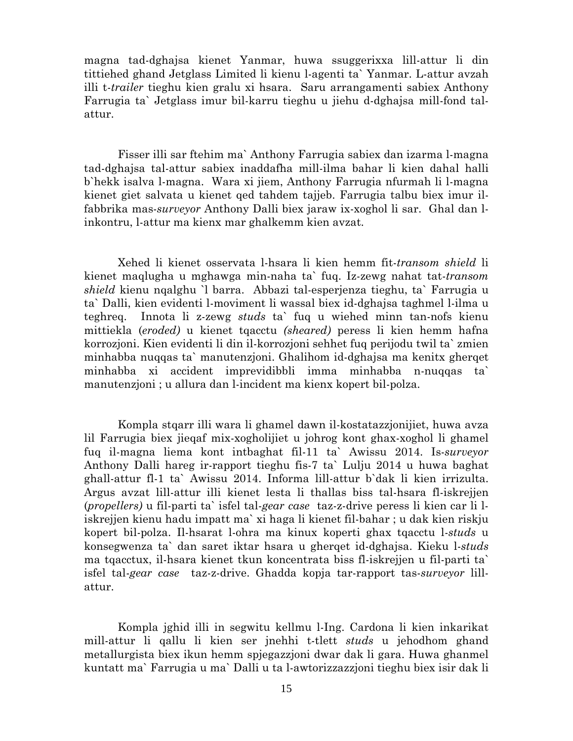magna tad-dghajsa kienet Yanmar, huwa ssuggerixxa lill-attur li din tittiehed ghand Jetglass Limited li kienu l-agenti ta` Yanmar. L-attur avzah illi t-*trailer* tieghu kien gralu xi hsara. Saru arrangamenti sabiex Anthony Farrugia ta` Jetglass imur bil-karru tieghu u jiehu d-dghajsa mill-fond tal-attur.

Fisser illi sar ftehim ma` Anthony Farrugia sabiex dan izarma l-magna tad-dghajsa tal-attur sabiex inaddafha mill-ilma bahar li kien dahal halli b`hekk isalva l-magna. Wara xi jiem, Anthony Farrugia nfurmah li l-magna kienet giet salvata u kienet qed tahdem tajjeb. Farrugia talbu biex imur il-fabbrika mas-*surveyor* Anthony Dalli biex jaraw ix-xoghol li sar. Ghal dan l-inkontru, l-attur ma kienx mar ghalkemm kien avzat.

Xehed li kienet osservata l-hsara li kien hemm fit-*transom shield* li kienet maqlugha u mghawga min-naha ta` fuq. Iz-zewg nahat tat-*transom shield* kienu nqalghu `l barra. Abbazi tal-esperjenza tieghu, ta` Farrugia u ta` Dalli, kien evidenti l-moviment li wassal biex id-dghajsa taghmel l-ilma u teghreq. Innota li z-zewg *studs* ta` fuq u wiehed minn tan-nofs kienu mittiekla (*eroded)* u kienet tqacctu *(sheared)* peress li kien hemm hafna korrozjoni. Kien evidenti li din il-korrozjoni sehhet fuq perijodu twil ta` zmien minhabba nuqqas ta` manutenzjoni. Ghalihom id-dghajsa ma kenitx gherqet minhabba xi accident imprevidibbli imma minhabba n-nuqqas ta` manutenzjoni ; u allura dan l-incident ma kienx kopert bil-polza.

Kompla stqarr illi wara li ghamel dawn il-kostatazzjonijiet, huwa avza lil Farrugia biex jieqaf mix-xogholijiet u johrog kont ghax-xoghol li ghamel fuq il-magna liema kont intbaghat fil-11 ta` Awissu 2014. Is-*surveyor* Anthony Dalli hareg ir-rapport tieghu fis-7 ta` Lulju 2014 u huwa baghat ghall-attur fl-1 ta` Awissu 2014. Informa lill-attur b`dak li kien irrizulta. Argus avzat lill-attur illi kienet lesta li thallas biss tal-hsara fl-iskrejjen (*propellers)* u fil-parti ta` isfel tal-*gear case* taz-z-drive peress li kien car li l-iskrejjen kienu hadu impatt ma` xi haga li kienet fil-bahar ; u dak kien riskju kopert bil-polza. Il-hsarat l-ohra ma kinux koperti ghax tqacctu l-*studs* u konsegwenza ta` dan saret iktar hsara u gherqet id-dghajsa. Kieku l-*studs* ma tqacctux, il-hsara kienet tkun koncentrata biss fl-iskrejjen u fil-parti ta` isfel tal-*gear case* taz-z-drive. Ghadda kopja tar-rapport tas-*surveyor* lill-attur.

Kompla jghid illi in segwitu kellmu l-Ing. Cardona li kien inkarikat mill-attur li qallu li kien ser jnehhi t-tlett *studs* u jehodhom ghand metallurgista biex ikun hemm spjegazzjoni dwar dak li gara. Huwa ghanmel kuntatt ma` Farrugia u ma` Dalli u ta l-awtorizzazzjoni tieghu biex isir dak li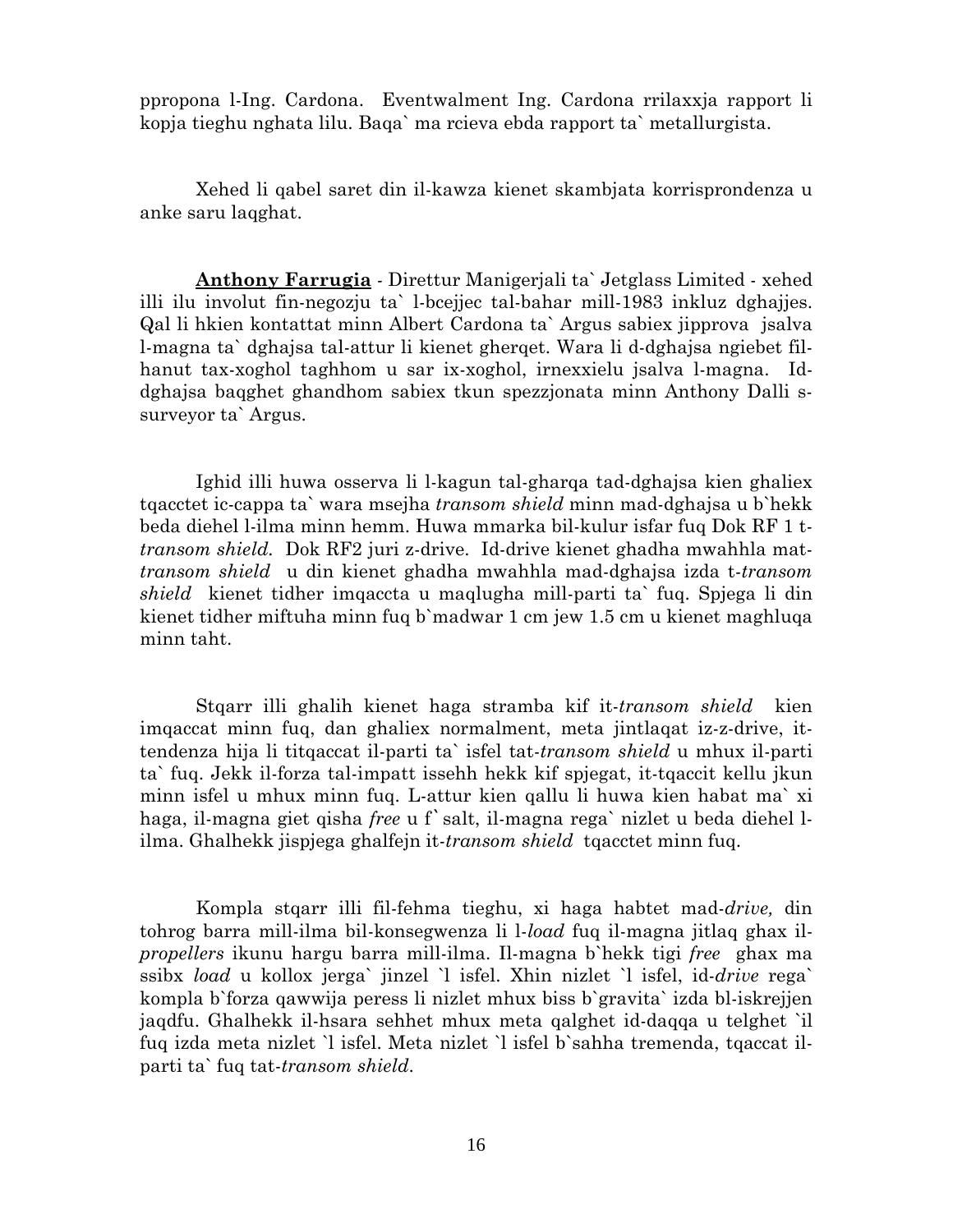ppropona l-Ing. Cardona. Eventwalment Ing. Cardona rrilaxxja rapport li kopja tieghu nghata lilu. Baqa` ma rcieva ebda rapport ta` metallurgista.

Xehed li qabel saret din il-kawza kienet skambjata korrisprondenza u anke saru laqghat.

**Anthony Farrugia** - Direttur Manigerjali ta` Jetglass Limited - xehed illi ilu involut fin-negozju ta` l-bcejjec tal-bahar mill-1983 inkluz dghajjes. Qal li hkien kontattat minn Albert Cardona ta` Argus sabiex jipprova jsalva l-magna ta` dghajsa tal-attur li kienet gherqet. Wara li d-dghajsa ngiebet fil-hanut tax-xoghol taghhom u sar ix-xoghol, irnexxielu jsalva l-magna. Id-dghajsa baqghet ghandhom sabiex tkun spezzjonata minn Anthony Dalli s-surveyor ta` Argus.

Ighid illi huwa osserva li l-kagun tal-gharqa tad-dghajsa kien ghaliex tqacctet ic-cappa ta` wara msejha *transom shield* minn mad-dghajsa u b`hekk beda diehel l-ilma minn hemm. Huwa mmarka bil-kulur isfar fuq Dok RF 1 t-*transom shield*. Dok RF2 juri z-drive. Id-drive kienet ghadha mwahhla mat-*transom shield* u din kienet ghadha mwahhla mad-dghajsa izda t-*transom shield* kienet tidher imqaccta u maqlugha mill-parti ta` fuq. Spjega li din kienet tidher miftuha minn fuq b`madwar 1 cm jew 1.5 cm u kienet maghluqa minn taht.

Stqarr illi ghalih kienet haga stramba kif it-*transom shield* kien imqaccat minn fuq, dan ghaliex normalment, meta jintlaqat iz-z-drive, it-tendenza hija li titqaccat il-parti ta` isfel tat-*transom shield* u mhux il-parti ta` fuq. Jekk il-forza tal-impatt issehh hekk kif spjegat, it-tqaccit kellu jkun minn isfel u mhux minn fuq. L-attur kien qallu li huwa kien habat ma` xi haga, il-magna giet qisha *free* u f` salt, il-magna rega` nizlet u beda diehel l-ilma. Ghalhekk jispjega ghalfejn it-*transom shield* tqacctet minn fuq.

Kompla stqarr illi fil-fehma tieghu, xi haga habtet mad-*drive,* din tohrog barra mill-ilma bil-konsegwenza li l-*load* fuq il-magna jitlaq ghax il-*propellers* ikunu hargu barra mill-ilma. Il-magna b`hekk tigi *free* ghax ma ssibx *load* u kollox jerga` jinzel `l isfel. Xhin nizlet `l isfel, id-*drive* rega` kompla b`forza qawwija peress li nizlet mhux biss b`gravita` izda bl-iskrejjen jaqdfu. Ghalhekk il-hsara sehhet mhux meta qalghet id-daqqa u telghet `il fuq izda meta nizlet `l isfel. Meta nizlet `l isfel b`sahha tremenda, tqaccat il-parti ta` fuq tat-*transom shield*.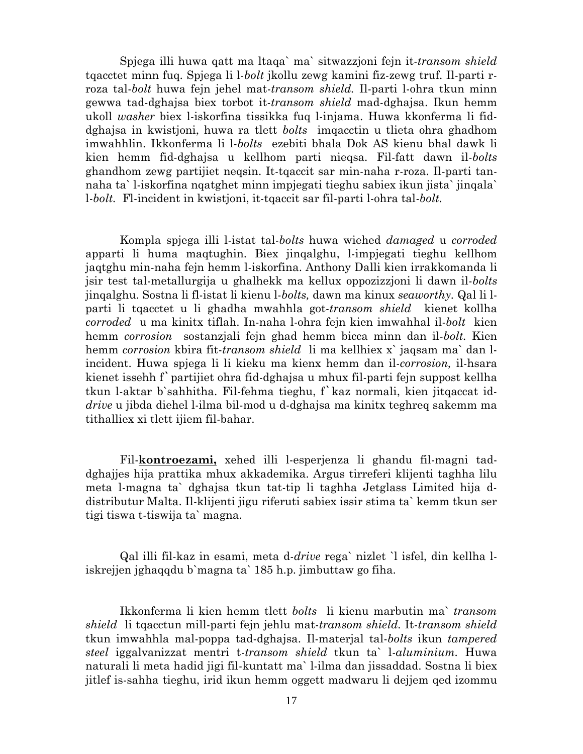Spjega illi huwa qatt ma ltaqa` ma` sitwazzjoni fejn it-*transom shield* tqacctet minn fuq. Spjega li l-*bolt* jkollu zewg kamini fiz-zewg truf. Il-parti r-roza tal-*bolt* huwa fejn jehel mat-*transom shield.* Il-parti l-ohra tkun minn gewwa tad-dghajsa biex torbot it-*transom shield* mad-dghajsa. Ikun hemm ukoll *washer* biex l-iskorfina tissikka fuq l-injama. Huwa kkonferma li fid-dghajsa in kwistjoni, huwa ra tlett *bolts* imqacctin u tlieta ohra ghadhom imwahhlin. Ikkonferma li l-*bolts* ezebiti bhala Dok AS kienu bhal dawk li kien hemm fid-dghajsa u kellhom parti nieqsa. Fil-fatt dawn il-*bolts* ghandhom zewg partijiet neqsin. It-tqaccit sar min-naha r-roza. Il-parti tan-naha ta` l-iskorfina nqatghet minn impjegati tieghu sabiex ikun jista` jinqala` l-*bolt.* Fl-incident in kwistjoni, it-tqaccit sar fil-parti l-ohra tal-*bolt.*

Kompla spjega illi l-istat tal-*bolts* huwa wiehed *damaged* u *corroded* apparti li huma maqtughin. Biex jinqalghu, l-impjegati tieghu kellhom jaqtghu min-naha fejn hemm l-iskorfina. Anthony Dalli kien irrakkomanda li jsir test tal-metallurgija u ghalhekk ma kellux oppozizzjoni li dawn il-*bolts* jinqalghu. Sostna li fl-istat li kienu l-*bolts,* dawn ma kinux *seaworthy.* Qal li l-parti li tqacctet u li ghadha mwahhla got-*transom shield* kienet kollha *corroded* u ma kinitx tiflah. In-naha l-ohra fejn kien imwahhal il-*bolt* kien hemm *corrosion* sostanzjali fejn ghad hemm bicca minn dan il-*bolt.* Kien hemm *corrosion* kbira fit-*transom shield* li ma kellhiex x` jaqsam ma` dan l-incident. Huwa spjega li li kieku ma kienx hemm dan il-*corrosion,* il-hsara kienet issehh f` partijiet ohra fid-dghajsa u mhux fil-parti fejn suppost kellha tkun l-aktar b`sahhitha. Fil-fehma tieghu, f` kaz normali, kien jitqaccat id-*drive* u jibda diehel l-ilma bil-mod u d-dghajsa ma kinitx teghreq sakemm ma tithalliex xi tlett ijiem fil-bahar.

Fil-**kontroezami,** xehed illi l-esperjenza li ghandu fil-magni tad-dghajjes hija prattika mhux akkademika. Argus tirreferi klijenti taghha lilu meta l-magna ta` dghajsa tkun tat-tip li taghha Jetglass Limited hija d-distributur Malta. Il-klijenti jigu riferuti sabiex issir stima ta` kemm tkun ser tigi tiswa t-tiswija ta` magna.

Qal illi fil-kaz in esami, meta d-*drive* rega` nizlet `l isfel, din kellha l-iskrejjen jghaqqdu b`magna ta` 185 h.p. jimbuttaw go fiha.

Ikkonferma li kien hemm tlett *bolts* li kienu marbutin ma` *transom shield* li tqacctun mill-parti fejn jehlu mat-*transom shield.* It-*transom shield* tkun imwahhla mal-poppa tad-dghajsa. Il-materjal tal-*bolts* ikun *tampered steel* iggalvanizzat mentri t-*transom shield* tkun ta` l-*aluminium.* Huwa naturali li meta hadid jigi fil-kuntatt ma` l-ilma dan jissaddad. Sostna li biex jitlef is-sahha tieghu, irid ikun hemm oggett madwaru li dejjem qed izommu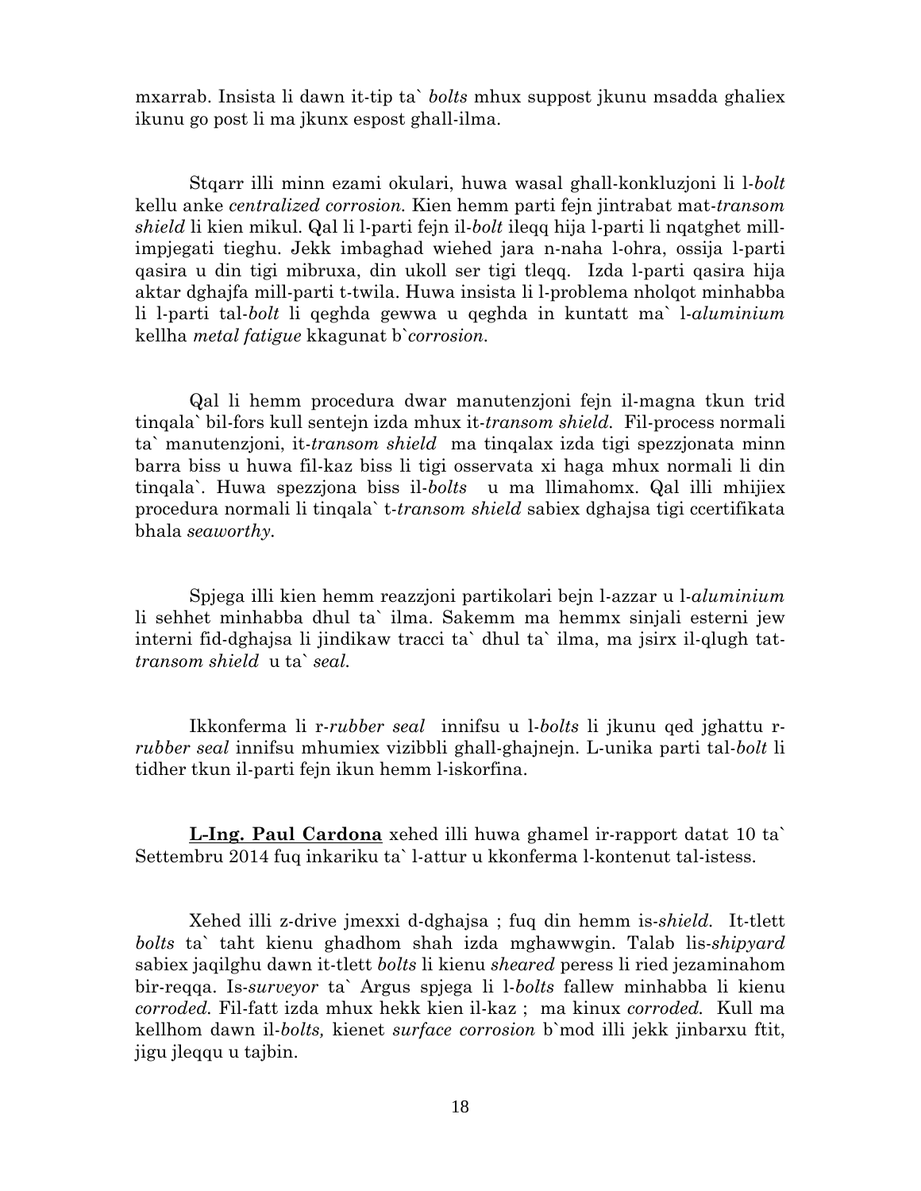mxarrab. Insista li dawn it-tip ta` *bolts* mhux suppost jkunu msadda ghaliex ikunu go post li ma jkunx espost ghall-ilma.

Stqarr illi minn ezami okulari, huwa wasal ghall-konkluzjoni li l-*bolt* kellu anke *centralized corrosion.* Kien hemm parti fejn jintrabat mat-*transom shield* li kien mikul. Qal li l-parti fejn il-*bolt* ileqq hija l-parti li nqatghet mill-impjegati tieghu. Jekk imbaghad wiehed jara n-naha l-ohra, ossija l-parti qasira u din tigi mibruxa, din ukoll ser tigi tleqq. Izda l-parti qasira hija aktar dghajfa mill-parti t-twila. Huwa insista li l-problema nholqot minhabba li l-parti tal-*bolt* li qeghda gewwa u qeghda in kuntatt ma` l-*aluminium* kellha *metal fatigue* kkagunat b`*corrosion.*

Qal li hemm procedura dwar manutenzjoni fejn il-magna tkun trid tinqala` bil-fors kull sentejn izda mhux it-*transom shield.* Fil-process normali ta` manutenzjoni, it-*transom shield* ma tinqalax izda tigi spezzjonata minn barra biss u huwa fil-kaz biss li tigi osservata xi haga mhux normali li din tinqala`. Huwa spezzjona biss il-*bolts* u ma llimahomx. Qal illi mhijiex procedura normali li tinqala` t-*transom shield* sabiex dghajsa tigi ccertifikata bhala *seaworthy.*

Spjega illi kien hemm reazzjoni partikolari bejn l-azzar u l-*aluminium* li sehhet minhabba dhul ta` ilma. Sakemm ma hemmx sinjali esterni jew interni fid-dghajsa li jindikaw tracci ta` dhul ta` ilma, ma jsirx il-qlugh tat-*transom shield* u ta` *seal.*

Ikkonferma li r-*rubber seal* innifsu u l-*bolts* li jkunu qed jghattu r-*rubber seal* innifsu mhumiex vizibbli ghall-ghajnejn. L-unika parti tal-*bolt* li tidher tkun il-parti fejn ikun hemm l-iskorfina.

**L-Ing. Paul Cardona** xehed illi huwa ghamel ir-rapport datat 10 ta` Settembru 2014 fuq inkariku ta` l-attur u kkonferma l-kontenut tal-istess.

Xehed illi z-drive jmexxi d-dghajsa ; fuq din hemm is-*shield.* It-tlett *bolts* ta` taht kienu ghadhom shah izda mghawwgin. Talab lis-*shipyard* sabiex jaqilghu dawn it-tlett *bolts* li kienu *sheared* peress li ried jezaminahom bir-reqqa. Is-*surveyor* ta` Argus spjega li l-*bolts* fallew minhabba li kienu *corroded.* Fil-fatt izda mhux hekk kien il-kaz ; ma kinux *corroded.* Kull ma kellhom dawn il-*bolts,* kienet *surface corrosion* b`mod illi jekk jinbarxu ftit, jigu jleqqu u tajbin.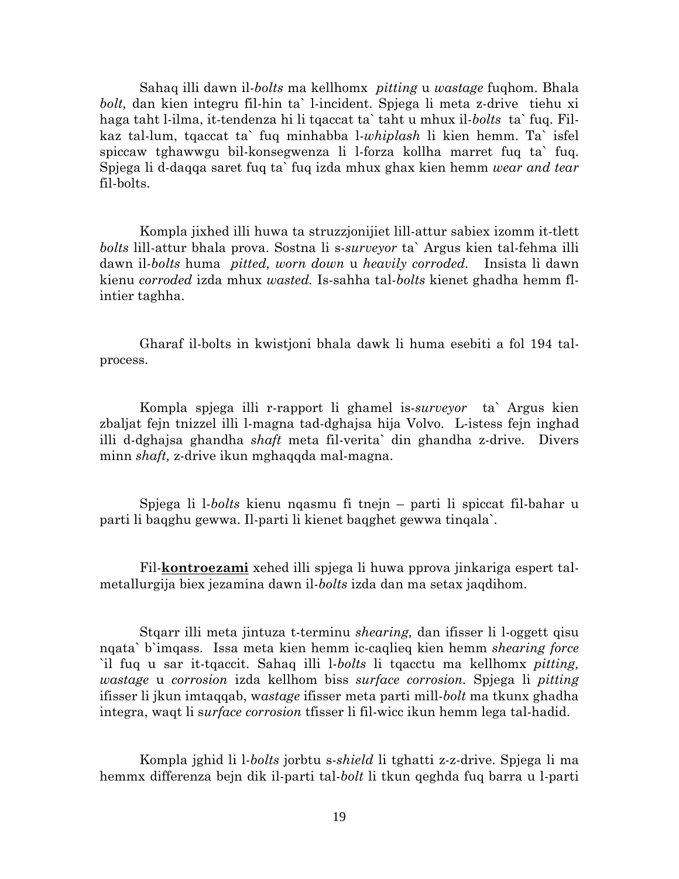Sahaq illi dawn il-*bolts* ma kellhomx *pitting* u *wastage* fuqhom. Bhala *bolt,* dan kien integru fil-hin ta` l-incident. Spjega li meta z-drive tiehu xi haga taht l-ilma, it-tendenza hi li tqaccat ta` taht u mhux il-*bolts* ta` fuq. Fil-kaz tal-lum, tqaccat ta` fuq minhabba l-*whiplash* li kien hemm. Ta` isfel spiccaw tghawwgu bil-konsegwenza li l-forza kollha marret fuq ta` fuq. Spjega li d-daqqa saret fuq ta` fuq izda mhux ghax kien hemm *wear and tear* fil-bolts.

Kompla jixhed illi huwa ta struzzjonijiet lill-attur sabiex izomm it-tlett *bolts* lill-attur bhala prova. Sostna li s-*surveyor* ta` Argus kien tal-fehma illi dawn il-*bolts* huma *pitted, worn down* u *heavily corroded.* Insista li dawn kienu *corroded* izda mhux *wasted.* Is-sahha tal-*bolts* kienet ghadha hemm fl-intier taghha.

Gharaf il-bolts in kwistjoni bhala dawk li huma esebiti a fol 194 tal-process.

Kompla spjega illi r-rapport li ghamel is-*surveyor* ta` Argus kien zbaljat fejn tnizzel illi l-magna tad-dghajsa hija Volvo. L-istess fejn inghad illi d-dghajsa ghandha *shaft* meta fil-verita` din ghandha z-drive. Divers minn *shaft,* z-drive ikun mghaqqda mal-magna.

Spjega li l-*bolts* kienu nqasmu fi tnejn – parti li spiccat fil-bahar u parti li baqghu gewwa. Il-parti li kienet baqghet gewwa tinqala`.

Fil-**kontroezami** xehed illi spjega li huwa pprova jinkariga espert tal-metallurgija biex jezamina dawn il-*bolts* izda dan ma setax jaqdihom.

Stqarr illi meta jintuza t-terminu *shearing,* dan ifisser li l-oggett qisu nqata` b`imqass. Issa meta kien hemm ic-caqlieq kien hemm *shearing force* `il fuq u sar it-tqaccit. Sahaq illi l-*bolts* li tqacctu ma kellhomx *pitting, wastage* u *corrosion* izda kellhom biss *surface corrosion.* Spjega li *pitting* ifisser li jkun imtaqqab, w*astage* ifisser meta parti mill-*bolt* ma tkunx ghadha integra, waqt li s*urface corrosion* tfisser li fil-wicc ikun hemm lega tal-hadid.

Kompla jghid li l-*bolts* jorbtu s-*shield* li tghatti z-z-drive. Spjega li ma hemmx differenza bejn dik il-parti tal-*bolt* li tkun qeghda fuq barra u l-parti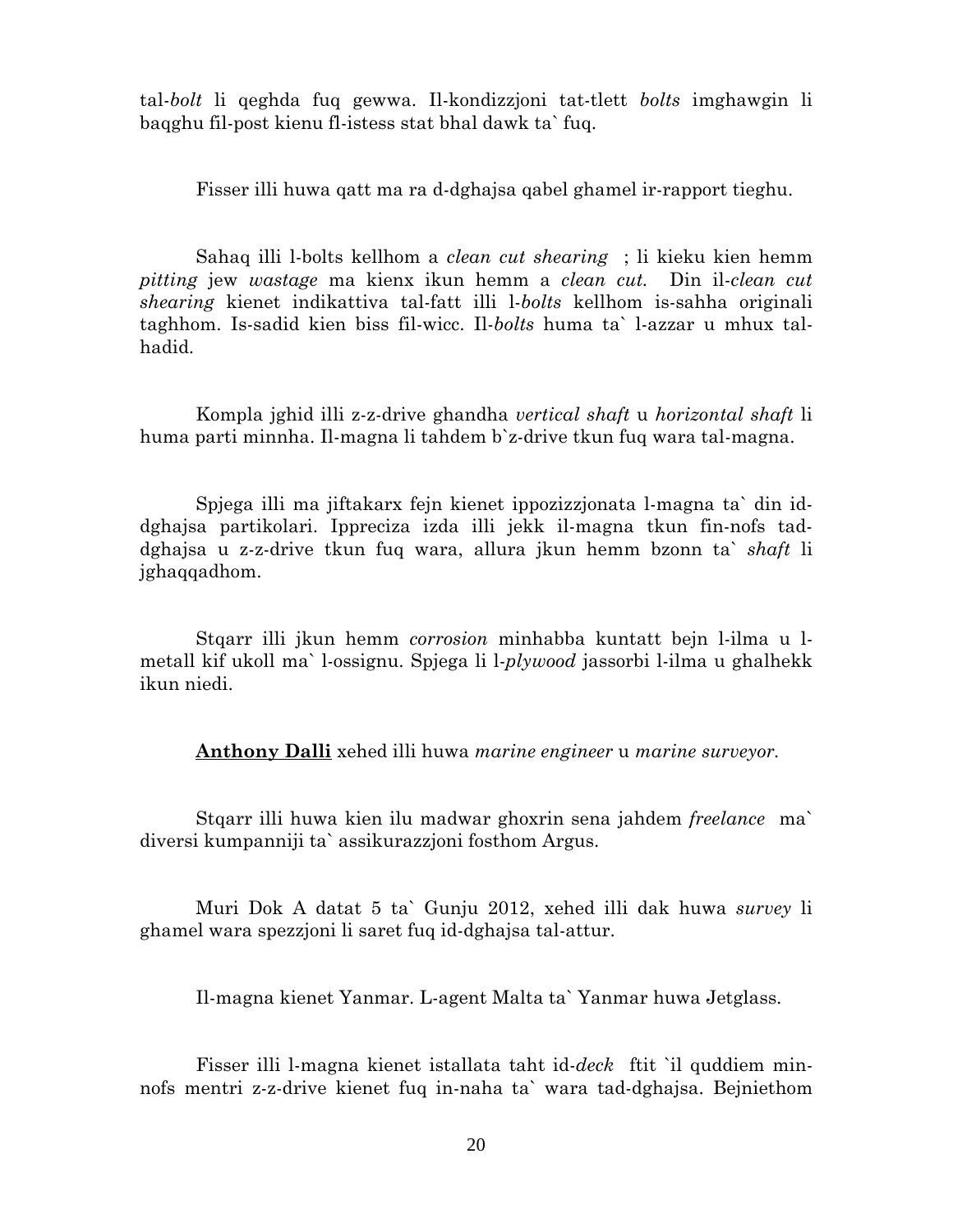tal-*bolt* li qeghda fuq gewwa. Il-kondizzjoni tat-tlett *bolts* imghawgin li baqghu fil-post kienu fl-istess stat bhal dawk ta` fuq.

Fisser illi huwa qatt ma ra d-dghajsa qabel ghamel ir-rapport tieghu.

Sahaq illi l-bolts kellhom a *clean cut shearing* ; li kieku kien hemm *pitting* jew *wastage* ma kienx ikun hemm a *clean cut.* Din il-*clean cut shearing* kienet indikattiva tal-fatt illi l-*bolts* kellhom is-sahha originali taghhom. Is-sadid kien biss fil-wicc. Il-*bolts* huma ta` l-azzar u mhux tal-hadid.

Kompla jghid illi z-z-drive ghandha *vertical shaft* u *horizontal shaft* li huma parti minnha. Il-magna li tahdem b`z-drive tkun fuq wara tal-magna.

Spjega illi ma jiftakarx fejn kienet ippozizzjonata l-magna ta` din id-dghajsa partikolari. Ippreciza izda illi jekk il-magna tkun fin-nofs tad-dghajsa u z-z-drive tkun fuq wara, allura jkun hemm bzonn ta` *shaft* li jghaqqadhom.

Stqarr illi jkun hemm *corrosion* minhabba kuntatt bejn l-ilma u l-metall kif ukoll ma` l-ossignu. Spjega li l-*plywood* jassorbi l-ilma u ghalhekk ikun niedi.

**Anthony Dalli** xehed illi huwa *marine engineer* u *marine surveyor.*

Stqarr illi huwa kien ilu madwar ghoxrin sena jahdem *freelance* ma` diversi kumpanniji ta` assikurazzjoni fosthom Argus.

Muri Dok A datat 5 ta` Gunju 2012, xehed illi dak huwa *survey* li ghamel wara spezzjoni li saret fuq id-dghajsa tal-attur.

Il-magna kienet Yanmar. L-agent Malta ta` Yanmar huwa Jetglass.

Fisser illi l-magna kienet istallata taht id-*deck* ftit `il quddiem min-nofs mentri z-z-drive kienet fuq in-naha ta` wara tad-dghajsa. Bejniethom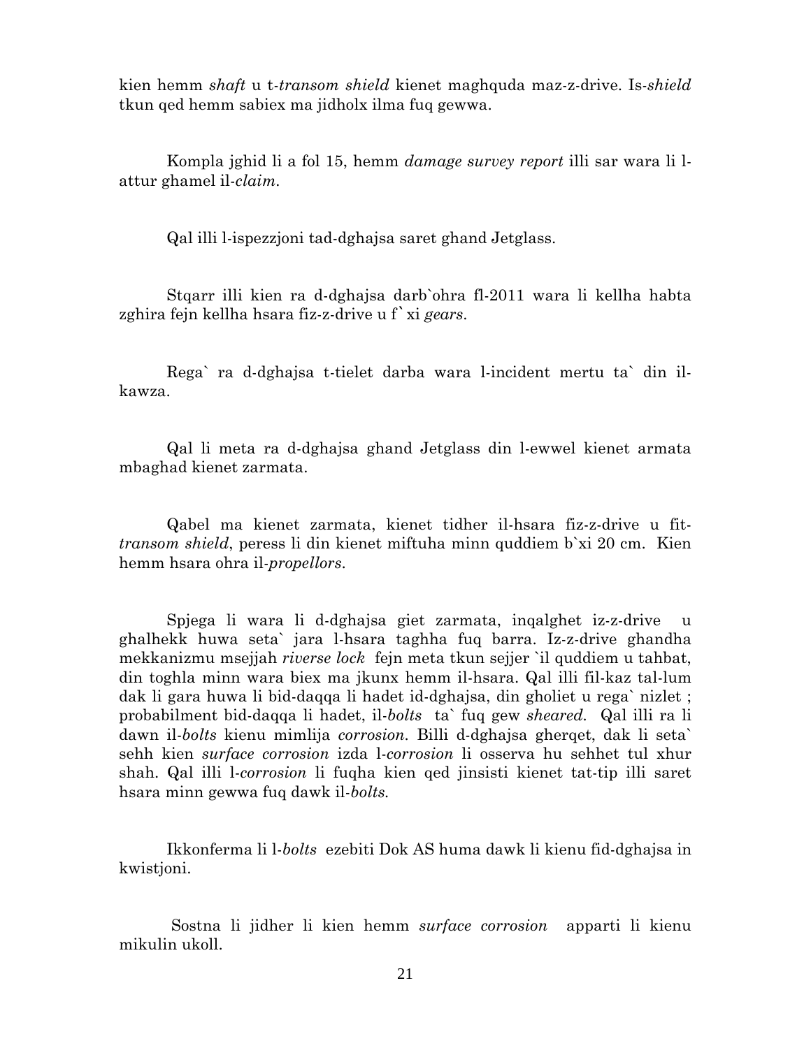kien hemm *shaft* u t-*transom shield* kienet maghquda maz-z-drive. Is-*shield* tkun qed hemm sabiex ma jidholx ilma fuq gewwa.

Kompla jghid li a fol 15, hemm *damage survey report* illi sar wara li l-attur ghamel il-*claim*.

Qal illi l-ispezzjoni tad-dghajsa saret ghand Jetglass.

Stqarr illi kien ra d-dghajsa darb`ohra fl-2011 wara li kellha habta zghira fejn kellha hsara fiz-z-drive u f` xi *gears*.

Rega` ra d-dghajsa t-tielet darba wara l-incident mertu ta` din il-kawza.

Qal li meta ra d-dghajsa ghand Jetglass din l-ewwel kienet armata mbaghad kienet zarmata.

Qabel ma kienet zarmata, kienet tidher il-hsara fiz-z-drive u fit-*transom shield*, peress li din kienet miftuha minn quddiem b`xi 20 cm. Kien hemm hsara ohra il-*propellors*.

Spjega li wara li d-dghajsa giet zarmata, inqalghet iz-z-drive u ghalhekk huwa seta` jara l-hsara taghha fuq barra. Iz-z-drive ghandha mekkanizmu msejjah *riverse lock* fejn meta tkun sejjer `il quddiem u tahbat, din toghla minn wara biex ma jkunx hemm il-hsara. Qal illi fil-kaz tal-lum dak li gara huwa li bid-daqqa li hadet id-dghajsa, din gholiet u rega` nizlet ; probabilment bid-daqqa li hadet, il-*bolts* ta` fuq gew *sheared*. Qal illi ra li dawn il-*bolts* kienu mimlija *corrosion*. Billi d-dghajsa gherqet, dak li seta` sehh kien *surface corrosion* izda l-*corrosion* li osserva hu sehhet tul xhur shah. Qal illi l-*corrosion* li fuqha kien qed jinsisti kienet tat-tip illi saret hsara minn gewwa fuq dawk il-*bolts*.

Ikkonferma li l-*bolts* ezebiti Dok AS huma dawk li kienu fid-dghajsa in kwistjoni.

Sostna li jidher li kien hemm *surface corrosion* apparti li kienu mikulin ukoll.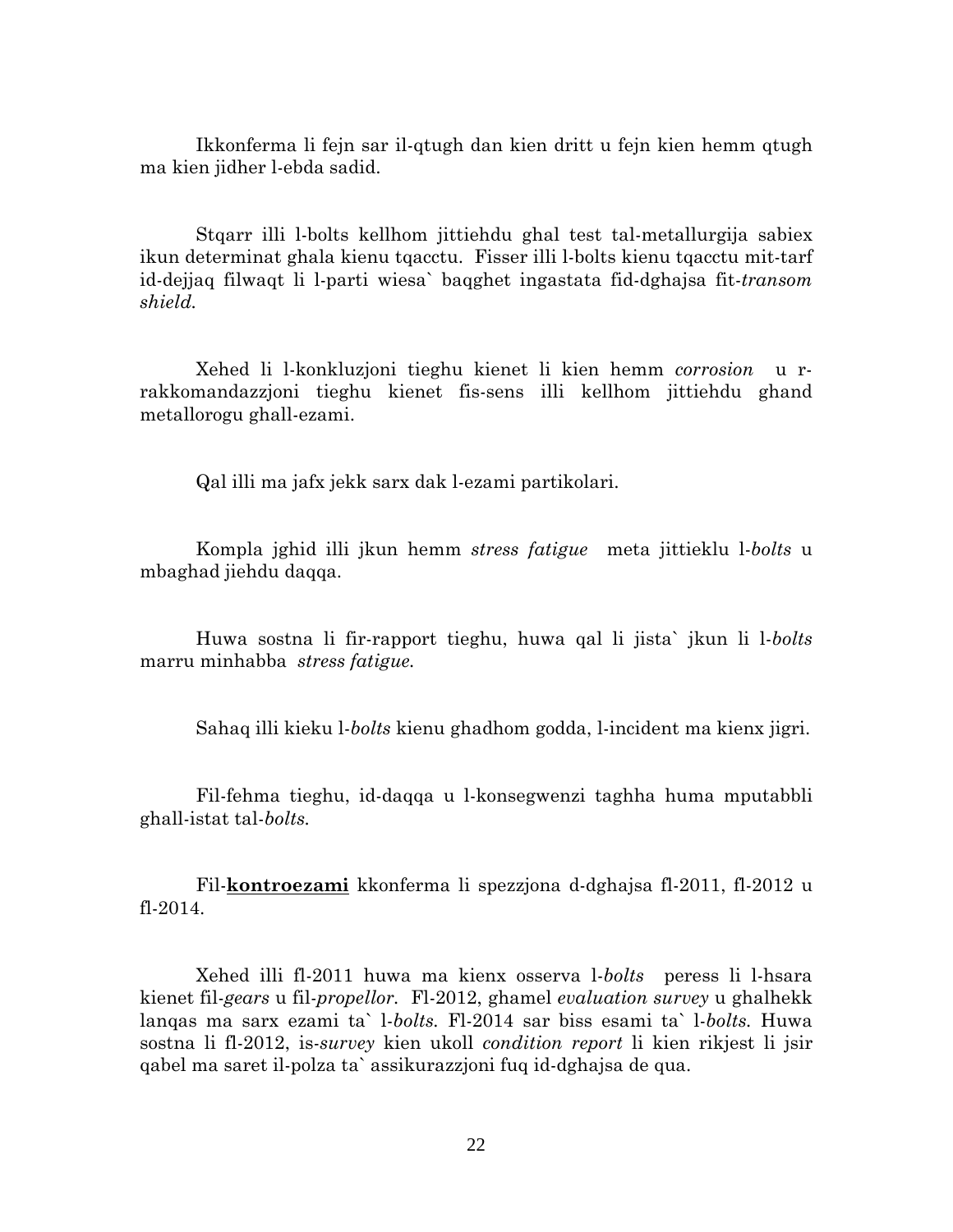Ikkonferma li fejn sar il-qtugh dan kien dritt u fejn kien hemm qtugh ma kien jidher l-ebda sadid.

Stqarr illi l-bolts kellhom jittiehdu ghal test tal-metallurgija sabiex ikun determinat ghala kienu tqacctu. Fisser illi l-bolts kienu tqacctu mit-tarf id-dejjaq filwaqt li l-parti wiesa` baqghet ingastata fid-dghajsa fit-*transom shield.*

Xehed li l-konkluzjoni tieghu kienet li kien hemm *corrosion* u r-rakkomandazzjoni tieghu kienet fis-sens illi kellhom jittiehdu ghand metallorogu ghall-ezami.

Qal illi ma jafx jekk sarx dak l-ezami partikolari.

Kompla jghid illi jkun hemm *stress fatigue* meta jittieklu l-*bolts* u mbaghad jiehdu daqqa.

Huwa sostna li fir-rapport tieghu, huwa qal li jista` jkun li l-*bolts* marru minhabba *stress fatigue.*

Sahaq illi kieku l-*bolts* kienu ghadhom godda, l-incident ma kienx jigri.

Fil-fehma tieghu, id-daqqa u l-konsegwenzi taghha huma mputabbli ghall-istat tal-*bolts.*

Fil-**kontroezami** kkonferma li spezzjona d-dghajsa fl-2011, fl-2012 u fl-2014.

Xehed illi fl-2011 huwa ma kienx osserva l-*bolts* peress li l-hsara kienet fil-*gears* u fil-*propellor.* Fl-2012, ghamel *evaluation survey* u ghalhekk lanqas ma sarx ezami ta` l-*bolts.* Fl-2014 sar biss esami ta` l-*bolts.* Huwa sostna li fl-2012, is-*survey* kien ukoll *condition report* li kien rikjest li jsir qabel ma saret il-polza ta` assikurazzjoni fuq id-dghajsa de qua.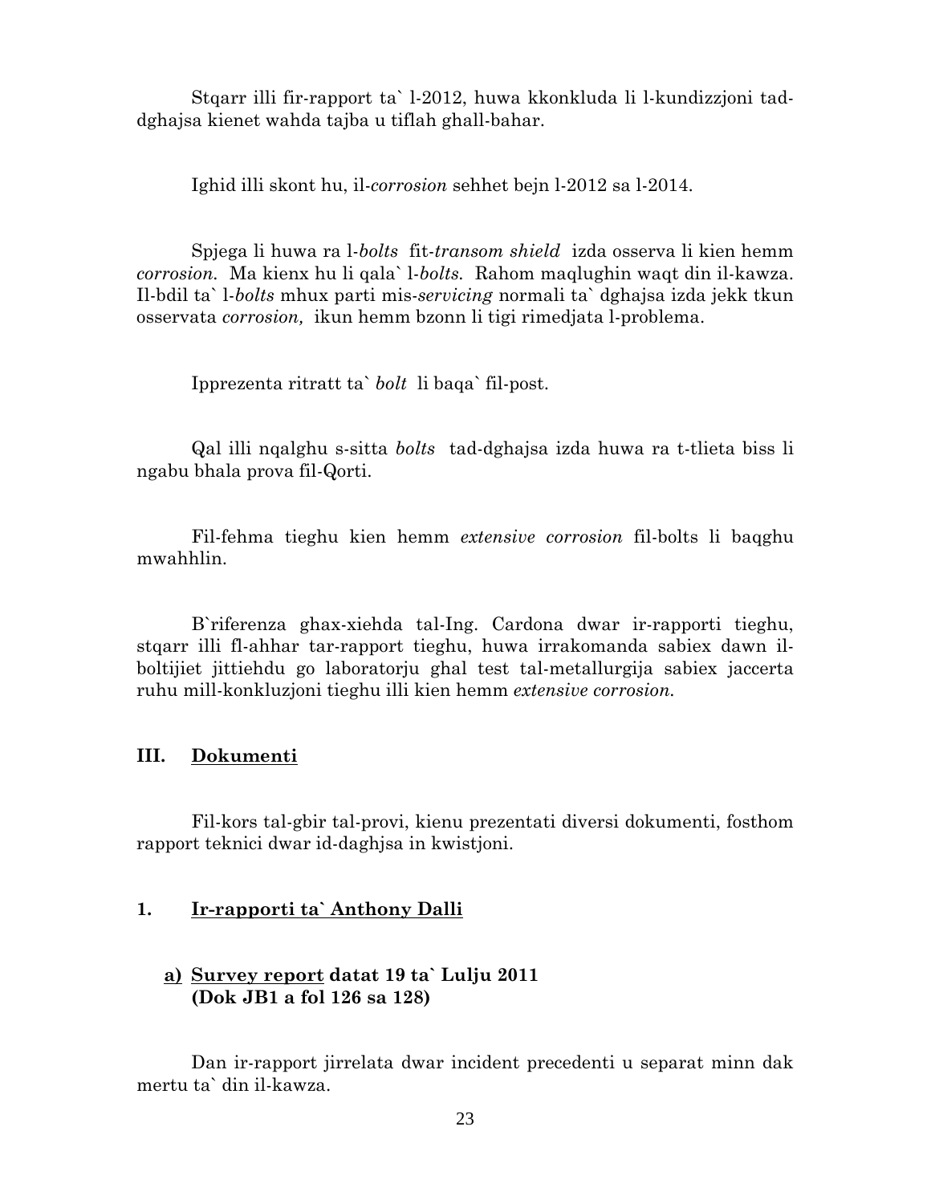Stqarr illi fir-rapport ta` l-2012, huwa kkonkluda li l-kundizzjoni tad-dghajsa kienet wahda tajba u tiflah ghall-bahar.

Ighid illi skont hu, il-*corrosion* sehhet bejn l-2012 sa l-2014.

Spjega li huwa ra l-*bolts* fit-*transom shield* izda osserva li kien hemm *corrosion.* Ma kienx hu li qala` l-*bolts.* Rahom maqlughin waqt din il-kawza. Il-bdil ta` l-*bolts* mhux parti mis-*servicing* normali ta` dghajsa izda jekk tkun osservata *corrosion,* ikun hemm bzonn li tigi rimedjata l-problema.

Ipprezenta ritratt ta` *bolt* li baqa` fil-post.

Qal illi nqalghu s-sitta *bolts* tad-dghajsa izda huwa ra t-tlieta biss li ngabu bhala prova fil-Qorti.

Fil-fehma tieghu kien hemm *extensive corrosion* fil-bolts li baqghu mwahhlin.

B`riferenza ghax-xiehda tal-Ing. Cardona dwar ir-rapporti tieghu, stqarr illi fl-ahhar tar-rapport tieghu, huwa irrakomanda sabiex dawn il-boltijiet jittiehdu go laboratorju ghal test tal-metallurgija sabiex jaccerta ruhu mill-konkluzjoni tieghu illi kien hemm *extensive corrosion.*

## III. Dokumenti

Fil-kors tal-gbir tal-provi, kienu prezentati diversi dokumenti, fosthom rapport teknici dwar id-daghjsa in kwistjoni.

### 1. Ir-rapporti ta` Anthony Dalli

#### a) Survey report datat 19 ta` Lulju 2011 (Dok JB1 a fol 126 sa 128)

Dan ir-rapport jirrelata dwar incident precedenti u separat minn dak mertu ta` din il-kawza.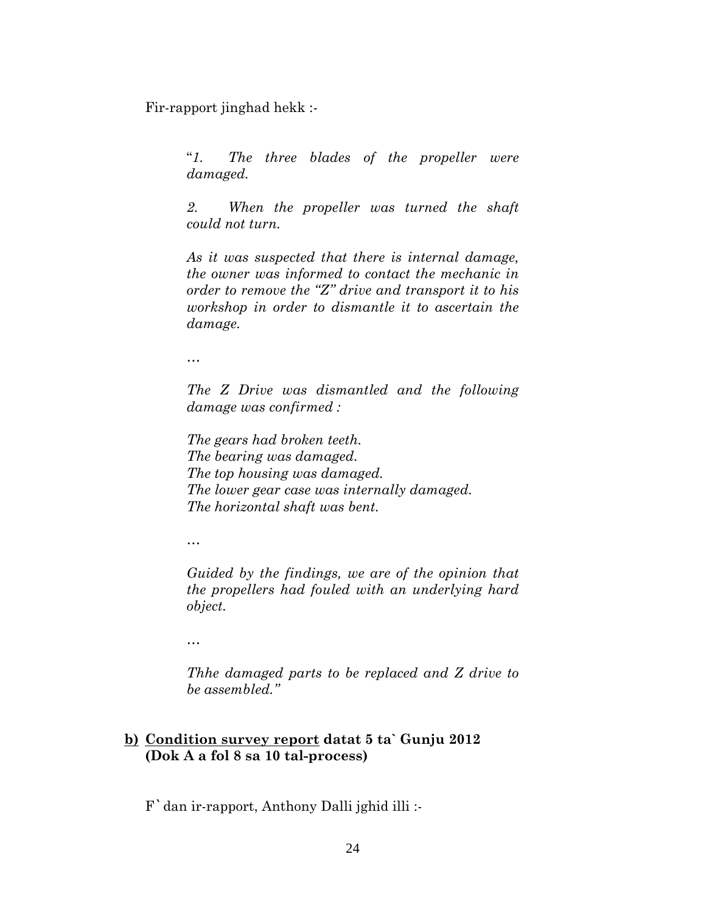Fir-rapport jinghad hekk :-

> "*1. The three blades of the propeller were damaged.*
>
> *2. When the propeller was turned the shaft could not turn.*
>
> *As it was suspected that there is internal damage, the owner was informed to contact the mechanic in order to remove the "Z" drive and transport it to his workshop in order to dismantle it to ascertain the damage.*
>
> …
>
> *The Z Drive was dismantled and the following damage was confirmed :*
>
> *The gears had broken teeth.*
> *The bearing was damaged.*
> *The top housing was damaged.*
> *The lower gear case was internally damaged.*
> *The horizontal shaft was bent.*
>
> …
>
> *Guided by the findings, we are of the opinion that the propellers had fouled with an underlying hard object.*
>
> …
>
> *Thhe damaged parts to be replaced and Z drive to be assembled."*

**b) <u>Condition survey report</u> datat 5 ta` Gunju 2012 (Dok A a fol 8 sa 10 tal-process)**

F` dan ir-rapport, Anthony Dalli jghid illi :-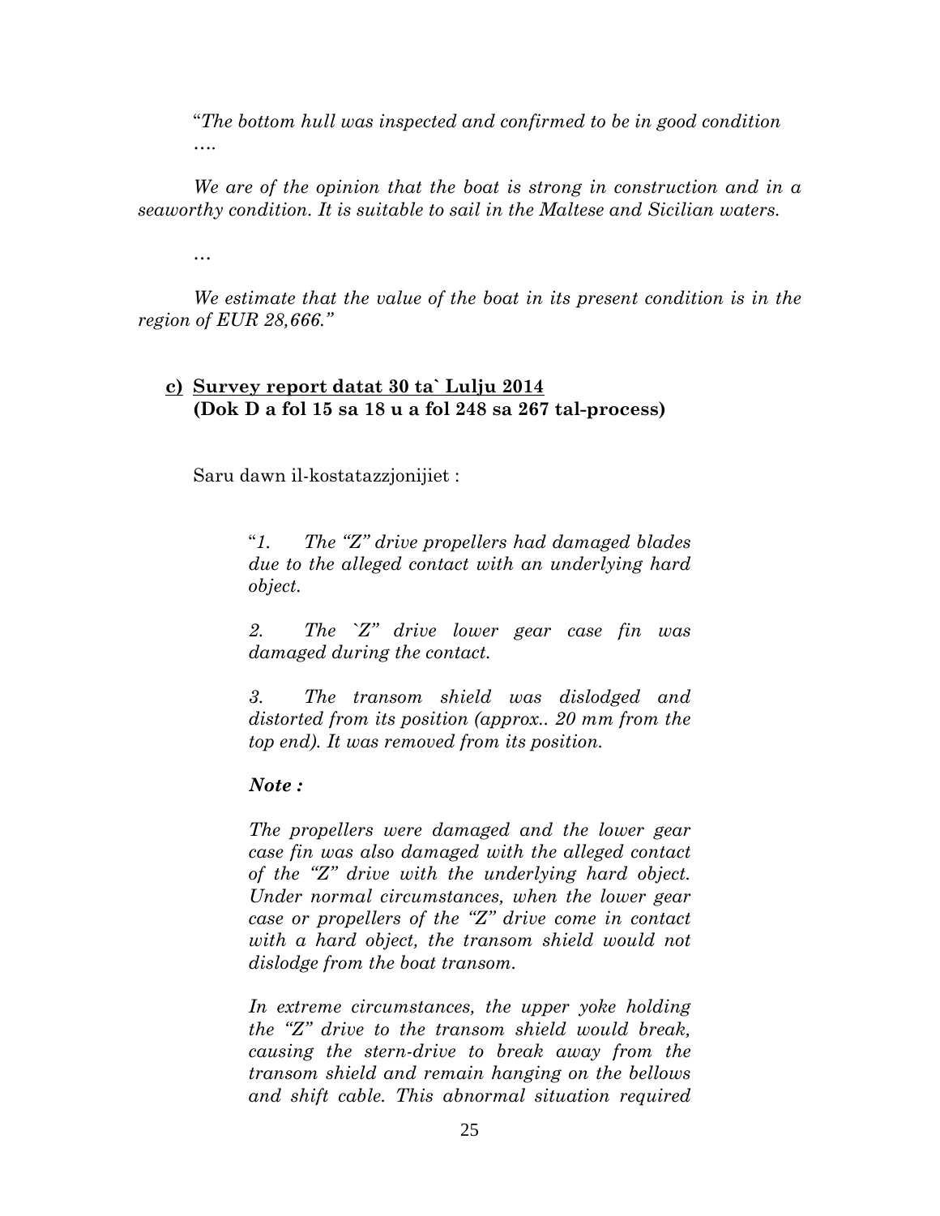"*The bottom hull was inspected and confirmed to be in good condition ….*

*We are of the opinion that the boat is strong in construction and in a seaworthy condition. It is suitable to sail in the Maltese and Sicilian waters.*

*…*

*We estimate that the value of the boat in its present condition is in the region of EUR 28,666."*

**c) Survey report datat 30 ta` Lulju 2014**
**(Dok D a fol 15 sa 18 u a fol 248 sa 267 tal-process)**

Saru dawn il-kostatazzjonijiet :

> "*1. The "Z" drive propellers had damaged blades due to the alleged contact with an underlying hard object.*
>
> *2. The `Z" drive lower gear case fin was damaged during the contact.*
>
> *3. The transom shield was dislodged and distorted from its position (approx.. 20 mm from the top end). It was removed from its position.*
>
> ***Note :***
>
> *The propellers were damaged and the lower gear case fin was also damaged with the alleged contact of the "Z" drive with the underlying hard object. Under normal circumstances, when the lower gear case or propellers of the "Z" drive come in contact with a hard object, the transom shield would not dislodge from the boat transom.*
>
> *In extreme circumstances, the upper yoke holding the "Z" drive to the transom shield would break, causing the stern-drive to break away from the transom shield and remain hanging on the bellows and shift cable. This abnormal situation required*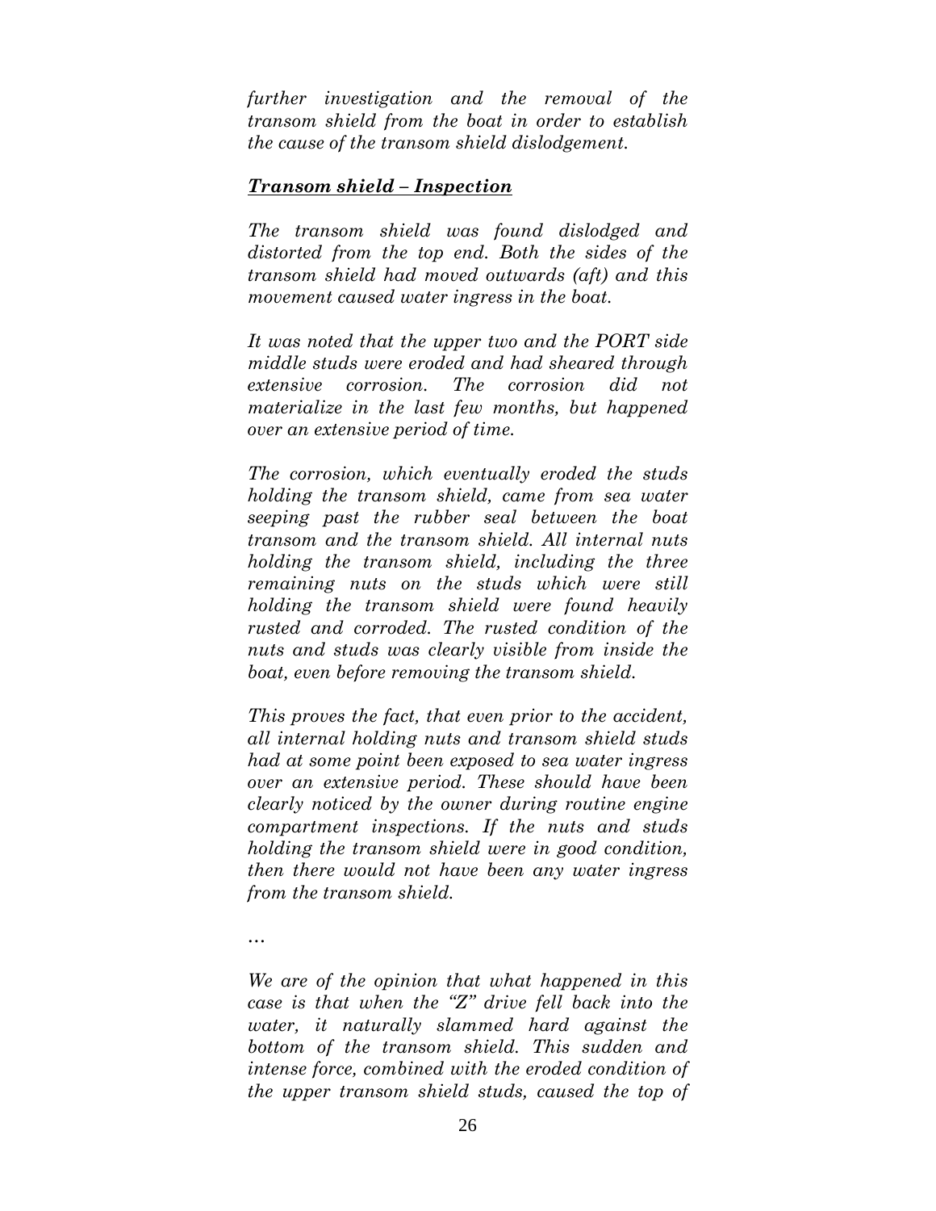*further investigation and the removal of the transom shield from the boat in order to establish the cause of the transom shield dislodgement.*

***<u>Transom shield – Inspection</u>***

*The transom shield was found dislodged and distorted from the top end. Both the sides of the transom shield had moved outwards (aft) and this movement caused water ingress in the boat.*

*It was noted that the upper two and the PORT side middle studs were eroded and had sheared through extensive corrosion. The corrosion did not materialize in the last few months, but happened over an extensive period of time.*

*The corrosion, which eventually eroded the studs holding the transom shield, came from sea water seeping past the rubber seal between the boat transom and the transom shield. All internal nuts holding the transom shield, including the three remaining nuts on the studs which were still holding the transom shield were found heavily rusted and corroded. The rusted condition of the nuts and studs was clearly visible from inside the boat, even before removing the transom shield.*

*This proves the fact, that even prior to the accident, all internal holding nuts and transom shield studs had at some point been exposed to sea water ingress over an extensive period. These should have been clearly noticed by the owner during routine engine compartment inspections. If the nuts and studs holding the transom shield were in good condition, then there would not have been any water ingress from the transom shield.*

*…*

*We are of the opinion that what happened in this case is that when the "Z" drive fell back into the water, it naturally slammed hard against the bottom of the transom shield. This sudden and intense force, combined with the eroded condition of the upper transom shield studs, caused the top of*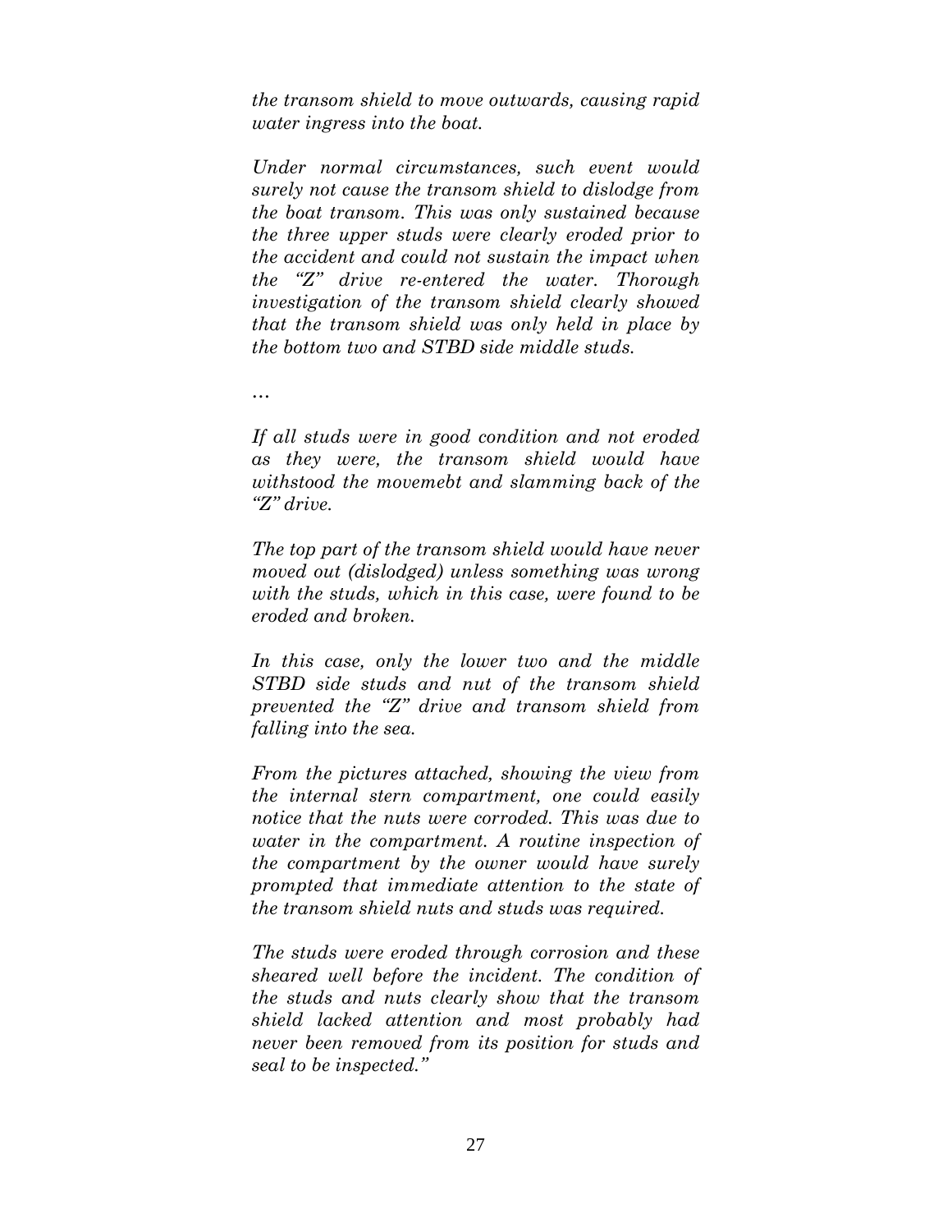*the transom shield to move outwards, causing rapid water ingress into the boat.*

*Under normal circumstances, such event would surely not cause the transom shield to dislodge from the boat transom. This was only sustained because the three upper studs were clearly eroded prior to the accident and could not sustain the impact when the "Z" drive re-entered the water. Thorough investigation of the transom shield clearly showed that the transom shield was only held in place by the bottom two and STBD side middle studs.*

*…*

*If all studs were in good condition and not eroded as they were, the transom shield would have withstood the movemebt and slamming back of the "Z" drive.*

*The top part of the transom shield would have never moved out (dislodged) unless something was wrong with the studs, which in this case, were found to be eroded and broken.*

*In this case, only the lower two and the middle STBD side studs and nut of the transom shield prevented the "Z" drive and transom shield from falling into the sea.*

*From the pictures attached, showing the view from the internal stern compartment, one could easily notice that the nuts were corroded. This was due to water in the compartment. A routine inspection of the compartment by the owner would have surely prompted that immediate attention to the state of the transom shield nuts and studs was required.*

*The studs were eroded through corrosion and these sheared well before the incident. The condition of the studs and nuts clearly show that the transom shield lacked attention and most probably had never been removed from its position for studs and seal to be inspected."*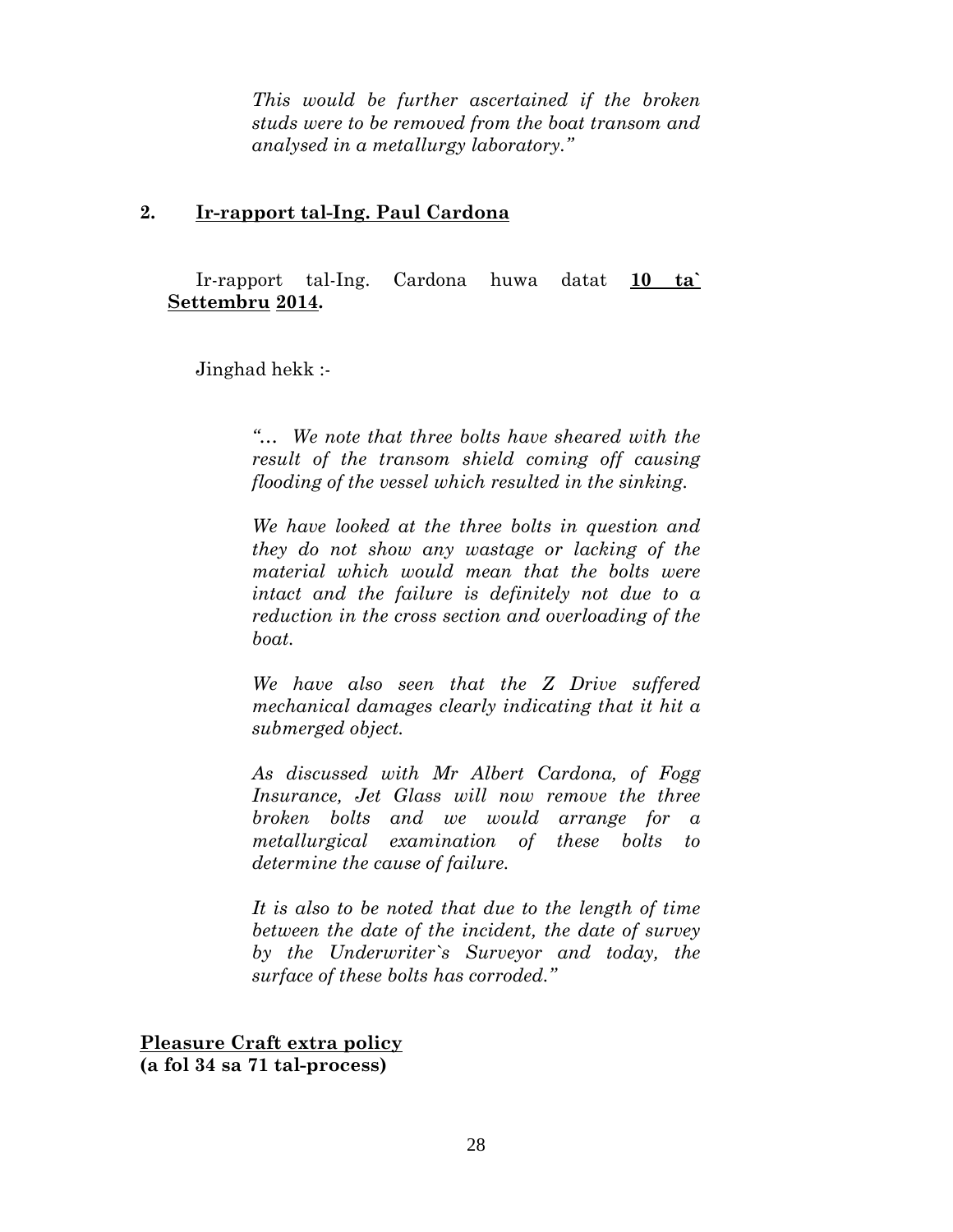*This would be further ascertained if the broken studs were to be removed from the boat transom and analysed in a metallurgy laboratory."*

## 2. **Ir-rapport tal-Ing. Paul Cardona**

Ir-rapport tal-Ing. Cardona huwa datat **10 ta` Settembru 2014.**

Jinghad hekk :-

> *"… We note that three bolts have sheared with the result of the transom shield coming off causing flooding of the vessel which resulted in the sinking.*
>
> *We have looked at the three bolts in question and they do not show any wastage or lacking of the material which would mean that the bolts were intact and the failure is definitely not due to a reduction in the cross section and overloading of the boat.*
>
> *We have also seen that the Z Drive suffered mechanical damages clearly indicating that it hit a submerged object.*
>
> *As discussed with Mr Albert Cardona, of Fogg Insurance, Jet Glass will now remove the three broken bolts and we would arrange for a metallurgical examination of these bolts to determine the cause of failure.*
>
> *It is also to be noted that due to the length of time between the date of the incident, the date of survey by the Underwriter`s Surveyor and today, the surface of these bolts has corroded."*

**Pleasure Craft extra policy**
**(a fol 34 sa 71 tal-process)**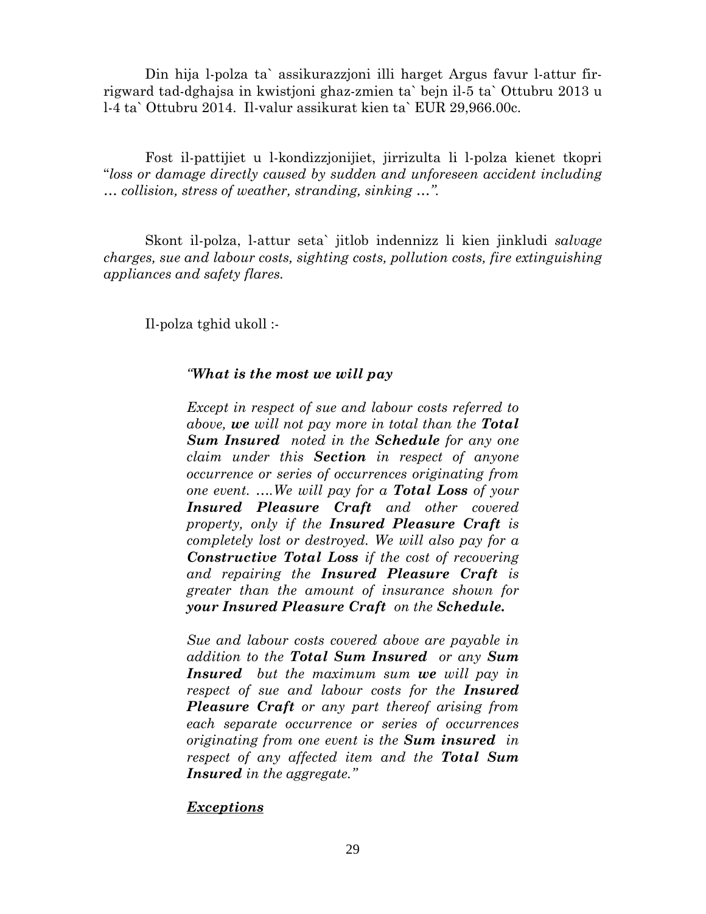Din hija l-polza ta` assikurazzjoni illi harget Argus favur l-attur fir-rigward tad-dghajsa in kwistjoni ghaz-zmien ta` bejn il-5 ta` Ottubru 2013 u l-4 ta` Ottubru 2014. Il-valur assikurat kien ta` EUR 29,966.00c.

Fost il-pattijiet u l-kondizzjonijiet, jirrizulta li l-polza kienet tkopri "*loss or damage directly caused by sudden and unforeseen accident including … collision, stress of weather, stranding, sinking …"*.

Skont il-polza, l-attur seta` jitlob indennizz li kien jinkludi *salvage charges, sue and labour costs, sighting costs, pollution costs, fire extinguishing appliances and safety flares.*

Il-polza tghid ukoll :-

> *"**What is the most we will pay***
>
> *Except in respect of sue and labour costs referred to above, **we** will not pay more in total than the **Total Sum Insured** noted in the **Schedule** for any one claim under this **Section** in respect of anyone occurrence or series of occurrences originating from one event. ….We will pay for a **Total Loss** of your **Insured Pleasure Craft** and other covered property, only if the **Insured Pleasure Craft** is completely lost or destroyed. We will also pay for a **Constructive Total Loss** if the cost of recovering and repairing the **Insured Pleasure Craft** is greater than the amount of insurance shown for **your Insured Pleasure Craft** on the **Schedule.***
>
> *Sue and labour costs covered above are payable in addition to the **Total Sum Insured** or any **Sum Insured** but the maximum sum **we** will pay in respect of sue and labour costs for the **Insured Pleasure Craft** or any part thereof arising from each separate occurrence or series of occurrences originating from one event is the **Sum insured** in respect of any affected item and the **Total Sum Insured** in the aggregate."*
>
> ***<u>Exceptions</u>***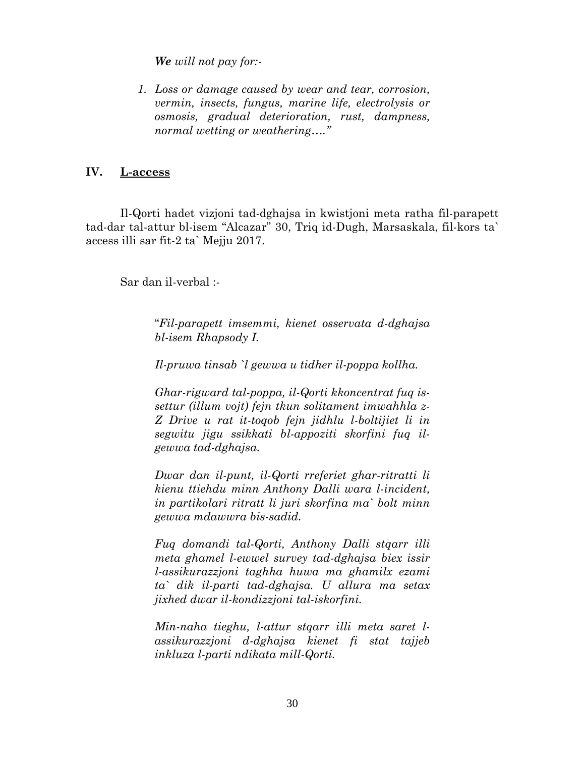*We will not pay for:-*

1. *Loss or damage caused by wear and tear, corrosion, vermin, insects, fungus, marine life, electrolysis or osmosis, gradual deterioration, rust, dampness, normal wetting or weathering…."*

## IV. <u>L-access</u>

Il-Qorti hadet vizjoni tad-dghajsa in kwistjoni meta ratha fil-parapett tad-dar tal-attur bl-isem "Alcazar" 30, Triq id-Dugh, Marsaskala, fil-kors ta` access illi sar fit-2 ta` Mejju 2017.

Sar dan il-verbal :-

> "*Fil-parapett imsemmi, kienet osservata d-dghajsa bl-isem Rhapsody I.*
>
> *Il-pruwa tinsab `l gewwa u tidher il-poppa kollha.*
>
> *Ghar-rigward tal-poppa, il-Qorti kkoncentrat fuq is-settur (illum vojt) fejn tkun solitament imwahhla z-Z Drive u rat it-toqob fejn jidhlu l-boltijiet li in segwitu jigu ssikkati bl-appoziti skorfini fuq il-gewwa tad-dghajsa.*
>
> *Dwar dan il-punt, il-Qorti rreferiet ghar-ritratti li kienu ttiehdu minn Anthony Dalli wara l-incident, in partikolari ritratt li juri skorfina ma` bolt minn gewwa mdawwra bis-sadid.*
>
> *Fuq domandi tal-Qorti, Anthony Dalli stqarr illi meta ghamel l-ewwel survey tad-dghajsa biex issir l-assikurazzjoni taghha huwa ma ghamilx ezami ta` dik il-parti tad-dghajsa. U allura ma setax jixhed dwar il-kondizzjoni tal-iskorfini.*
>
> *Min-naha tieghu, l-attur stqarr illi meta saret l-assikurazzjoni d-dghajsa kienet fi stat tajjeb inkluza l-parti ndikata mill-Qorti.*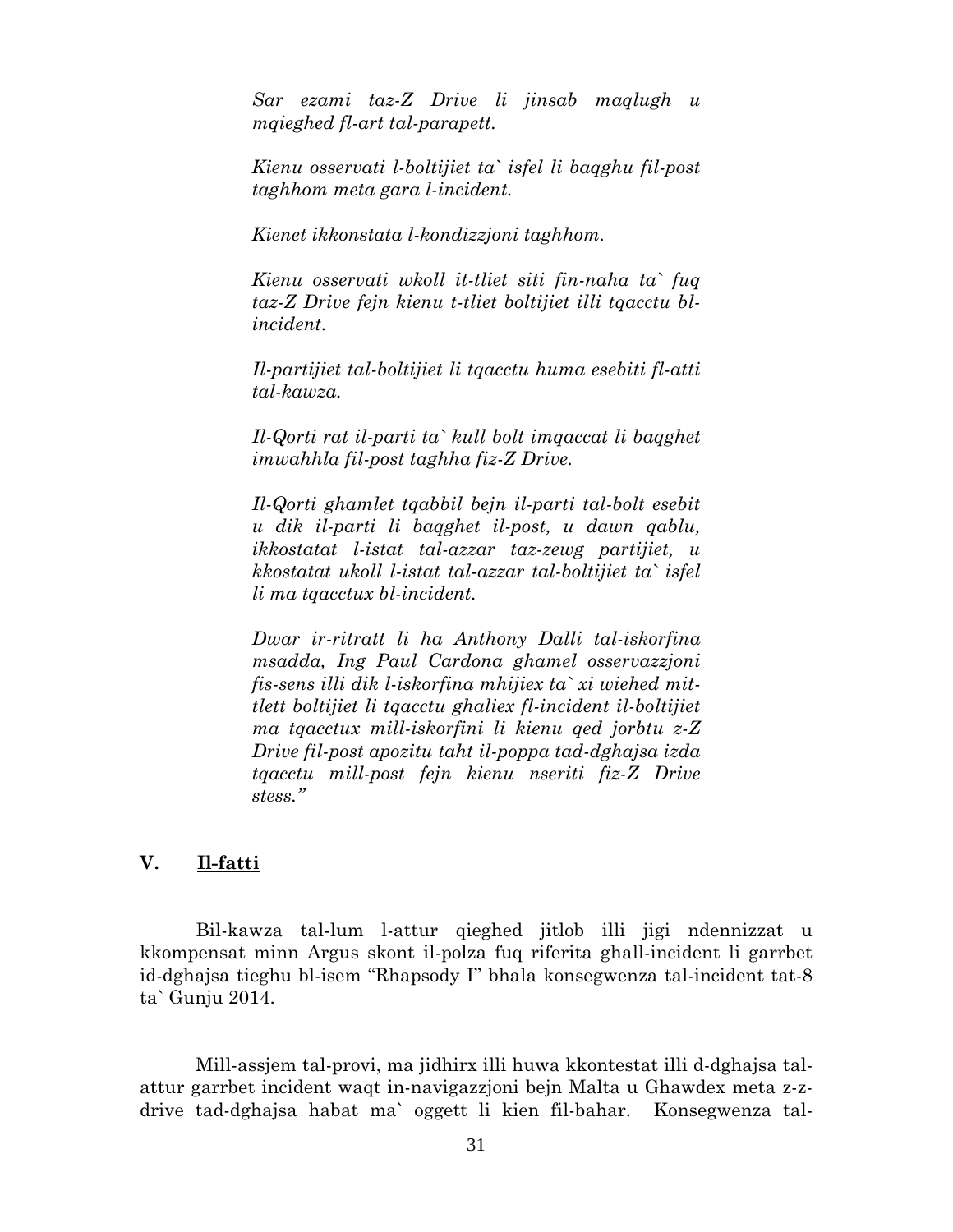*Sar ezami taz-Z Drive li jinsab maqlugh u mqieghed fl-art tal-parapett.*

*Kienu osservati l-boltijiet ta` isfel li baqghu fil-post taghhom meta gara l-incident.*

*Kienet ikkonstata l-kondizzjoni taghhom.*

*Kienu osservati wkoll it-tliet siti fin-naha ta` fuq taz-Z Drive fejn kienu t-tliet boltijiet illi tqacctu bl-incident.*

*Il-partijiet tal-boltijiet li tqacctu huma esebiti fl-atti tal-kawza.*

*Il-Qorti rat il-parti ta` kull bolt imqaccat li baqghet imwahhla fil-post taghha fiz-Z Drive.*

*Il-Qorti ghamlet tqabbil bejn il-parti tal-bolt esebit u dik il-parti li baqghet il-post, u dawn qablu, ikkostatat l-istat tal-azzar taz-zewg partijiet, u kkostatat ukoll l-istat tal-azzar tal-boltijiet ta` isfel li ma tqacctux bl-incident.*

*Dwar ir-ritratt li ha Anthony Dalli tal-iskorfina msadda, Ing Paul Cardona ghamel osservazzjoni fis-sens illi dik l-iskorfina mhijiex ta` xi wiehed mit-tlett boltijiet li tqacctu ghaliex fl-incident il-boltijiet ma tqacctux mill-iskorfini li kienu qed jorbtu z-Z Drive fil-post apozitu taht il-poppa tad-dghajsa izda tqacctu mill-post fejn kienu nseriti fiz-Z Drive stess."*

## V. Il-fatti

Bil-kawza tal-lum l-attur qieghed jitlob illi jigi ndennizzat u kkompensat minn Argus skont il-polza fuq riferita ghall-incident li garrbet id-dghajsa tieghu bl-isem "Rhapsody I" bhala konsegwenza tal-incident tat-8 ta` Gunju 2014.

Mill-assjem tal-provi, ma jidhirx illi huwa kkontestat illi d-dghajsa tal-attur garrbet incident waqt in-navigazzjoni bejn Malta u Ghawdex meta z-z-drive tad-dghajsa habat ma` oggett li kien fil-bahar. Konsegwenza tal-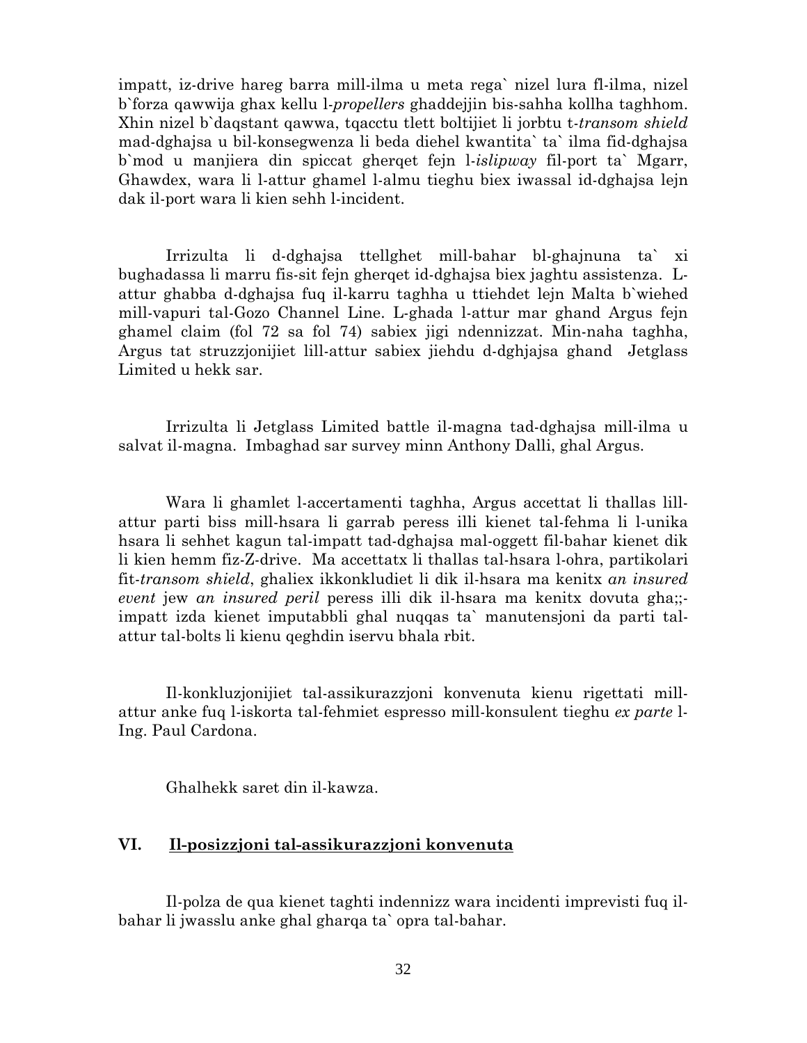impatt, iz-drive hareg barra mill-ilma u meta rega` nizel lura fl-ilma, nizel b`forza qawwija ghax kellu l-*propellers* ghaddejjin bis-sahha kollha taghhom. Xhin nizel b`daqstant qawwa, tqacctu tlett boltijiet li jorbtu t-*transom shield* mad-dghajsa u bil-konsegwenza li beda diehel kwantita` ta` ilma fid-dghajsa b`mod u manjiera din spiccat gherqet fejn l-*islipway* fil-port ta` Mgarr, Ghawdex, wara li l-attur ghamel l-almu tieghu biex iwassal id-dghajsa lejn dak il-port wara li kien sehh l-incident.

Irrizulta li d-dghajsa ttellghet mill-bahar bl-ghajnuna ta` xi bughadassa li marru fis-sit fejn gherqet id-dghajsa biex jaghtu assistenza. L-attur ghabba d-dghajsa fuq il-karru taghha u ttiehdet lejn Malta b`wiehed mill-vapuri tal-Gozo Channel Line. L-ghada l-attur mar ghand Argus fejn ghamel claim (fol 72 sa fol 74) sabiex jigi ndennizzat. Min-naha taghha, Argus tat struzzjonijiet lill-attur sabiex jiehdu d-dghjajsa ghand Jetglass Limited u hekk sar.

Irrizulta li Jetglass Limited battle il-magna tad-dghajsa mill-ilma u salvat il-magna. Imbaghad sar survey minn Anthony Dalli, ghal Argus.

Wara li ghamlet l-accertamenti taghha, Argus accettat li thallas lill-attur parti biss mill-hsara li garrab peress illi kienet tal-fehma li l-unika hsara li sehhet kagun tal-impatt tad-dghajsa mal-oggett fil-bahar kienet dik li kien hemm fiz-Z-drive. Ma accettatx li thallas tal-hsara l-ohra, partikolari fit-*transom shield*, ghaliex ikkonkludiet li dik il-hsara ma kenitx *an insured event* jew *an insured peril* peress illi dik il-hsara ma kenitx dovuta gha;;-impatt izda kienet imputabbli ghal nuqqas ta` manutensjoni da parti tal-attur tal-bolts li kienu qeghdin iservu bhala rbit.

Il-konkluzjonijiet tal-assikurazzjoni konvenuta kienu rigettati mill-attur anke fuq l-iskorta tal-fehmiet espresso mill-konsulent tieghu *ex parte* l-Ing. Paul Cardona.

Ghalhekk saret din il-kawza.

## VI. Il-posizzjoni tal-assikurazzjoni konvenuta

Il-polza de qua kienet taghti indennizz wara incidenti imprevisti fuq il-bahar li jwasslu anke ghal gharqa ta` opra tal-bahar.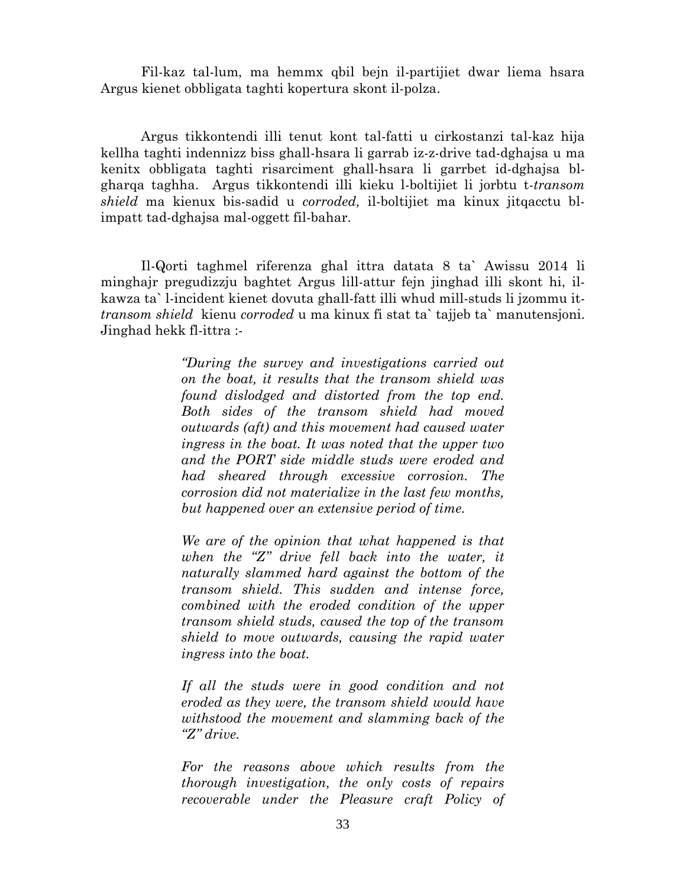Fil-kaz tal-lum, ma hemmx qbil bejn il-partijiet dwar liema hsara Argus kienet obbligata taghti kopertura skont il-polza.

Argus tikkontendi illi tenut kont tal-fatti u cirkostanzi tal-kaz hija kellha taghti indennizz biss ghall-hsara li garrab iz-z-drive tad-dghajsa u ma kenitx obbligata taghti risarciment ghall-hsara li garrbet id-dghajsa bl-gharqa taghha. Argus tikkontendi illi kieku l-boltijiet li jorbtu t-*transom shield* ma kienux bis-sadid u *corroded,* il-boltijiet ma kinux jitqacctu bl-impatt tad-dghajsa mal-oggett fil-bahar.

Il-Qorti taghmel riferenza ghal ittra datata 8 ta` Awissu 2014 li minghajr pregudizzju baghtet Argus lill-attur fejn jinghad illi skont hi, il-kawza ta` l-incident kienet dovuta ghall-fatt illi whud mill-studs li jzommu it-*transom shield* kienu *corroded* u ma kinux fi stat ta` tajjeb ta` manutensjoni. Jinghad hekk fl-ittra :-

> *"During the survey and investigations carried out on the boat, it results that the transom shield was found dislodged and distorted from the top end. Both sides of the transom shield had moved outwards (aft) and this movement had caused water ingress in the boat. It was noted that the upper two and the PORT side middle studs were eroded and had sheared through excessive corrosion. The corrosion did not materialize in the last few months, but happened over an extensive period of time.*
>
> *We are of the opinion that what happened is that when the "Z" drive fell back into the water, it naturally slammed hard against the bottom of the transom shield. This sudden and intense force, combined with the eroded condition of the upper transom shield studs, caused the top of the transom shield to move outwards, causing the rapid water ingress into the boat.*
>
> *If all the studs were in good condition and not eroded as they were, the transom shield would have withstood the movement and slamming back of the "Z" drive.*
>
> *For the reasons above which results from the thorough investigation, the only costs of repairs recoverable under the Pleasure craft Policy of*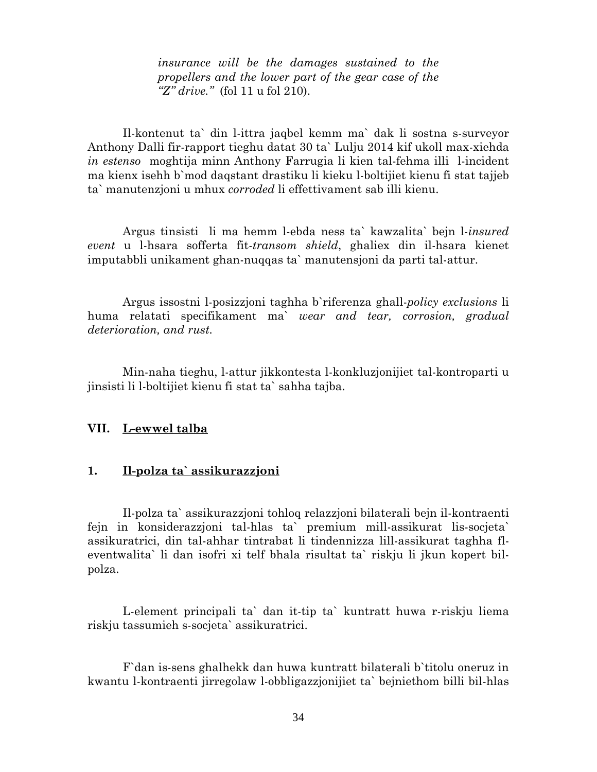*insurance will be the damages sustained to the propellers and the lower part of the gear case of the "Z" drive."* (fol 11 u fol 210).

Il-kontenut ta` din l-ittra jaqbel kemm ma` dak li sostna s-surveyor Anthony Dalli fir-rapport tieghu datat 30 ta` Lulju 2014 kif ukoll max-xiehda *in estenso* moghtija minn Anthony Farrugia li kien tal-fehma illi l-incident ma kienx isehh b`mod daqstant drastiku li kieku l-boltijiet kienu fi stat tajjeb ta` manutenzjoni u mhux *corroded* li effettivament sab illi kienu.

Argus tinsisti li ma hemm l-ebda ness ta` kawzalita` bejn l-*insured event* u l-hsara sofferta fit-*transom shield*, ghaliex din il-hsara kienet imputabbli unikament ghan-nuqqas ta` manutensjoni da parti tal-attur.

Argus issostni l-posizzjoni taghha b`riferenza ghall-*policy exclusions* li huma relatati specifikament ma` *wear and tear, corrosion, gradual deterioration, and rust.*

Min-naha tieghu, l-attur jikkontesta l-konkluzjonijiet tal-kontroparti u jinsisti li l-boltijiet kienu fi stat ta` sahha tajba.

## VII. L-ewwel talba

### 1. Il-polza ta` assikurazzjoni

Il-polza ta` assikurazzjoni tohloq relazzjoni bilaterali bejn il-kontraenti fejn in konsiderazzjoni tal-hlas ta` premium mill-assikurat lis-socjeta` assikuratrici, din tal-ahhar tintrabat li tindennizza lill-assikurat taghha fl-eventwalita` li dan isofri xi telf bhala risultat ta` riskju li jkun kopert bil-polza.

L-element principali ta` dan it-tip ta` kuntratt huwa r-riskju liema riskju tassumieh s-socjeta` assikuratrici.

F`dan is-sens ghalhekk dan huwa kuntratt bilaterali b`titolu oneruz in kwantu l-kontraenti jirregolaw l-obbligazzjonijiet ta` bejniethom billi bil-hlas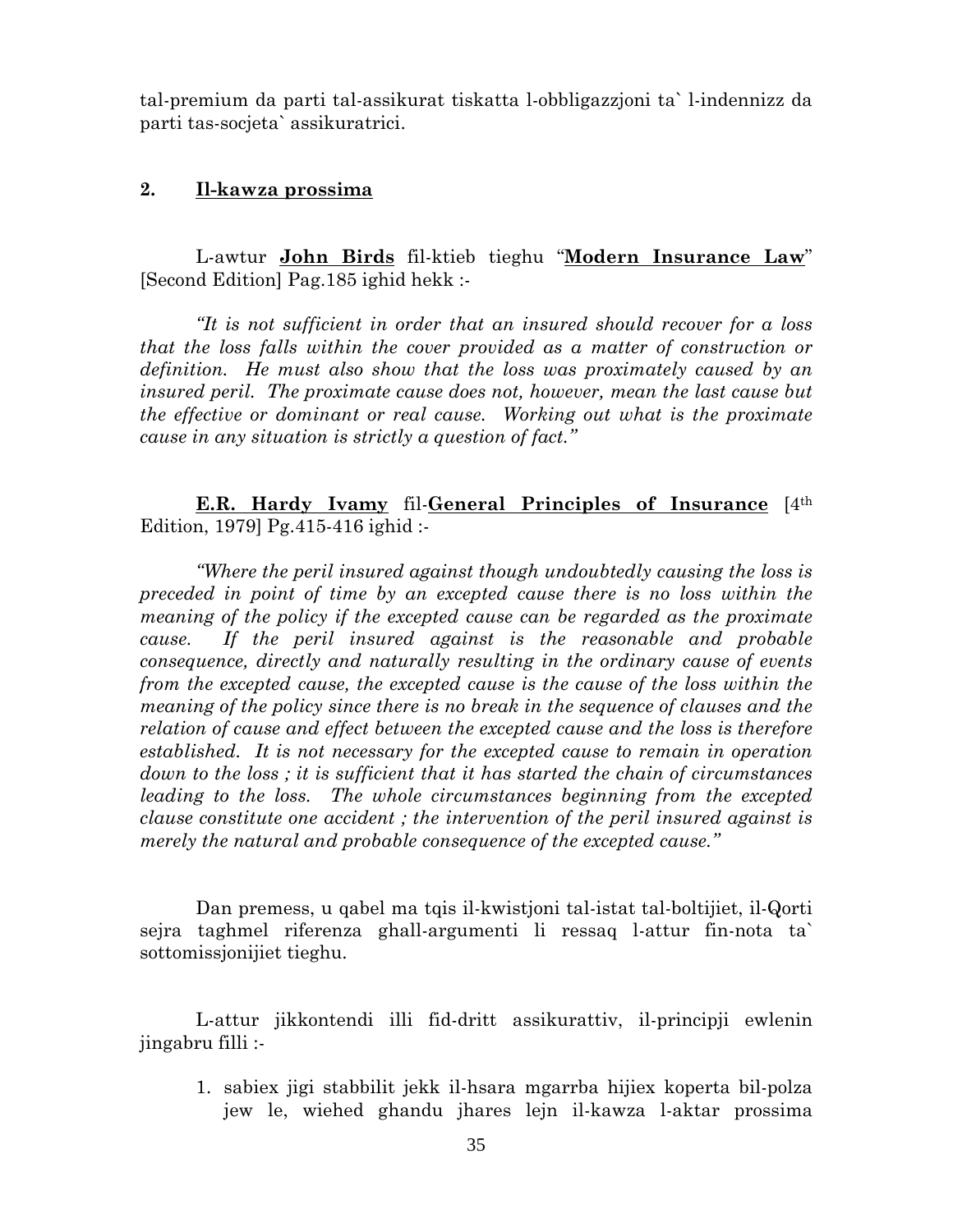tal-premium da parti tal-assikurat tiskatta l-obbligazzjoni ta` l-indennizz da parti tas-socjeta` assikuratrici.

**2. Il-kawza prossima**

L-awtur **John Birds** fil-ktieb tieghu "**Modern Insurance Law**" [Second Edition] Pag.185 ighid hekk :-

*"It is not sufficient in order that an insured should recover for a loss that the loss falls within the cover provided as a matter of construction or definition. He must also show that the loss was proximately caused by an insured peril. The proximate cause does not, however, mean the last cause but the effective or dominant or real cause. Working out what is the proximate cause in any situation is strictly a question of fact."*

**E.R. Hardy Ivamy** fil-**General Principles of Insurance** [4th Edition, 1979] Pg.415-416 ighid :-

*"Where the peril insured against though undoubtedly causing the loss is preceded in point of time by an excepted cause there is no loss within the meaning of the policy if the excepted cause can be regarded as the proximate cause. If the peril insured against is the reasonable and probable consequence, directly and naturally resulting in the ordinary cause of events from the excepted cause, the excepted cause is the cause of the loss within the meaning of the policy since there is no break in the sequence of clauses and the relation of cause and effect between the excepted cause and the loss is therefore established. It is not necessary for the excepted cause to remain in operation down to the loss ; it is sufficient that it has started the chain of circumstances leading to the loss. The whole circumstances beginning from the excepted clause constitute one accident ; the intervention of the peril insured against is merely the natural and probable consequence of the excepted cause."*

Dan premess, u qabel ma tqis il-kwistjoni tal-istat tal-boltijiet, il-Qorti sejra taghmel riferenza ghall-argumenti li ressaq l-attur fin-nota ta` sottomissjonijiet tieghu.

L-attur jikkontendi illi fid-dritt assikurattiv, il-principji ewlenin jingabru filli :-

1. sabiex jigi stabbilit jekk il-hsara mgarrba hijiex koperta bil-polza jew le, wiehed ghandu jhares lejn il-kawza l-aktar prossima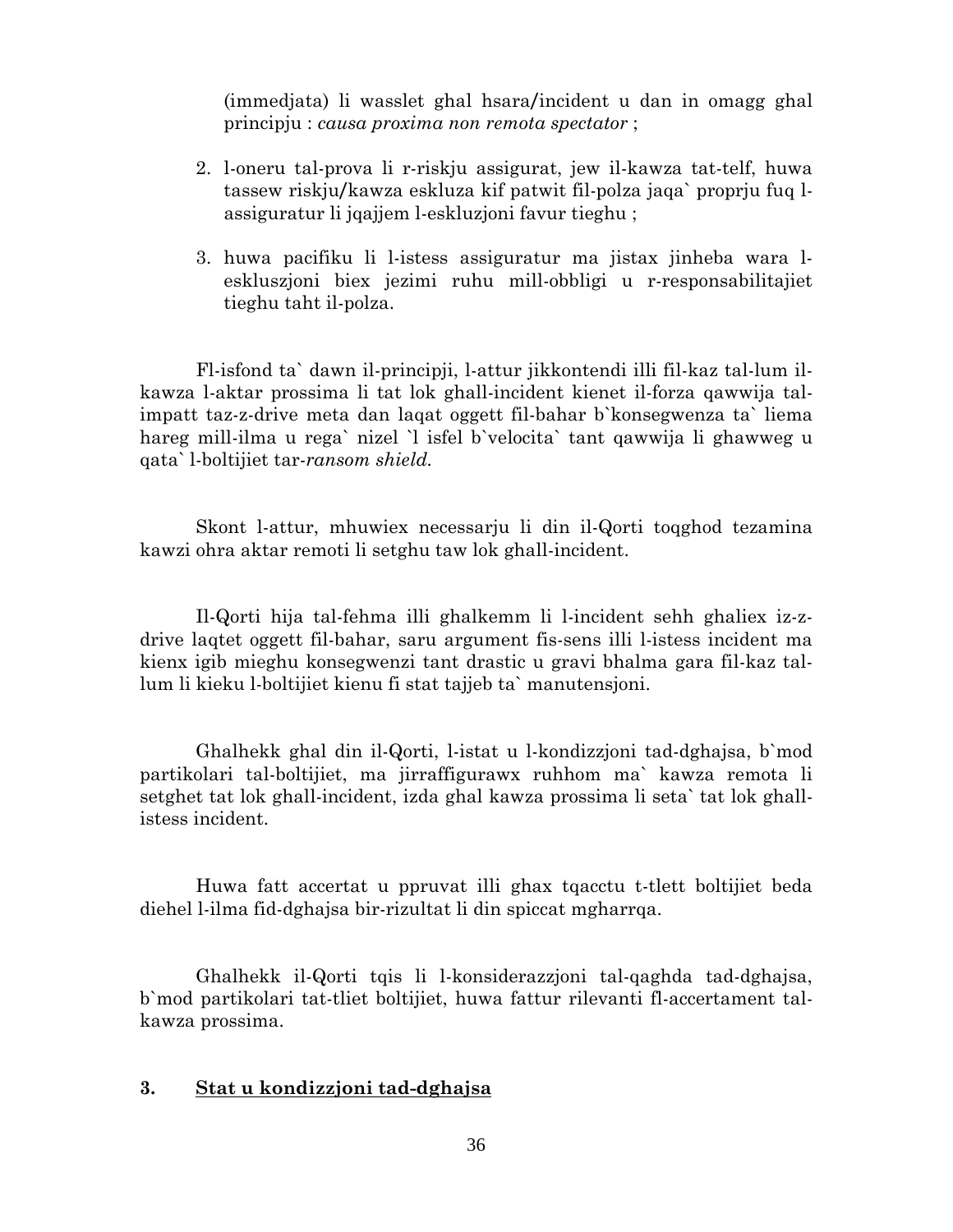(immedjata) li wasslet ghal hsara/incident u dan in omagg ghal principju : *causa proxima non remota spectator* ;

2. l-oneru tal-prova li r-riskju assigurat, jew il-kawza tat-telf, huwa tassew riskju/kawza eskluza kif patwit fil-polza jaqa` proprju fuq l-assiguratur li jqajjem l-eskluzjoni favur tieghu ;

3. huwa pacifiku li l-istess assiguratur ma jistax jinheba wara l-eskluszjoni biex jezimi ruhu mill-obbligi u r-responsabilitajiet tieghu taht il-polza.

Fl-isfond ta` dawn il-principji, l-attur jikkontendi illi fil-kaz tal-lum il-kawza l-aktar prossima li tat lok ghall-incident kienet il-forza qawwija tal-impatt taz-z-drive meta dan laqat oggett fil-bahar b`konsegwenza ta` liema hareg mill-ilma u rega` nizel `l isfel b`velocita` tant qawwija li ghawweg u qata` l-boltijiet tar-*ransom shield.*

Skont l-attur, mhuwiex necessarju li din il-Qorti toqghod tezamina kawzi ohra aktar remoti li setghu taw lok ghall-incident.

Il-Qorti hija tal-fehma illi ghalkemm li l-incident sehh ghaliex iz-z-drive laqtet oggett fil-bahar, saru argument fis-sens illi l-istess incident ma kienx igib mieghu konsegwenzi tant drastic u gravi bhalma gara fil-kaz tal-lum li kieku l-boltijiet kienu fi stat tajjeb ta` manutensjoni.

Ghalhekk ghal din il-Qorti, l-istat u l-kondizzjoni tad-dghajsa, b`mod partikolari tal-boltijiet, ma jirraffigurawx ruhhom ma` kawza remota li setghet tat lok ghall-incident, izda ghal kawza prossima li seta` tat lok ghall-istess incident.

Huwa fatt accertat u ppruvat illi ghax tqacctu t-tlett boltijiet beda diehel l-ilma fid-dghajsa bir-rizultat li din spiccat mgharrqa.

Ghalhekk il-Qorti tqis li l-konsiderazzjoni tal-qaghda tad-dghajsa, b`mod partikolari tat-tliet boltijiet, huwa fattur rilevanti fl-accertament tal-kawza prossima.

### 3. <u>Stat u kondizzjoni tad-dghajsa</u>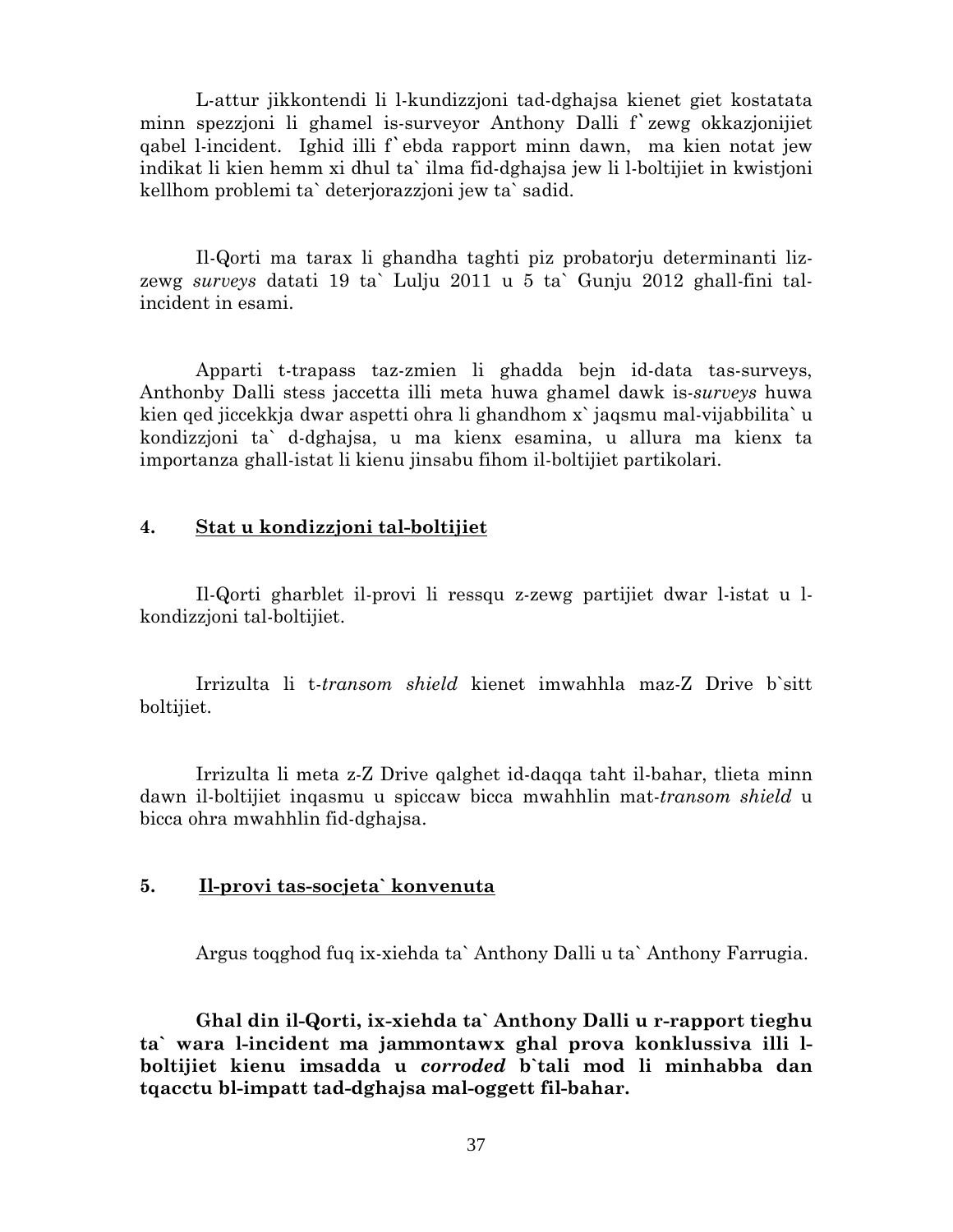L-attur jikkontendi li l-kundizzjoni tad-dghajsa kienet giet kostatata minn spezzjoni li ghamel is-surveyor Anthony Dalli f`zewg okkazjonijiet qabel l-incident. Ighid illi f`ebda rapport minn dawn, ma kien notat jew indikat li kien hemm xi dhul ta` ilma fid-dghajsa jew li l-boltijiet in kwistjoni kellhom problemi ta` deterjorazzjoni jew ta` sadid.

Il-Qorti ma tarax li ghandha taghti piz probatorju determinanti liz-zewg *surveys* datati 19 ta` Lulju 2011 u 5 ta` Gunju 2012 ghall-fini tal-incident in esami.

Apparti t-trapass taz-zmien li ghadda bejn id-data tas-surveys, Anthonby Dalli stess jaccetta illi meta huwa ghamel dawk is-*surveys* huwa kien qed jiccekkja dwar aspetti ohra li ghandhom x`jaqsmu mal-vijabbilita` u kondizzjoni ta` d-dghajsa, u ma kienx esamina, u allura ma kienx ta importanza ghall-istat li kienu jinsabu fihom il-boltijiet partikolari.

## 4. Stat u kondizzjoni tal-boltijiet

Il-Qorti gharblet il-provi li ressqu z-zewg partijiet dwar l-istat u l-kondizzjoni tal-boltijiet.

Irrizulta li t-*transom shield* kienet imwahhla maz-Z Drive b`sitt boltijiet.

Irrizulta li meta z-Z Drive qalghet id-daqqa taht il-bahar, tlieta minn dawn il-boltijiet inqasmu u spiccaw bicca mwahhlin mat-*transom shield* u bicca ohra mwahhlin fid-dghajsa.

## 5. Il-provi tas-socjeta` konvenuta

Argus toqghod fuq ix-xiehda ta` Anthony Dalli u ta` Anthony Farrugia.

**Ghal din il-Qorti, ix-xiehda ta` Anthony Dalli u r-rapport tieghu ta` wara l-incident ma jammontawx ghal prova konklussiva illi l-boltijiet kienu imsadda u *corroded* b`tali mod li minhabba dan tqacctu bl-impatt tad-dghajsa mal-oggett fil-bahar.**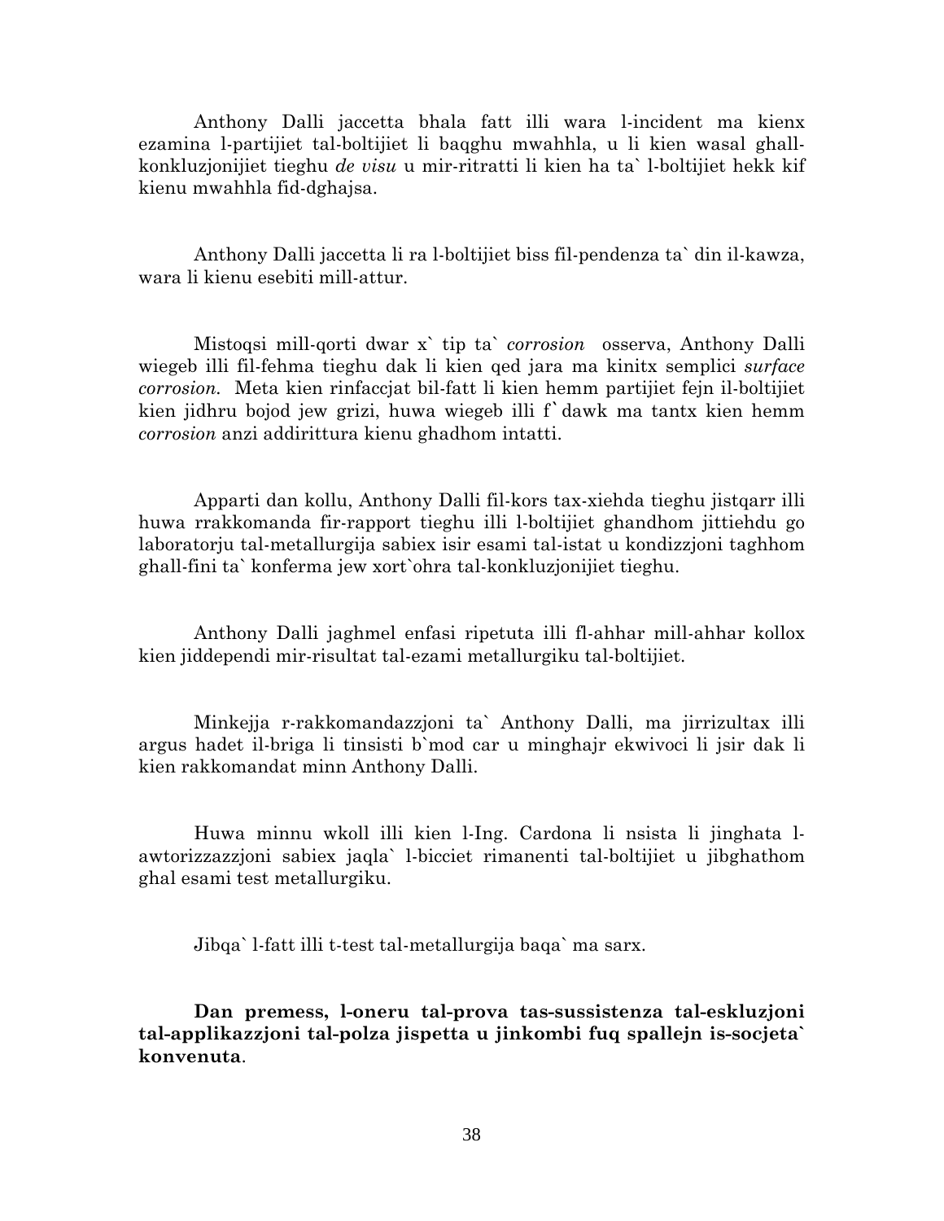Anthony Dalli jaccetta bhala fatt illi wara l-incident ma kienx ezamina l-partijiet tal-boltijiet li baqghu mwahhla, u li kien wasal ghall-konkluzjonijiet tieghu *de visu* u mir-ritratti li kien ha ta` l-boltijiet hekk kif kienu mwahhla fid-dghajsa.

Anthony Dalli jaccetta li ra l-boltijiet biss fil-pendenza ta` din il-kawza, wara li kienu esebiti mill-attur.

Mistoqsi mill-qorti dwar x` tip ta` *corrosion* osserva, Anthony Dalli wiegeb illi fil-fehma tieghu dak li kien qed jara ma kinitx semplici *surface corrosion.* Meta kien rinfaccjat bil-fatt li kien hemm partijiet fejn il-boltijiet kien jidhru bojod jew grizi, huwa wiegeb illi f`dawk ma tantx kien hemm *corrosion* anzi addirittura kienu ghadhom intatti.

Apparti dan kollu, Anthony Dalli fil-kors tax-xiehda tieghu jistqarr illi huwa rrakkomanda fir-rapport tieghu illi l-boltijiet ghandhom jittiehdu go laboratorju tal-metallurgija sabiex isir esami tal-istat u kondizzjoni taghhom ghall-fini ta` konferma jew xort`ohra tal-konkluzjonijiet tieghu.

Anthony Dalli jaghmel enfasi ripetuta illi fl-ahhar mill-ahhar kollox kien jiddependi mir-risultat tal-ezami metallurgiku tal-boltijiet.

Minkejja r-rakkomandazzjoni ta` Anthony Dalli, ma jirrizultax illi argus hadet il-briga li tinsisti b`mod car u minghajr ekwivoci li jsir dak li kien rakkomandat minn Anthony Dalli.

Huwa minnu wkoll illi kien l-Ing. Cardona li nsista li jinghata l-awtorizzazzjoni sabiex jaqla` l-bicciet rimanenti tal-boltijiet u jibghathom ghal esami test metallurgiku.

Jibqa` l-fatt illi t-test tal-metallurgija baqa` ma sarx.

**Dan premess, l-oneru tal-prova tas-sussistenza tal-eskluzjoni tal-applikazzjoni tal-polza jispetta u jinkombi fuq spallejn is-socjeta` konvenuta**.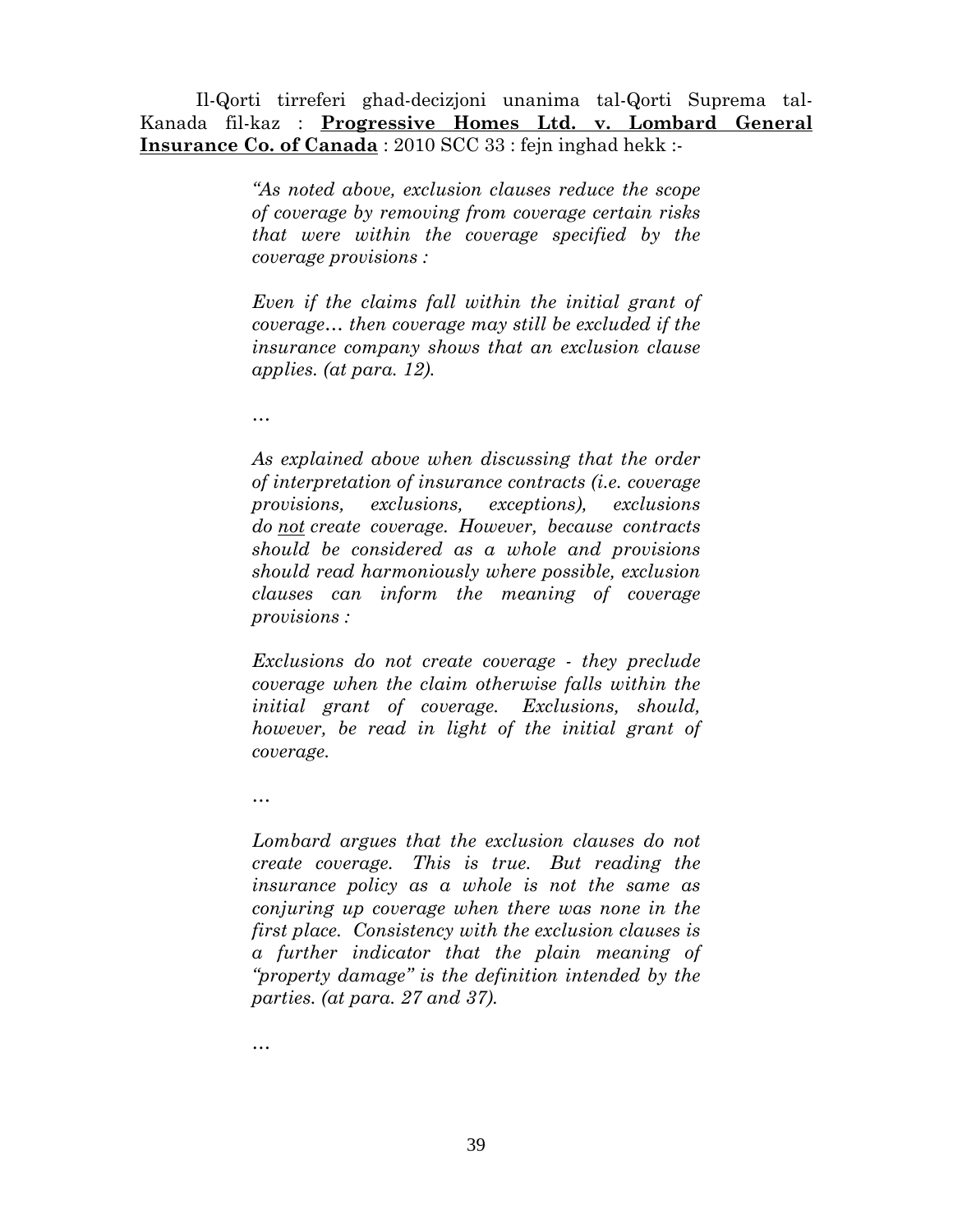Il-Qorti tirreferi għad-deċiżjoni unanima tal-Qorti Suprema tal-Kanada fil-kaz : **<u>Progressive Homes Ltd. v. Lombard General Insurance Co. of Canada</u>** : 2010 SCC 33 : fejn ingħad hekk :-

> *"As noted above, exclusion clauses reduce the scope of coverage by removing from coverage certain risks that were within the coverage specified by the coverage provisions :*
>
> *Even if the claims fall within the initial grant of coverage… then coverage may still be excluded if the insurance company shows that an exclusion clause applies. (at para. 12).*
>
> *…*
>
> *As explained above when discussing that the order of interpretation of insurance contracts (i.e. coverage provisions, exclusions, exceptions), exclusions do <u>not</u> create coverage. However, because contracts should be considered as a whole and provisions should read harmoniously where possible, exclusion clauses can inform the meaning of coverage provisions :*
>
> *Exclusions do not create coverage - they preclude coverage when the claim otherwise falls within the initial grant of coverage. Exclusions, should, however, be read in light of the initial grant of coverage.*
>
> *…*
>
> *Lombard argues that the exclusion clauses do not create coverage. This is true. But reading the insurance policy as a whole is not the same as conjuring up coverage when there was none in the first place. Consistency with the exclusion clauses is a further indicator that the plain meaning of "property damage" is the definition intended by the parties. (at para. 27 and 37).*
>
> *…*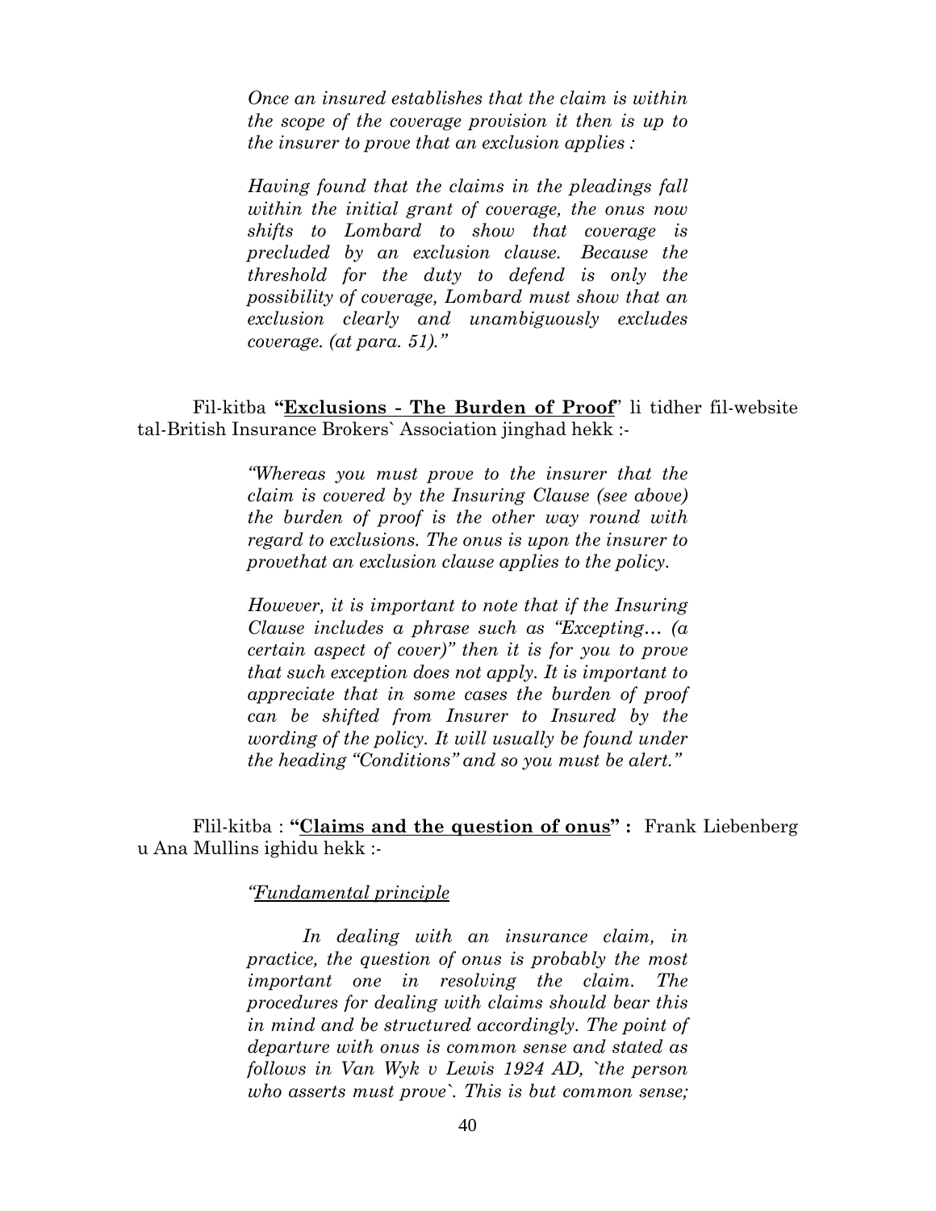> *Once an insured establishes that the claim is within the scope of the coverage provision it then is up to the insurer to prove that an exclusion applies :*
>
> *Having found that the claims in the pleadings fall within the initial grant of coverage, the onus now shifts to Lombard to show that coverage is precluded by an exclusion clause. Because the threshold for the duty to defend is only the possibility of coverage, Lombard must show that an exclusion clearly and unambiguously excludes coverage. (at para. 51)."*

Fil-kitba **"<u>Exclusions - The Burden of Proof</u>"** li tidher fil-website tal-British Insurance Brokers` Association jinghad hekk :-

> *"Whereas you must prove to the insurer that the claim is covered by the Insuring Clause (see above) the burden of proof is the other way round with regard to exclusions. The onus is upon the insurer to provethat an exclusion clause applies to the policy.*
>
> *However, it is important to note that if the Insuring Clause includes a phrase such as "Excepting… (a certain aspect of cover)" then it is for you to prove that such exception does not apply. It is important to appreciate that in some cases the burden of proof can be shifted from Insurer to Insured by the wording of the policy. It will usually be found under the heading "Conditions" and so you must be alert."*

Flil-kitba : **"<u>Claims and the question of onus</u>" :** Frank Liebenberg u Ana Mullins ighidu hekk :-

> *"<u>Fundamental principle</u>*
>
> *In dealing with an insurance claim, in practice, the question of onus is probably the most important one in resolving the claim. The procedures for dealing with claims should bear this in mind and be structured accordingly. The point of departure with onus is common sense and stated as follows in Van Wyk v Lewis 1924 AD, `the person who asserts must prove`. This is but common sense;*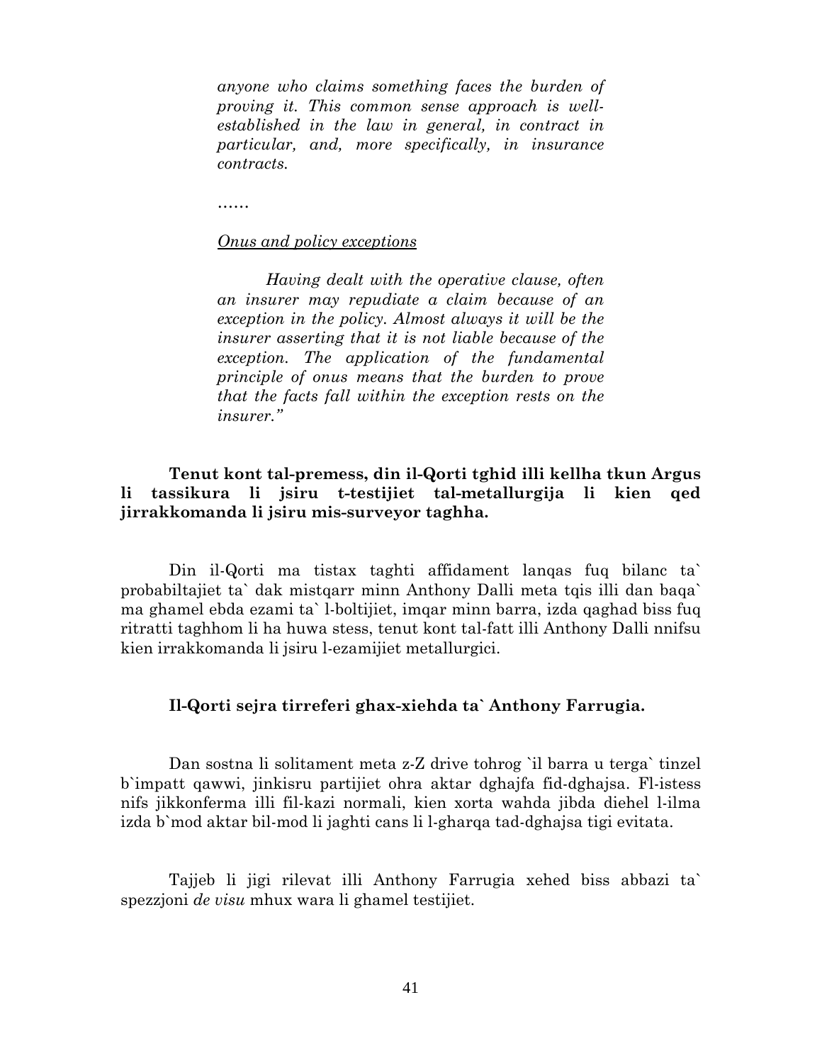> *anyone who claims something faces the burden of proving it. This common sense approach is well-established in the law in general, in contract in particular, and, more specifically, in insurance contracts.*
>
> ……
>
> <u>*Onus and policy exceptions*</u>
>
> *Having dealt with the operative clause, often an insurer may repudiate a claim because of an exception in the policy. Almost always it will be the insurer asserting that it is not liable because of the exception. The application of the fundamental principle of onus means that the burden to prove that the facts fall within the exception rests on the insurer."*

**Tenut kont tal-premess, din il-Qorti tghid illi kellha tkun Argus li tassikura li jsiru t-testijiet tal-metallurgija li kien qed jirrakkomanda li jsiru mis-surveyor taghha.**

Din il-Qorti ma tistax taghti affidament lanqas fuq bilanc ta` probabiltajiet ta` dak mistqarr minn Anthony Dalli meta tqis illi dan baqa` ma ghamel ebda ezami ta` l-boltijiet, imqar minn barra, izda qaghad biss fuq ritratti taghhom li ha huwa stess, tenut kont tal-fatt illi Anthony Dalli nnifsu kien irrakkomanda li jsiru l-ezamijiet metallurgici.

**Il-Qorti sejra tirreferi ghax-xiehda ta` Anthony Farrugia.**

Dan sostna li solitament meta z-Z drive tohrog `il barra u terga` tinzel b`impatt qawwi, jinkisru partijiet ohra aktar dghajfa fid-dghajsa. Fl-istess nifs jikkonferma illi fil-kazi normali, kien xorta wahda jibda diehel l-ilma izda b`mod aktar bil-mod li jaghti cans li l-gharqa tad-dghajsa tigi evitata.

Tajjeb li jigi rilevat illi Anthony Farrugia xehed biss abbazi ta` spezzjoni *de visu* mhux wara li ghamel testijiet.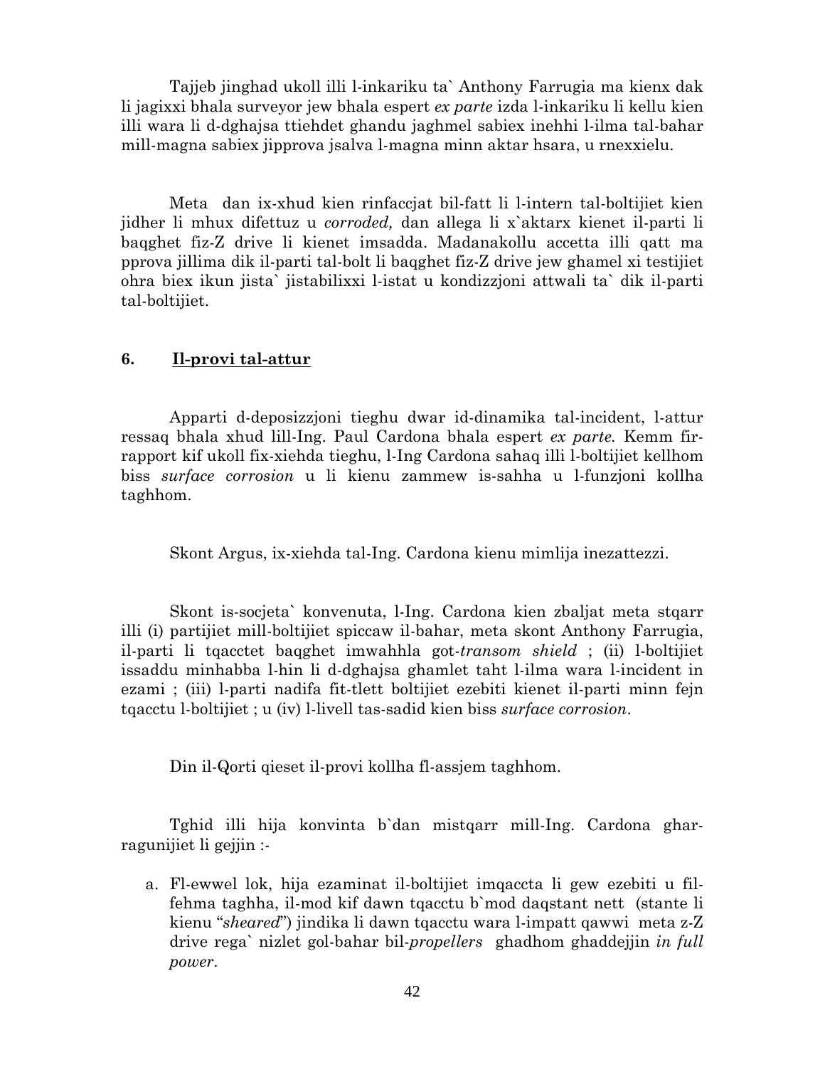Tajjeb jinghad ukoll illi l-inkariku ta` Anthony Farrugia ma kienx dak li jagixxi bhala surveyor jew bhala espert *ex parte* izda l-inkariku li kellu kien illi wara li d-dghajsa ttiehdet ghandu jaghmel sabiex inehhi l-ilma tal-bahar mill-magna sabiex jipprova jsalva l-magna minn aktar hsara, u rnexxielu.

Meta dan ix-xhud kien rinfaccjat bil-fatt li l-intern tal-boltijiet kien jidher li mhux difettuz u *corroded,* dan allega li x`aktarx kienet il-parti li baqghet fiz-Z drive li kienet imsadda. Madanakollu accetta illi qatt ma pprova jillima dik il-parti tal-bolt li baqghet fiz-Z drive jew ghamel xi testijiet ohra biex ikun jista` jistabilixxi l-istat u kondizzjoni attwali ta` dik il-parti tal-boltijiet.

## 6. Il-provi tal-attur

Apparti d-deposizzjoni tieghu dwar id-dinamika tal-incident, l-attur ressaq bhala xhud lill-Ing. Paul Cardona bhala espert *ex parte.* Kemm fir-rapport kif ukoll fix-xiehda tieghu, l-Ing Cardona sahaq illi l-boltijiet kellhom biss *surface corrosion* u li kienu zammew is-sahha u l-funzjoni kollha taghhom.

Skont Argus, ix-xiehda tal-Ing. Cardona kienu mimlija inezattezzi.

Skont is-socjeta` konvenuta, l-Ing. Cardona kien zbaljat meta stqarr illi (i) partijiet mill-boltijiet spiccaw il-bahar, meta skont Anthony Farrugia, il-parti li tqacctet baqghet imwahhla got-*transom shield* ; (ii) l-boltijiet issaddu minhabba l-hin li d-dghajsa ghamlet taht l-ilma wara l-incident in ezami ; (iii) l-parti nadifa fit-tlett boltijiet ezebiti kienet il-parti minn fejn tqacctu l-boltijiet ; u (iv) l-livell tas-sadid kien biss *surface corrosion*.

Din il-Qorti qieset il-provi kollha fl-assjem taghhom.

Tghid illi hija konvinta b`dan mistqarr mill-Ing. Cardona ghar-ragunijiet li gejjin :-

a. Fl-ewwel lok, hija ezaminat il-boltijiet imqaccta li gew ezebiti u fil-fehma taghha, il-mod kif dawn tqacctu b`mod daqstant nett (stante li kienu "*sheared*") jindika li dawn tqacctu wara l-impatt qawwi meta z-Z drive rega` nizlet gol-bahar bil-*propellers* ghadhom ghaddejjin *in full power*.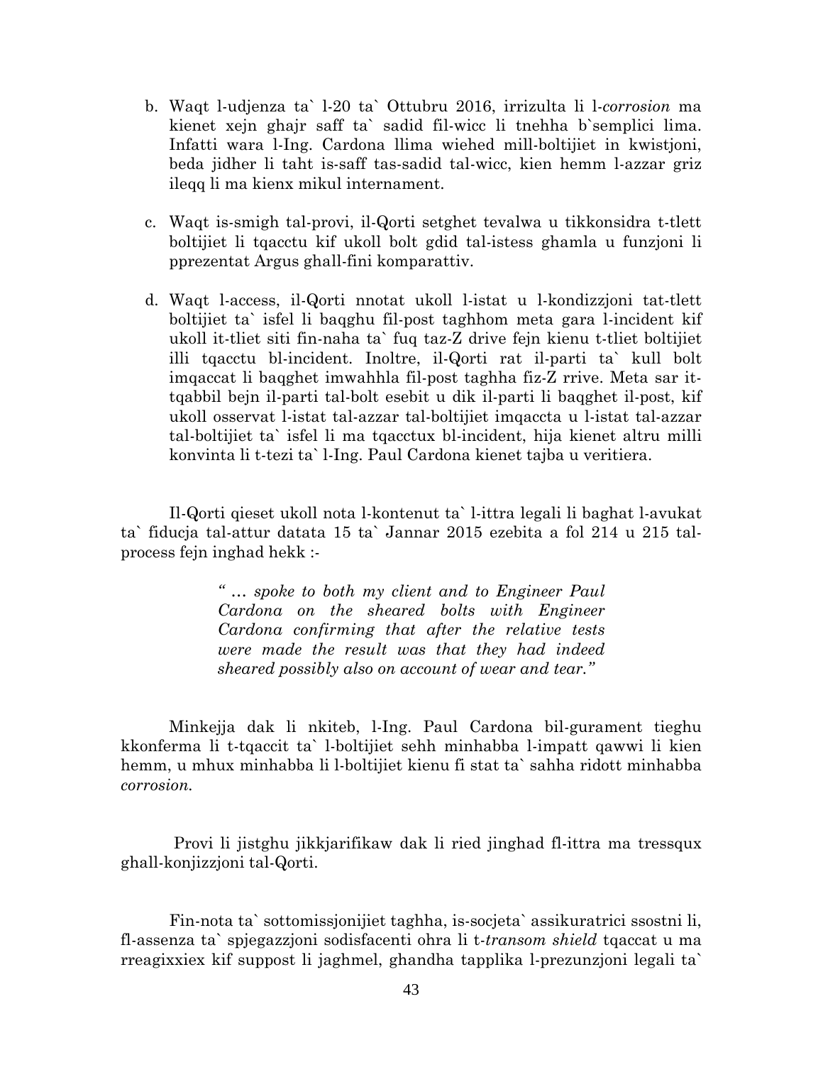b. Waqt l-udjenza ta` l-20 ta` Ottubru 2016, irrizulta li l-*corrosion* ma kienet xejn ghajr saff ta` sadid fil-wicc li tnehha b`semplici lima. Infatti wara l-Ing. Cardona llima wiehed mill-boltijiet in kwistjoni, beda jidher li taht is-saff tas-sadid tal-wicc, kien hemm l-azzar griz ileqq li ma kienx mikul internament.

c. Waqt is-smigh tal-provi, il-Qorti setghet tevalwa u tikkonsidra t-tlett boltijiet li tqacctu kif ukoll bolt gdid tal-istess ghamla u funzjoni li pprezentat Argus ghall-fini komparattiv.

d. Waqt l-access, il-Qorti nnotat ukoll l-istat u l-kondizzjoni tat-tlett boltijiet ta` isfel li baqghu fil-post taghhom meta gara l-incident kif ukoll it-tliet siti fin-naha ta` fuq taz-Z drive fejn kienu t-tliet boltijiet illi tqacctu bl-incident. Inoltre, il-Qorti rat il-parti ta` kull bolt imqaccat li baqghet imwahhla fil-post taghha fiz-Z rrive. Meta sar it-tqabbil bejn il-parti tal-bolt esebit u dik il-parti li baqghet il-post, kif ukoll osservat l-istat tal-azzar tal-boltijiet imqaccta u l-istat tal-azzar tal-boltijiet ta` isfel li ma tqacctux bl-incident, hija kienet altru milli konvinta li t-tezi ta` l-Ing. Paul Cardona kienet tajba u veritiera.

Il-Qorti qieset ukoll nota l-kontenut ta` l-ittra legali li baghat l-avukat ta` fiducja tal-attur datata 15 ta` Jannar 2015 ezebita a fol 214 u 215 tal-process fejn inghad hekk :-

> *" … spoke to both my client and to Engineer Paul Cardona on the sheared bolts with Engineer Cardona confirming that after the relative tests were made the result was that they had indeed sheared possibly also on account of wear and tear."*

Minkejja dak li nkiteb, l-Ing. Paul Cardona bil-gurament tieghu kkonferma li t-tqaccit ta` l-boltijiet sehh minhabba l-impatt qawwi li kien hemm, u mhux minhabba li l-boltijiet kienu fi stat ta` sahha ridott minhabba *corrosion.*

Provi li jistghu jikkjarifikaw dak li ried jinghad fl-ittra ma tressqux ghall-konjizzjoni tal-Qorti.

Fin-nota ta` sottomissjonijiet taghha, is-socjeta` assikuratrici ssostni li, fl-assenza ta` spjegazzjoni sodisfacenti ohra li t-*transom shield* tqaccat u ma rreagixxiex kif suppost li jaghmel, ghandha tapplika l-prezunzjoni legali ta`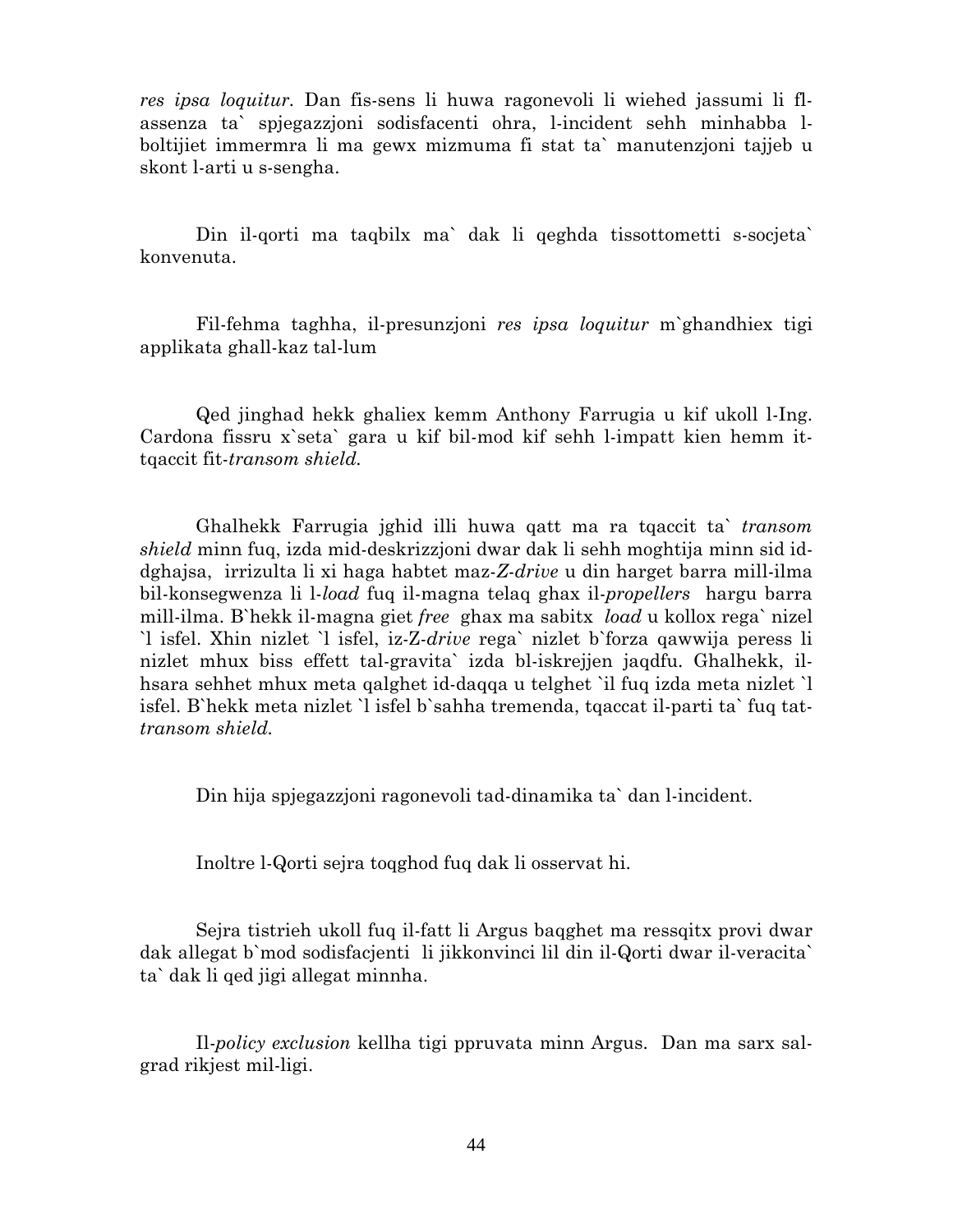*res ipsa loquitur*. Dan fis-sens li huwa ragonevoli li wiehed jassumi li fl-assenza ta` spjegazzjoni sodisfacenti ohra, l-incident sehh minhabba l-boltijiet immermra li ma gewx mizmuma fi stat ta` manutenzjoni tajjeb u skont l-arti u s-sengha.

Din il-qorti ma taqbilx ma` dak li qeghda tissottometti s-socjeta` konvenuta.

Fil-fehma taghha, il-presunzjoni *res ipsa loquitur* m`ghandhiex tigi applikata ghall-kaz tal-lum

Qed jinghad hekk ghaliex kemm Anthony Farrugia u kif ukoll l-Ing. Cardona fissru x`seta` gara u kif bil-mod kif sehh l-impatt kien hemm it-tqaccit fit-*transom shield.*

Ghalhekk Farrugia jghid illi huwa qatt ma ra tqaccit ta` *transom shield* minn fuq, izda mid-deskrizzjoni dwar dak li sehh moghtija minn sid id-dghajsa, irrizulta li xi haga habtet maz-*Z-drive* u din harget barra mill-ilma bil-konsegwenza li l-*load* fuq il-magna telaq ghax il-*propellers* hargu barra mill-ilma. B`hekk il-magna giet *free* ghax ma sabitx *load* u kollox rega` nizel `l isfel. Xhin nizlet `l isfel, iz-Z-*drive* rega` nizlet b`forza qawwija peress li nizlet mhux biss effett tal-gravita` izda bl-iskrejjen jaqdfu. Ghalhekk, il-hsara sehhet mhux meta qalghet id-daqqa u telghet `il fuq izda meta nizlet `l isfel. B`hekk meta nizlet `l isfel b`sahha tremenda, tqaccat il-parti ta` fuq tat-*transom shield.*

Din hija spjegazzjoni ragonevoli tad-dinamika ta` dan l-incident.

Inoltre l-Qorti sejra toqghod fuq dak li osservat hi.

Sejra tistrieh ukoll fuq il-fatt li Argus baqghet ma ressqitx provi dwar dak allegat b`mod sodisfacjenti li jikkonvinci lil din il-Qorti dwar il-veracita` ta` dak li qed jigi allegat minnha.

Il-*policy exclusion* kellha tigi ppruvata minn Argus. Dan ma sarx sal-grad rikjest mil-ligi.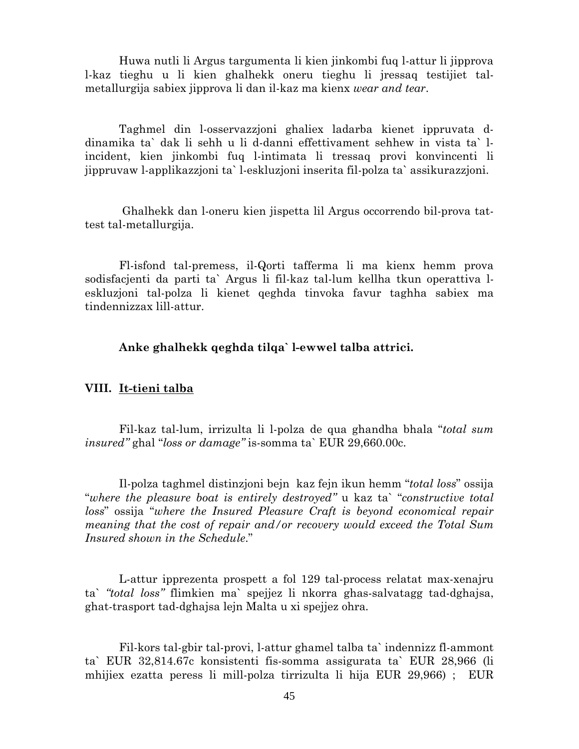Huwa nutli li Argus targumenta li kien jinkombi fuq l-attur li jipprova l-kaz tieghu u li kien ghalhekk oneru tieghu li jressaq testijiet tal-metallurgija sabiex jipprova li dan il-kaz ma kienx *wear and tear*.

Taghmel din l-osservazzjoni ghaliex ladarba kienet ippruvata d-dinamika ta` dak li sehh u li d-danni effettivament sehhew in vista ta` l-incident, kien jinkombi fuq l-intimata li tressaq provi konvincenti li jippruvaw l-applikazzjoni ta` l-eskluzjoni inserita fil-polza ta` assikurazzjoni.

Ghalhekk dan l-oneru kien jispetta lil Argus occorrendo bil-prova tat-test tal-metallurgija.

Fl-isfond tal-premess, il-Qorti tafferma li ma kienx hemm prova sodisfacjenti da parti ta` Argus li fil-kaz tal-lum kellha tkun operattiva l-eskluzjoni tal-polza li kienet qeghda tinvoka favur taghha sabiex ma tindennizzax lill-attur.

**Anke ghalhekk qeghda tilqa` l-ewwel talba attrici.**

## VIII. <u>It-tieni talba</u>

Fil-kaz tal-lum, irrizulta li l-polza de qua ghandha bhala "*total sum insured"* ghal "*loss or damage"* is-somma ta` EUR 29,660.00c.

Il-polza taghmel distinzjoni bejn kaz fejn ikun hemm "*total loss*" ossija "*where the pleasure boat is entirely destroyed"* u kaz ta` "*constructive total loss*" ossija "*where the Insured Pleasure Craft is beyond economical repair meaning that the cost of repair and/or recovery would exceed the Total Sum Insured shown in the Schedule*."

L-attur ipprezenta prospett a fol 129 tal-process relatat max-xenajru ta` *"total loss"* flimkien ma` spejjez li nkorra ghas-salvatagg tad-dghajsa, ghat-trasport tad-dghajsa lejn Malta u xi spejjez ohra.

Fil-kors tal-gbir tal-provi, l-attur ghamel talba ta` indennizz fl-ammont ta` EUR 32,814.67c konsistenti fis-somma assigurata ta` EUR 28,966 (li mhijiex ezatta peress li mill-polza tirrizulta li hija EUR 29,966) ; EUR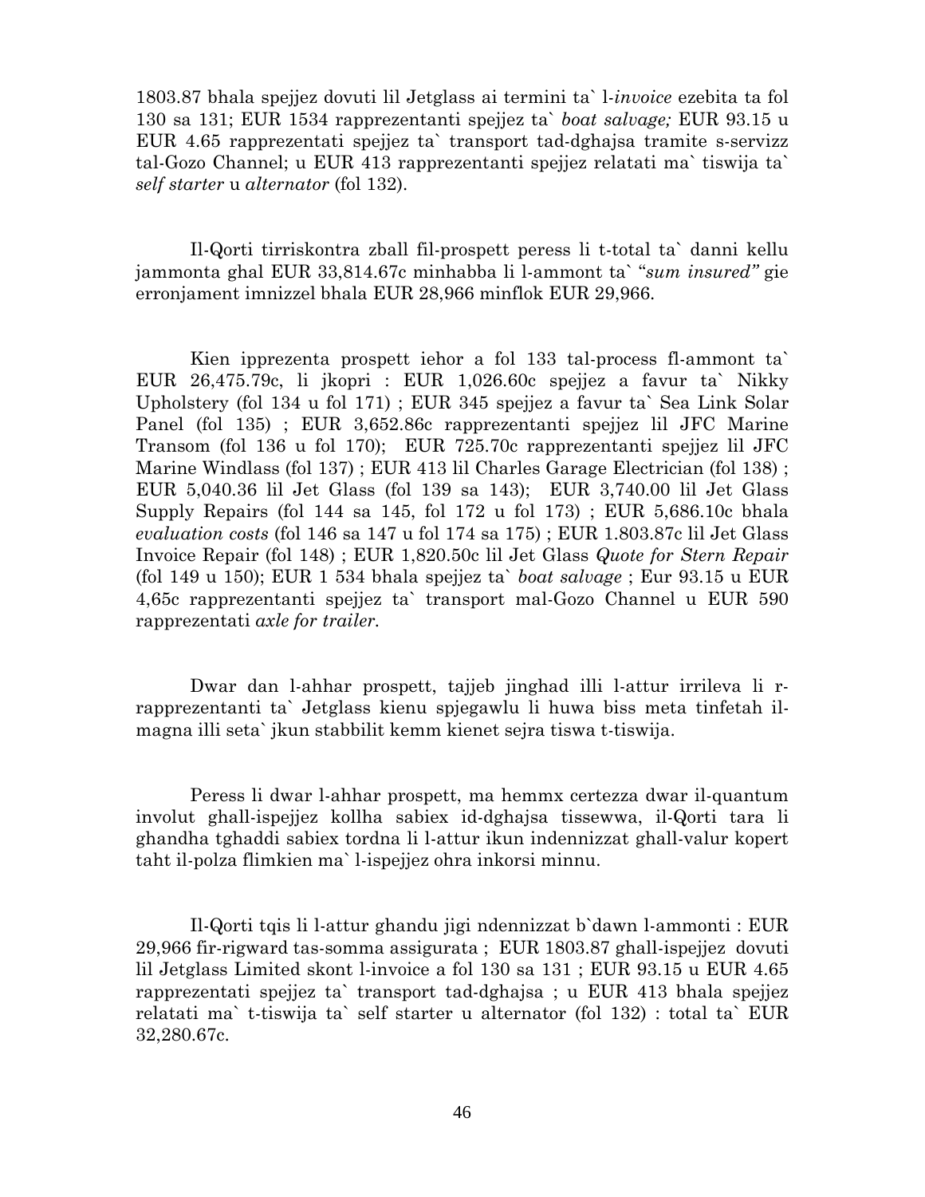1803.87 bhala spejjez dovuti lil Jetglass ai termini ta` l-*invoice* ezebita ta fol 130 sa 131; EUR 1534 rapprezentanti spejjez ta` *boat salvage;* EUR 93.15 u EUR 4.65 rapprezentati spejjez ta` transport tad-dghajsa tramite s-servizz tal-Gozo Channel; u EUR 413 rapprezentanti spejjez relatati ma` tiswija ta` *self starter* u *alternator* (fol 132).

Il-Qorti tirriskontra zball fil-prospett peress li t-total ta` danni kellu jammonta ghal EUR 33,814.67c minhabba li l-ammont ta` "*sum insured"* gie erronjament imnizzel bhala EUR 28,966 minflok EUR 29,966.

Kien ipprezenta prospett iehor a fol 133 tal-process fl-ammont ta` EUR 26,475.79c, li jkopri : EUR 1,026.60c spejjez a favur ta` Nikky Upholstery (fol 134 u fol 171) ; EUR 345 spejjez a favur ta` Sea Link Solar Panel (fol 135) ; EUR 3,652.86c rapprezentanti spejjez lil JFC Marine Transom (fol 136 u fol 170); EUR 725.70c rapprezentanti spejjez lil JFC Marine Windlass (fol 137) ; EUR 413 lil Charles Garage Electrician (fol 138) ; EUR 5,040.36 lil Jet Glass (fol 139 sa 143); EUR 3,740.00 lil Jet Glass Supply Repairs (fol 144 sa 145, fol 172 u fol 173) ; EUR 5,686.10c bhala *evaluation costs* (fol 146 sa 147 u fol 174 sa 175) ; EUR 1.803.87c lil Jet Glass Invoice Repair (fol 148) ; EUR 1,820.50c lil Jet Glass *Quote for Stern Repair* (fol 149 u 150); EUR 1 534 bhala spejjez ta` *boat salvage* ; Eur 93.15 u EUR 4,65c rapprezentanti spejjez ta` transport mal-Gozo Channel u EUR 590 rapprezentati *axle for trailer.*

Dwar dan l-ahhar prospett, tajjeb jinghad illi l-attur irrileva li r-rapprezentanti ta` Jetglass kienu spjegawlu li huwa biss meta tinfetah il-magna illi seta` jkun stabbilit kemm kienet sejra tiswa t-tiswija.

Peress li dwar l-ahhar prospett, ma hemmx certezza dwar il-quantum involut ghall-ispejjez kollha sabiex id-dghajsa tissewwa, il-Qorti tara li ghandha tghaddi sabiex tordna li l-attur ikun indennizzat ghall-valur kopert taht il-polza flimkien ma` l-ispejjez ohra inkorsi minnu.

Il-Qorti tqis li l-attur ghandu jigi ndennizzat b`dawn l-ammonti : EUR 29,966 fir-rigward tas-somma assigurata ; EUR 1803.87 ghall-ispejjez dovuti lil Jetglass Limited skont l-invoice a fol 130 sa 131 ; EUR 93.15 u EUR 4.65 rapprezentati spejjez ta` transport tad-dghajsa ; u EUR 413 bhala spejjez relatati ma` t-tiswija ta` self starter u alternator (fol 132) : total ta` EUR 32,280.67c.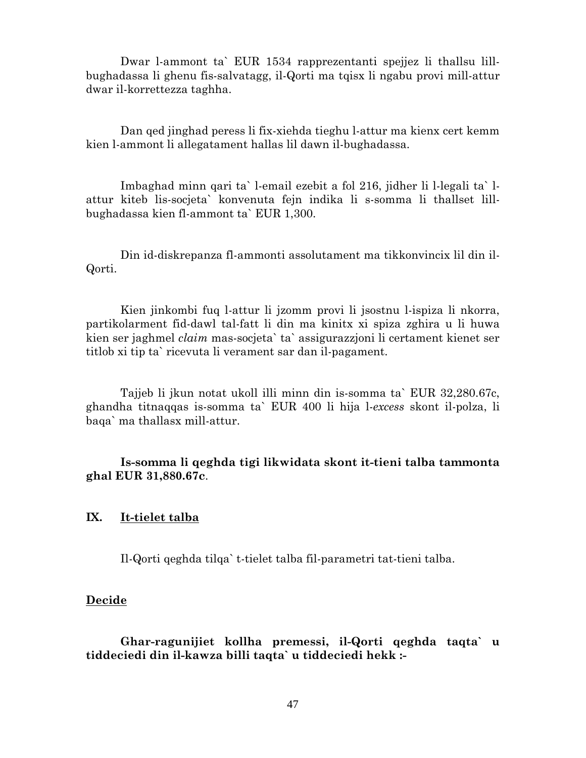Dwar l-ammont ta` EUR 1534 rapprezentanti spejjez li thallsu lill-bughadassa li ghenu fis-salvatagg, il-Qorti ma tqisx li ngabu provi mill-attur dwar il-korrettezza taghha.

Dan qed jinghad peress li fix-xiehda tieghu l-attur ma kienx cert kemm kien l-ammont li allegatament hallas lil dawn il-bughadassa.

Imbaghad minn qari ta` l-email ezebit a fol 216, jidher li l-legali ta` l-attur kiteb lis-socjeta` konvenuta fejn indika li s-somma li thallset lill-bughadassa kien fl-ammont ta` EUR 1,300.

Din id-diskrepanza fl-ammonti assolutament ma tikkonvincix lil din il-Qorti.

Kien jinkombi fuq l-attur li jzomm provi li jsostnu l-ispiza li nkorra, partikolarment fid-dawl tal-fatt li din ma kinitx xi spiza zghira u li huwa kien ser jaghmel *claim* mas-socjeta` ta` assigurazzjoni li certament kienet ser titlob xi tip ta` ricevuta li verament sar dan il-pagament.

Tajjeb li jkun notat ukoll illi minn din is-somma ta` EUR 32,280.67c, ghandha titnaqqas is-somma ta` EUR 400 li hija l-*excess* skont il-polza, li baqa` ma thallasx mill-attur.

**Is-somma li qeghda tigi likwidata skont it-tieni talba tammonta ghal EUR 31,880.67c**.

## IX. <u>It-tielet talba</u>

Il-Qorti qeghda tilqa` t-tielet talba fil-parametri tat-tieni talba.

## <u>Decide</u>

**Ghar-ragunijiet kollha premessi, il-Qorti qeghda taqta` u tiddeciedi din il-kawza billi taqta` u tiddeciedi hekk :-**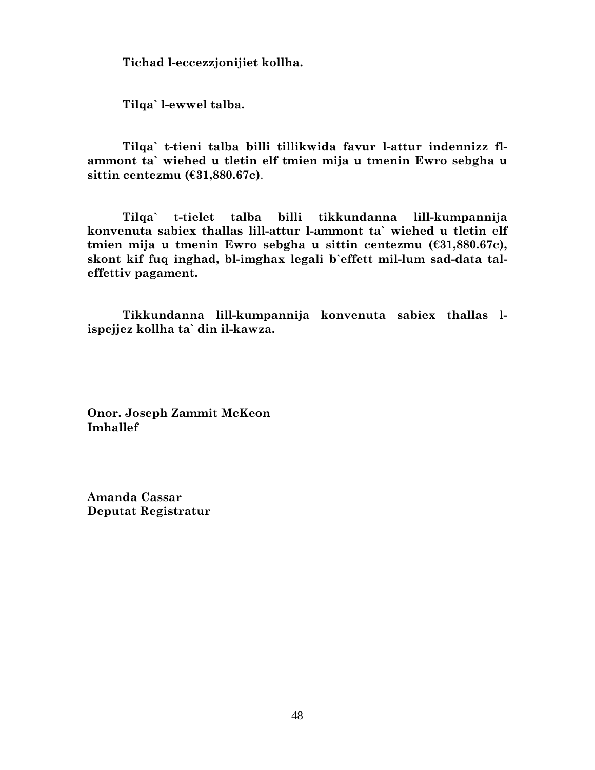**Tichad l-eccezzjonijiet kollha.**

**Tilqa` l-ewwel talba.**

**Tilqa` t-tieni talba billi tillikwida favur l-attur indennizz fl-ammont ta` wiehed u tletin elf tmien mija u tmenin Ewro sebgha u sittin centezmu (€31,880.67c)**.

**Tilqa` t-tielet talba billi tikkundanna lill-kumpannija konvenuta sabiex thallas lill-attur l-ammont ta` wiehed u tletin elf tmien mija u tmenin Ewro sebgha u sittin centezmu (€31,880.67c), skont kif fuq inghad, bl-imghax legali b`effett mil-lum sad-data tal-effettiv pagament.**

**Tikkundanna lill-kumpannija konvenuta sabiex thallas l-ispejjez kollha ta` din il-kawza.**

**Onor. Joseph Zammit McKeon**
**Imhallef**

**Amanda Cassar**
**Deputat Registratur**